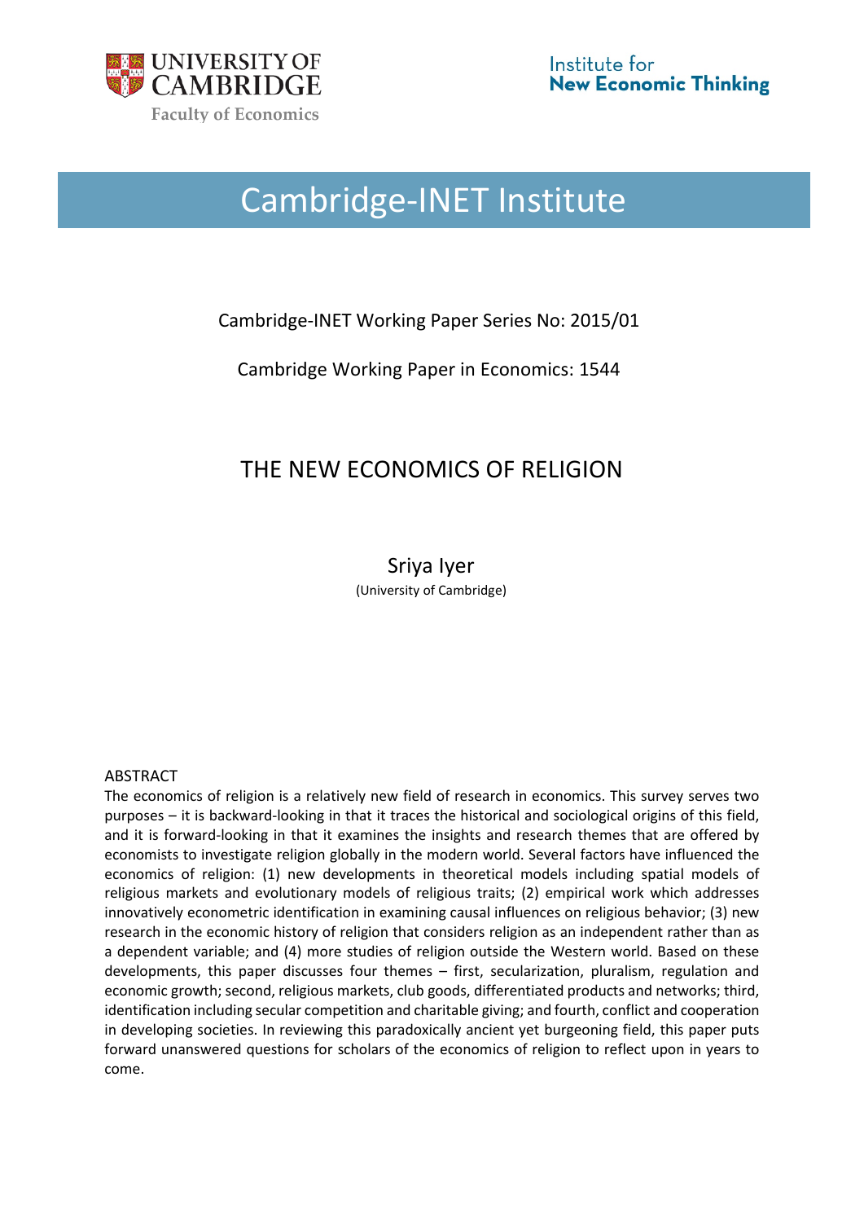UNIVERSITY OF CAMBRIDGE

Faculty of Economics

Institute for **New Economic Thinking**

# Cambridge-INET Institute

Cambridge-INET Working Paper Series No: 2015/01

Cambridge Working Paper in Economics: 1544

## THE NEW ECONOMICS OF RELIGION

Sriya Iyer

(University of Cambridge)

ABSTRACT

The economics of religion is a relatively new field of research in economics. This survey serves two purposes – it is backward-looking in that it traces the historical and sociological origins of this field, and it is forward-looking in that it examines the insights and research themes that are offered by economists to investigate religion globally in the modern world. Several factors have influenced the economics of religion: (1) new developments in theoretical models including spatial models of religious markets and evolutionary models of religious traits; (2) empirical work which addresses innovatively econometric identification in examining causal influences on religious behavior; (3) new research in the economic history of religion that considers religion as an independent rather than as a dependent variable; and (4) more studies of religion outside the Western world. Based on these developments, this paper discusses four themes – first, secularization, pluralism, regulation and economic growth; second, religious markets, club goods, differentiated products and networks; third, identification including secular competition and charitable giving; and fourth, conflict and cooperation in developing societies. In reviewing this paradoxically ancient yet burgeoning field, this paper puts forward unanswered questions for scholars of the economics of religion to reflect upon in years to come.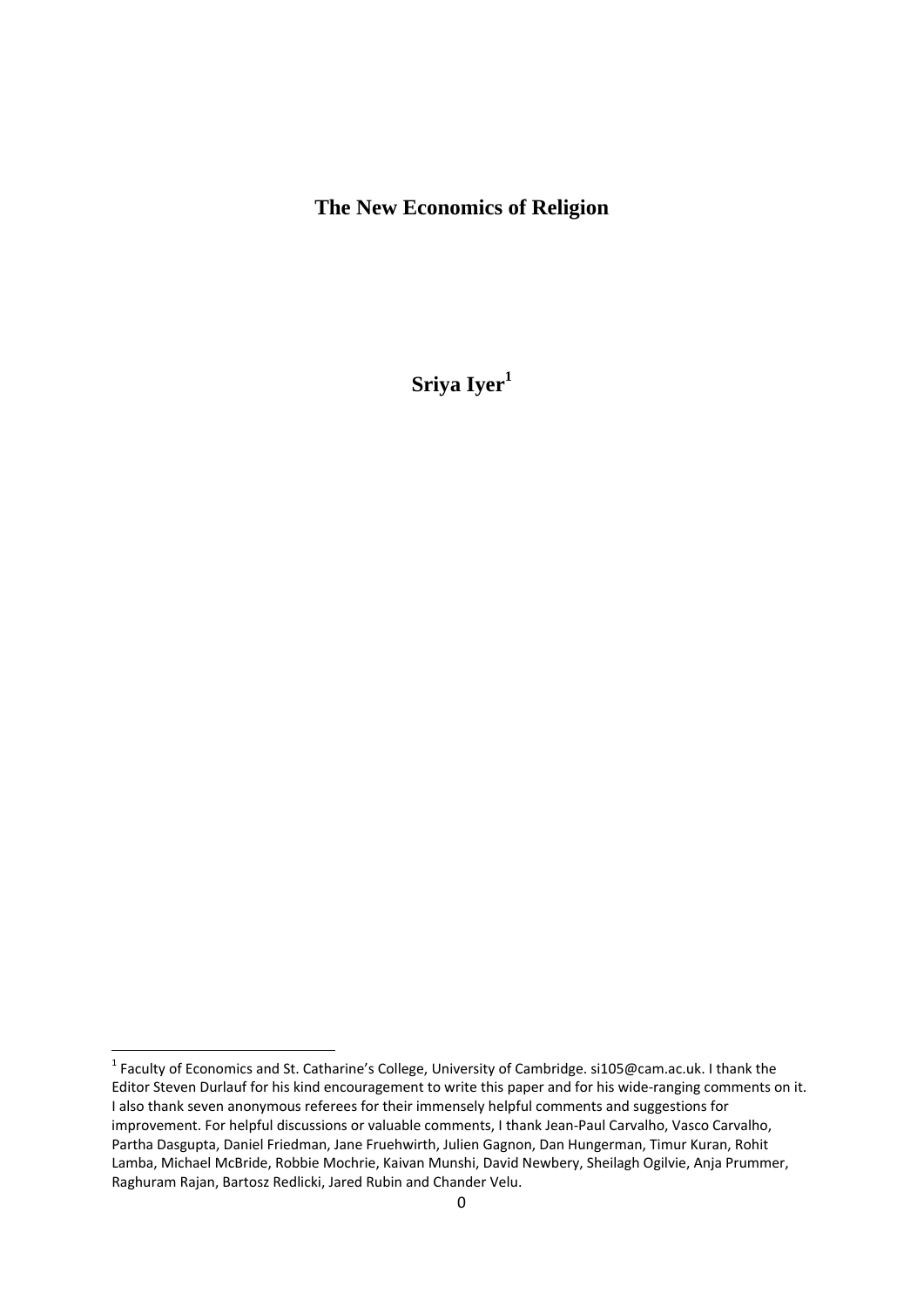# The New Economics of Religion

**Sriya Iyer**[1]

[1] Faculty of Economics and St. Catharine's College, University of Cambridge. si105@cam.ac.uk. I thank the Editor Steven Durlauf for his kind encouragement to write this paper and for his wide-ranging comments on it. I also thank seven anonymous referees for their immensely helpful comments and suggestions for improvement. For helpful discussions or valuable comments, I thank Jean-Paul Carvalho, Vasco Carvalho, Partha Dasgupta, Daniel Friedman, Jane Fruehwirth, Julien Gagnon, Dan Hungerman, Timur Kuran, Rohit Lamba, Michael McBride, Robbie Mochrie, Kaivan Munshi, David Newbery, Sheilagh Ogilvie, Anja Prummer, Raghuram Rajan, Bartosz Redlicki, Jared Rubin and Chander Velu.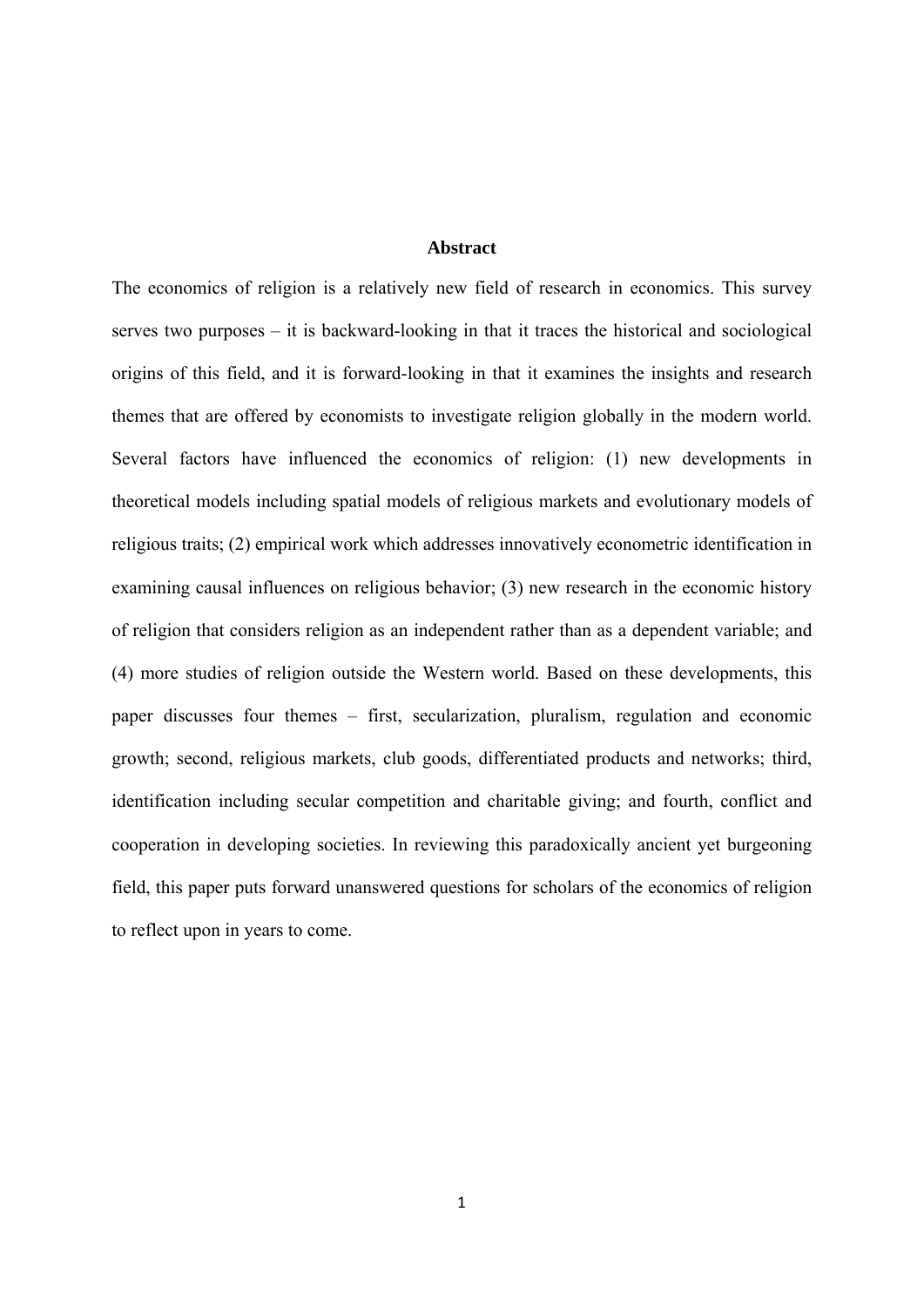# Abstract

The economics of religion is a relatively new field of research in economics. This survey serves two purposes – it is backward-looking in that it traces the historical and sociological origins of this field, and it is forward-looking in that it examines the insights and research themes that are offered by economists to investigate religion globally in the modern world. Several factors have influenced the economics of religion: (1) new developments in theoretical models including spatial models of religious markets and evolutionary models of religious traits; (2) empirical work which addresses innovatively econometric identification in examining causal influences on religious behavior; (3) new research in the economic history of religion that considers religion as an independent rather than as a dependent variable; and (4) more studies of religion outside the Western world. Based on these developments, this paper discusses four themes – first, secularization, pluralism, regulation and economic growth; second, religious markets, club goods, differentiated products and networks; third, identification including secular competition and charitable giving; and fourth, conflict and cooperation in developing societies. In reviewing this paradoxically ancient yet burgeoning field, this paper puts forward unanswered questions for scholars of the economics of religion to reflect upon in years to come.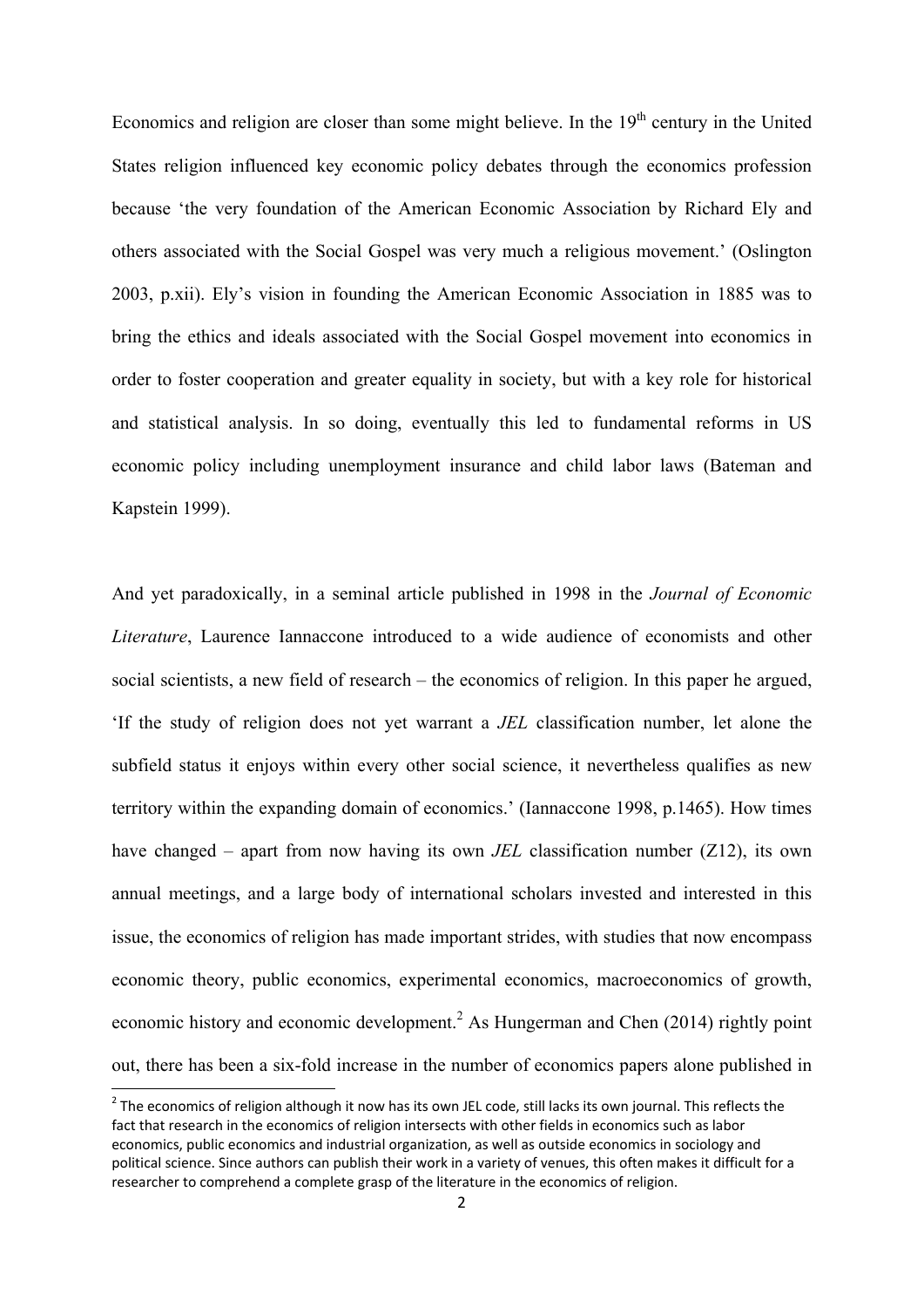Economics and religion are closer than some might believe. In the 19th century in the United States religion influenced key economic policy debates through the economics profession because 'the very foundation of the American Economic Association by Richard Ely and others associated with the Social Gospel was very much a religious movement.' (Oslington 2003, p.xii). Ely's vision in founding the American Economic Association in 1885 was to bring the ethics and ideals associated with the Social Gospel movement into economics in order to foster cooperation and greater equality in society, but with a key role for historical and statistical analysis. In so doing, eventually this led to fundamental reforms in US economic policy including unemployment insurance and child labor laws (Bateman and Kapstein 1999).

And yet paradoxically, in a seminal article published in 1998 in the *Journal of Economic Literature*, Laurence Iannaccone introduced to a wide audience of economists and other social scientists, a new field of research – the economics of religion. In this paper he argued, 'If the study of religion does not yet warrant a *JEL* classification number, let alone the subfield status it enjoys within every other social science, it nevertheless qualifies as new territory within the expanding domain of economics.' (Iannaccone 1998, p.1465). How times have changed – apart from now having its own *JEL* classification number (Z12), its own annual meetings, and a large body of international scholars invested and interested in this issue, the economics of religion has made important strides, with studies that now encompass economic theory, public economics, experimental economics, macroeconomics of growth, economic history and economic development.[2] As Hungerman and Chen (2014) rightly point out, there has been a six-fold increase in the number of economics papers alone published in

[2] The economics of religion although it now has its own JEL code, still lacks its own journal. This reflects the fact that research in the economics of religion intersects with other fields in economics such as labor economics, public economics and industrial organization, as well as outside economics in sociology and political science. Since authors can publish their work in a variety of venues, this often makes it difficult for a researcher to comprehend a complete grasp of the literature in the economics of religion.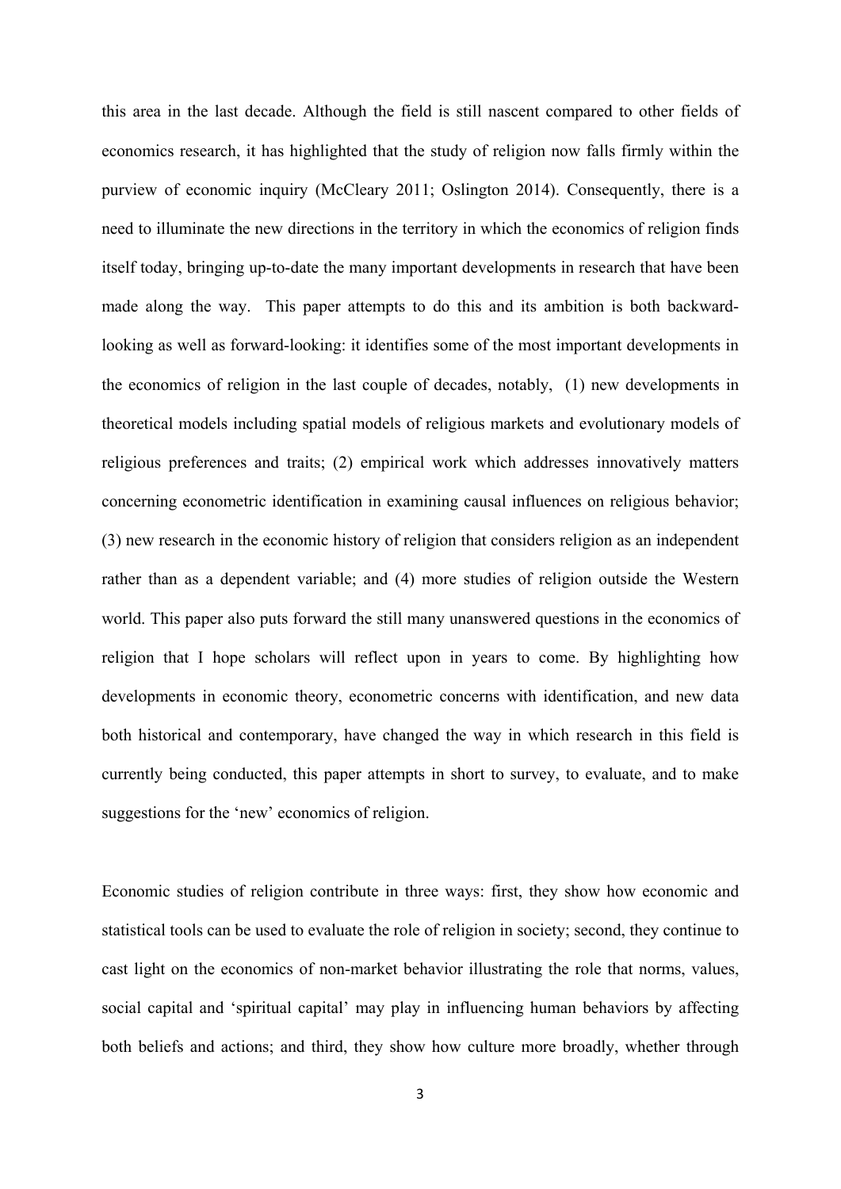this area in the last decade. Although the field is still nascent compared to other fields of economics research, it has highlighted that the study of religion now falls firmly within the purview of economic inquiry (McCleary 2011; Oslington 2014). Consequently, there is a need to illuminate the new directions in the territory in which the economics of religion finds itself today, bringing up-to-date the many important developments in research that have been made along the way. This paper attempts to do this and its ambition is both backward-looking as well as forward-looking: it identifies some of the most important developments in the economics of religion in the last couple of decades, notably, (1) new developments in theoretical models including spatial models of religious markets and evolutionary models of religious preferences and traits; (2) empirical work which addresses innovatively matters concerning econometric identification in examining causal influences on religious behavior; (3) new research in the economic history of religion that considers religion as an independent rather than as a dependent variable; and (4) more studies of religion outside the Western world. This paper also puts forward the still many unanswered questions in the economics of religion that I hope scholars will reflect upon in years to come. By highlighting how developments in economic theory, econometric concerns with identification, and new data both historical and contemporary, have changed the way in which research in this field is currently being conducted, this paper attempts in short to survey, to evaluate, and to make suggestions for the 'new' economics of religion.

Economic studies of religion contribute in three ways: first, they show how economic and statistical tools can be used to evaluate the role of religion in society; second, they continue to cast light on the economics of non-market behavior illustrating the role that norms, values, social capital and 'spiritual capital' may play in influencing human behaviors by affecting both beliefs and actions; and third, they show how culture more broadly, whether through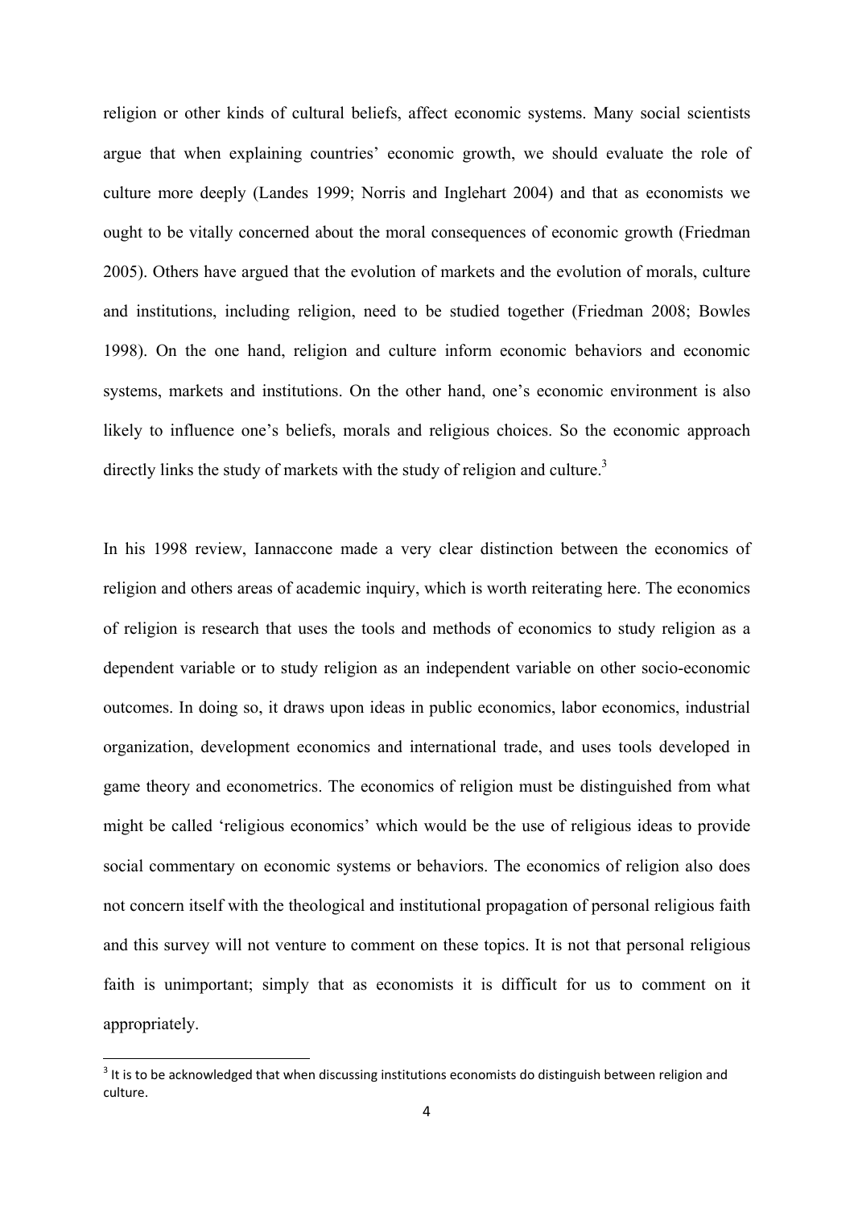religion or other kinds of cultural beliefs, affect economic systems. Many social scientists argue that when explaining countries' economic growth, we should evaluate the role of culture more deeply (Landes 1999; Norris and Inglehart 2004) and that as economists we ought to be vitally concerned about the moral consequences of economic growth (Friedman 2005). Others have argued that the evolution of markets and the evolution of morals, culture and institutions, including religion, need to be studied together (Friedman 2008; Bowles 1998). On the one hand, religion and culture inform economic behaviors and economic systems, markets and institutions. On the other hand, one's economic environment is also likely to influence one's beliefs, morals and religious choices. So the economic approach directly links the study of markets with the study of religion and culture.[3]

In his 1998 review, Iannaccone made a very clear distinction between the economics of religion and others areas of academic inquiry, which is worth reiterating here. The economics of religion is research that uses the tools and methods of economics to study religion as a dependent variable or to study religion as an independent variable on other socio-economic outcomes. In doing so, it draws upon ideas in public economics, labor economics, industrial organization, development economics and international trade, and uses tools developed in game theory and econometrics. The economics of religion must be distinguished from what might be called 'religious economics' which would be the use of religious ideas to provide social commentary on economic systems or behaviors. The economics of religion also does not concern itself with the theological and institutional propagation of personal religious faith and this survey will not venture to comment on these topics. It is not that personal religious faith is unimportant; simply that as economists it is difficult for us to comment on it appropriately.

[3] It is to be acknowledged that when discussing institutions economists do distinguish between religion and culture.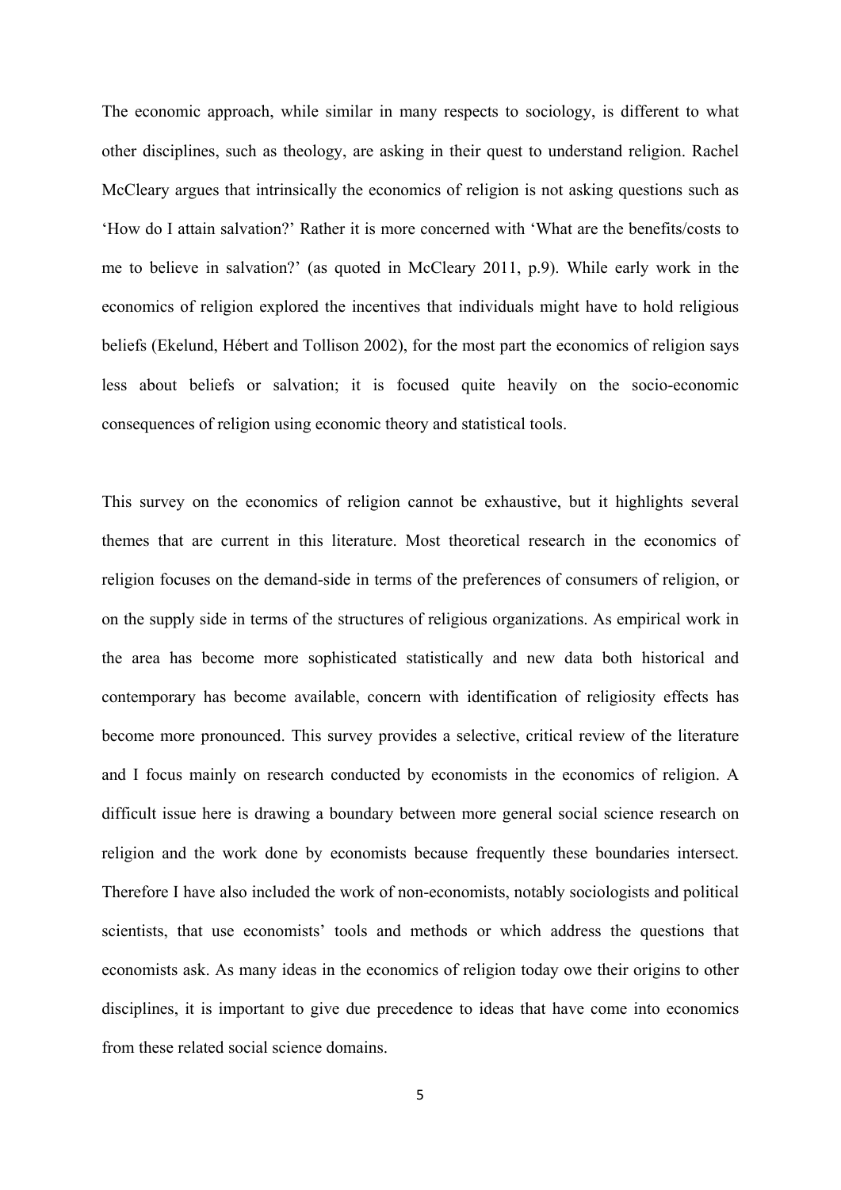The economic approach, while similar in many respects to sociology, is different to what other disciplines, such as theology, are asking in their quest to understand religion. Rachel McCleary argues that intrinsically the economics of religion is not asking questions such as 'How do I attain salvation?' Rather it is more concerned with 'What are the benefits/costs to me to believe in salvation?' (as quoted in McCleary 2011, p.9). While early work in the economics of religion explored the incentives that individuals might have to hold religious beliefs (Ekelund, Hébert and Tollison 2002), for the most part the economics of religion says less about beliefs or salvation; it is focused quite heavily on the socio-economic consequences of religion using economic theory and statistical tools.

This survey on the economics of religion cannot be exhaustive, but it highlights several themes that are current in this literature. Most theoretical research in the economics of religion focuses on the demand-side in terms of the preferences of consumers of religion, or on the supply side in terms of the structures of religious organizations. As empirical work in the area has become more sophisticated statistically and new data both historical and contemporary has become available, concern with identification of religiosity effects has become more pronounced. This survey provides a selective, critical review of the literature and I focus mainly on research conducted by economists in the economics of religion. A difficult issue here is drawing a boundary between more general social science research on religion and the work done by economists because frequently these boundaries intersect. Therefore I have also included the work of non-economists, notably sociologists and political scientists, that use economists' tools and methods or which address the questions that economists ask. As many ideas in the economics of religion today owe their origins to other disciplines, it is important to give due precedence to ideas that have come into economics from these related social science domains.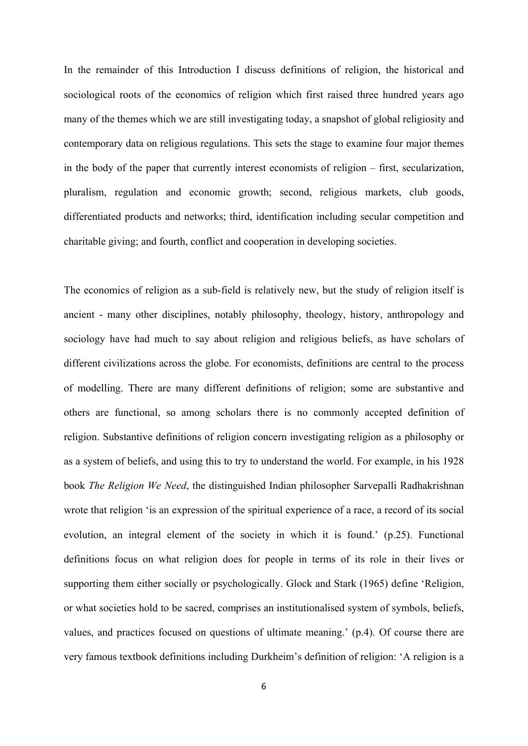In the remainder of this Introduction I discuss definitions of religion, the historical and sociological roots of the economics of religion which first raised three hundred years ago many of the themes which we are still investigating today, a snapshot of global religiosity and contemporary data on religious regulations. This sets the stage to examine four major themes in the body of the paper that currently interest economists of religion – first, secularization, pluralism, regulation and economic growth; second, religious markets, club goods, differentiated products and networks; third, identification including secular competition and charitable giving; and fourth, conflict and cooperation in developing societies.

The economics of religion as a sub-field is relatively new, but the study of religion itself is ancient - many other disciplines, notably philosophy, theology, history, anthropology and sociology have had much to say about religion and religious beliefs, as have scholars of different civilizations across the globe. For economists, definitions are central to the process of modelling. There are many different definitions of religion; some are substantive and others are functional, so among scholars there is no commonly accepted definition of religion. Substantive definitions of religion concern investigating religion as a philosophy or as a system of beliefs, and using this to try to understand the world. For example, in his 1928 book *The Religion We Need*, the distinguished Indian philosopher Sarvepalli Radhakrishnan wrote that religion 'is an expression of the spiritual experience of a race, a record of its social evolution, an integral element of the society in which it is found.' (p.25). Functional definitions focus on what religion does for people in terms of its role in their lives or supporting them either socially or psychologically. Glock and Stark (1965) define 'Religion, or what societies hold to be sacred, comprises an institutionalised system of symbols, beliefs, values, and practices focused on questions of ultimate meaning.' (p.4). Of course there are very famous textbook definitions including Durkheim's definition of religion: 'A religion is a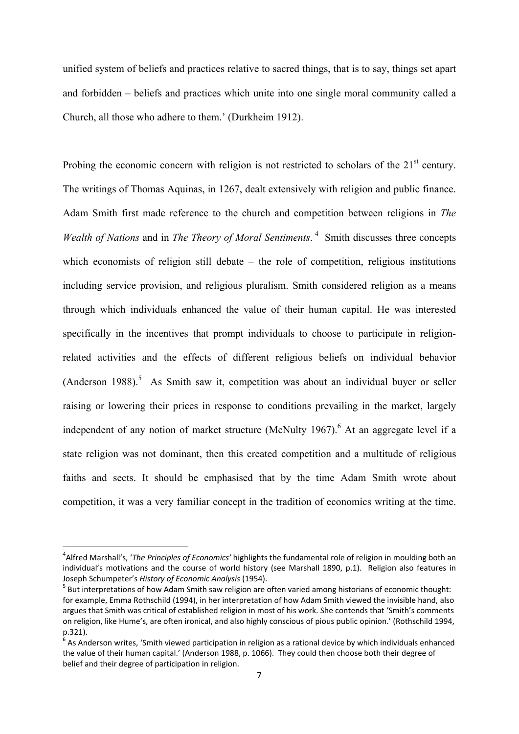unified system of beliefs and practices relative to sacred things, that is to say, things set apart and forbidden – beliefs and practices which unite into one single moral community called a Church, all those who adhere to them.' (Durkheim 1912).

Probing the economic concern with religion is not restricted to scholars of the 21st century. The writings of Thomas Aquinas, in 1267, dealt extensively with religion and public finance. Adam Smith first made reference to the church and competition between religions in *The Wealth of Nations* and in *The Theory of Moral Sentiments*.[4] Smith discusses three concepts which economists of religion still debate – the role of competition, religious institutions including service provision, and religious pluralism. Smith considered religion as a means through which individuals enhanced the value of their human capital. He was interested specifically in the incentives that prompt individuals to choose to participate in religion-related activities and the effects of different religious beliefs on individual behavior (Anderson 1988).[5] As Smith saw it, competition was about an individual buyer or seller raising or lowering their prices in response to conditions prevailing in the market, largely independent of any notion of market structure (McNulty 1967).[6] At an aggregate level if a state religion was not dominant, then this created competition and a multitude of religious faiths and sects. It should be emphasised that by the time Adam Smith wrote about competition, it was a very familiar concept in the tradition of economics writing at the time.

---

[4] Alfred Marshall's, '*The Principles of Economics'* highlights the fundamental role of religion in moulding both an individual's motivations and the course of world history (see Marshall 1890, p.1). Religion also features in Joseph Schumpeter's *History of Economic Analysis* (1954).

[5] But interpretations of how Adam Smith saw religion are often varied among historians of economic thought: for example, Emma Rothschild (1994), in her interpretation of how Adam Smith viewed the invisible hand, also argues that Smith was critical of established religion in most of his work. She contends that 'Smith's comments on religion, like Hume's, are often ironical, and also highly conscious of pious public opinion.' (Rothschild 1994, p.321).

[6] As Anderson writes, 'Smith viewed participation in religion as a rational device by which individuals enhanced the value of their human capital.' (Anderson 1988, p. 1066). They could then choose both their degree of belief and their degree of participation in religion.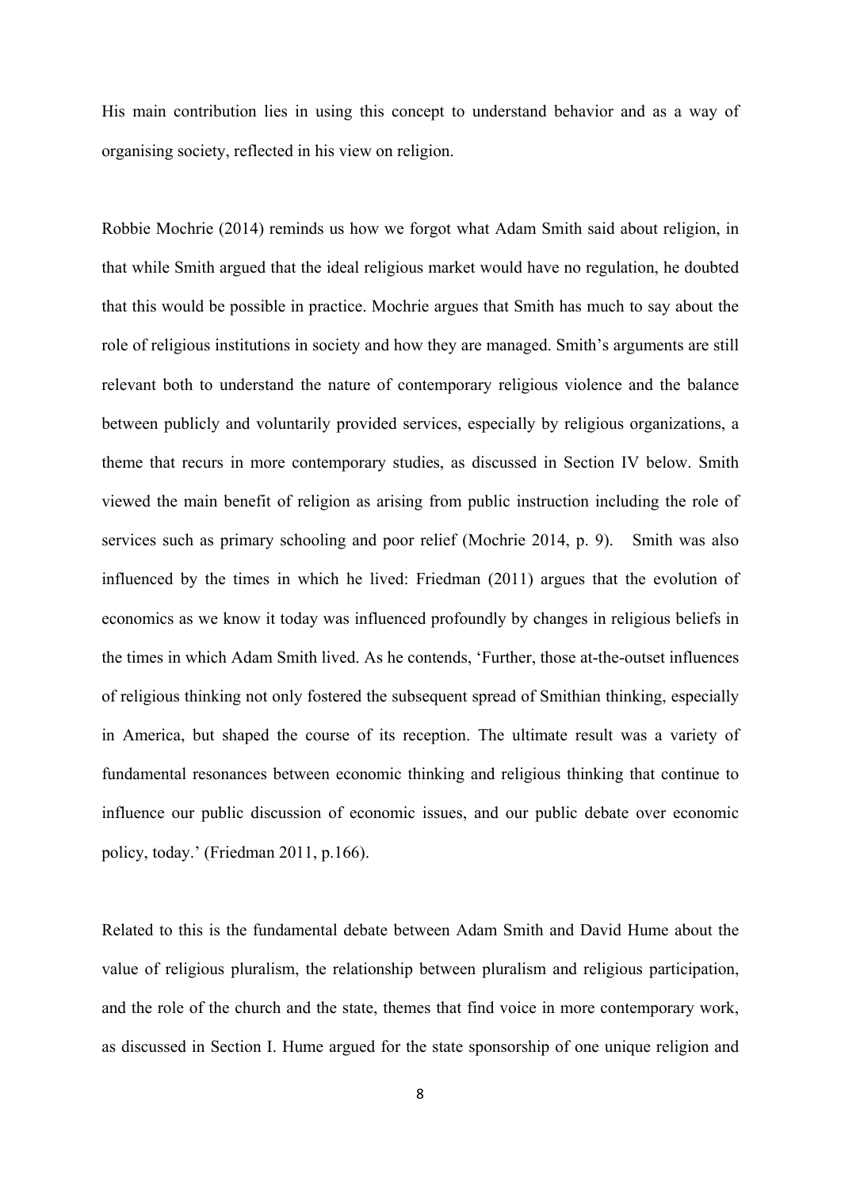His main contribution lies in using this concept to understand behavior and as a way of organising society, reflected in his view on religion.

Robbie Mochrie (2014) reminds us how we forgot what Adam Smith said about religion, in that while Smith argued that the ideal religious market would have no regulation, he doubted that this would be possible in practice. Mochrie argues that Smith has much to say about the role of religious institutions in society and how they are managed. Smith's arguments are still relevant both to understand the nature of contemporary religious violence and the balance between publicly and voluntarily provided services, especially by religious organizations, a theme that recurs in more contemporary studies, as discussed in Section IV below. Smith viewed the main benefit of religion as arising from public instruction including the role of services such as primary schooling and poor relief (Mochrie 2014, p. 9). Smith was also influenced by the times in which he lived: Friedman (2011) argues that the evolution of economics as we know it today was influenced profoundly by changes in religious beliefs in the times in which Adam Smith lived. As he contends, 'Further, those at-the-outset influences of religious thinking not only fostered the subsequent spread of Smithian thinking, especially in America, but shaped the course of its reception. The ultimate result was a variety of fundamental resonances between economic thinking and religious thinking that continue to influence our public discussion of economic issues, and our public debate over economic policy, today.' (Friedman 2011, p.166).

Related to this is the fundamental debate between Adam Smith and David Hume about the value of religious pluralism, the relationship between pluralism and religious participation, and the role of the church and the state, themes that find voice in more contemporary work, as discussed in Section I. Hume argued for the state sponsorship of one unique religion and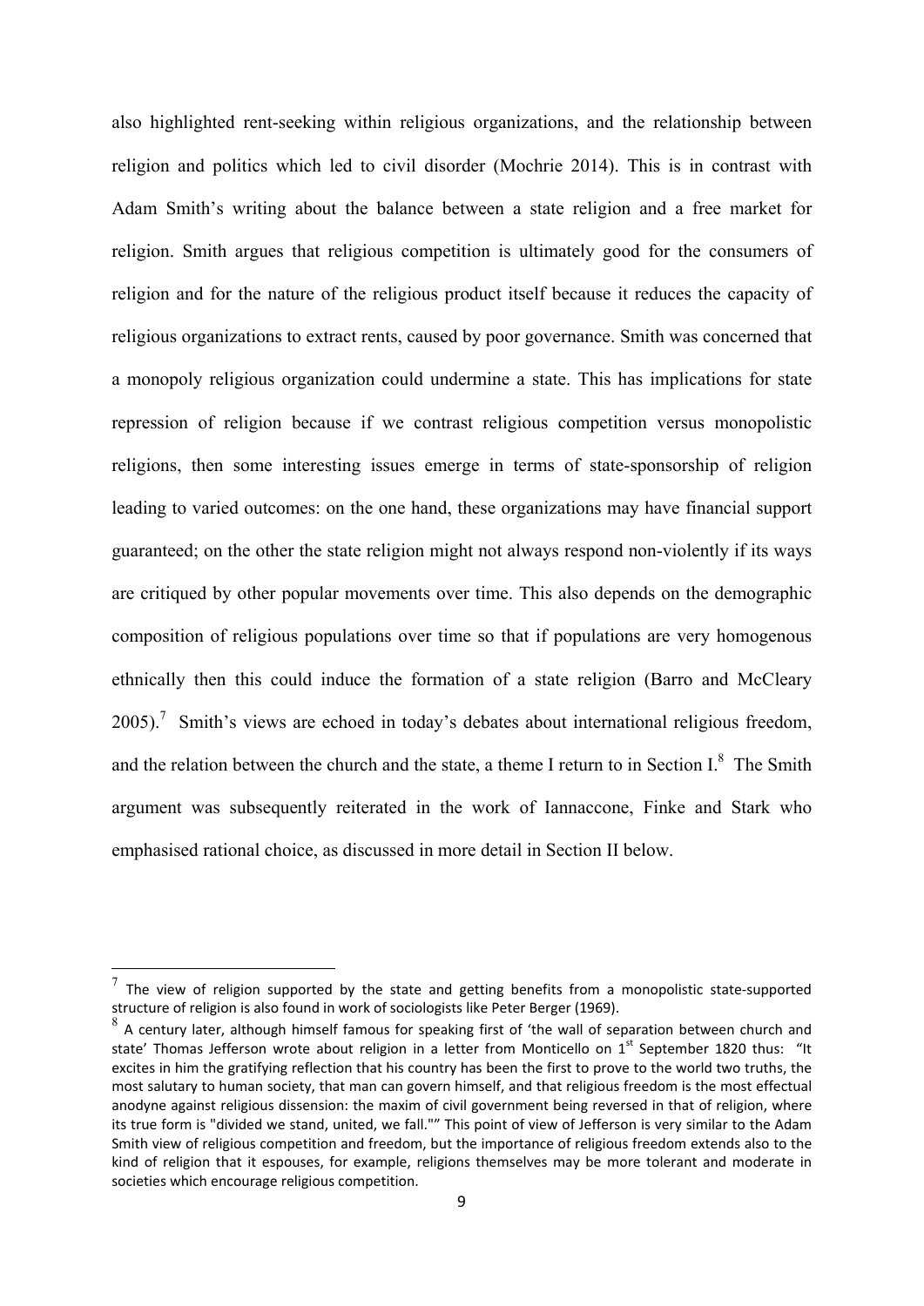also highlighted rent-seeking within religious organizations, and the relationship between religion and politics which led to civil disorder (Mochrie 2014). This is in contrast with Adam Smith's writing about the balance between a state religion and a free market for religion. Smith argues that religious competition is ultimately good for the consumers of religion and for the nature of the religious product itself because it reduces the capacity of religious organizations to extract rents, caused by poor governance. Smith was concerned that a monopoly religious organization could undermine a state. This has implications for state repression of religion because if we contrast religious competition versus monopolistic religions, then some interesting issues emerge in terms of state-sponsorship of religion leading to varied outcomes: on the one hand, these organizations may have financial support guaranteed; on the other the state religion might not always respond non-violently if its ways are critiqued by other popular movements over time. This also depends on the demographic composition of religious populations over time so that if populations are very homogenous ethnically then this could induce the formation of a state religion (Barro and McCleary 2005).[7] Smith's views are echoed in today's debates about international religious freedom, and the relation between the church and the state, a theme I return to in Section I.[8] The Smith argument was subsequently reiterated in the work of Iannaccone, Finke and Stark who emphasised rational choice, as discussed in more detail in Section II below.

---

[7] The view of religion supported by the state and getting benefits from a monopolistic state-supported structure of religion is also found in work of sociologists like Peter Berger (1969).

[8] A century later, although himself famous for speaking first of 'the wall of separation between church and state' Thomas Jefferson wrote about religion in a letter from Monticello on 1st September 1820 thus: "It excites in him the gratifying reflection that his country has been the first to prove to the world two truths, the most salutary to human society, that man can govern himself, and that religious freedom is the most effectual anodyne against religious dissension: the maxim of civil government being reversed in that of religion, where its true form is "divided we stand, united, we fall."" This point of view of Jefferson is very similar to the Adam Smith view of religious competition and freedom, but the importance of religious freedom extends also to the kind of religion that it espouses, for example, religions themselves may be more tolerant and moderate in societies which encourage religious competition.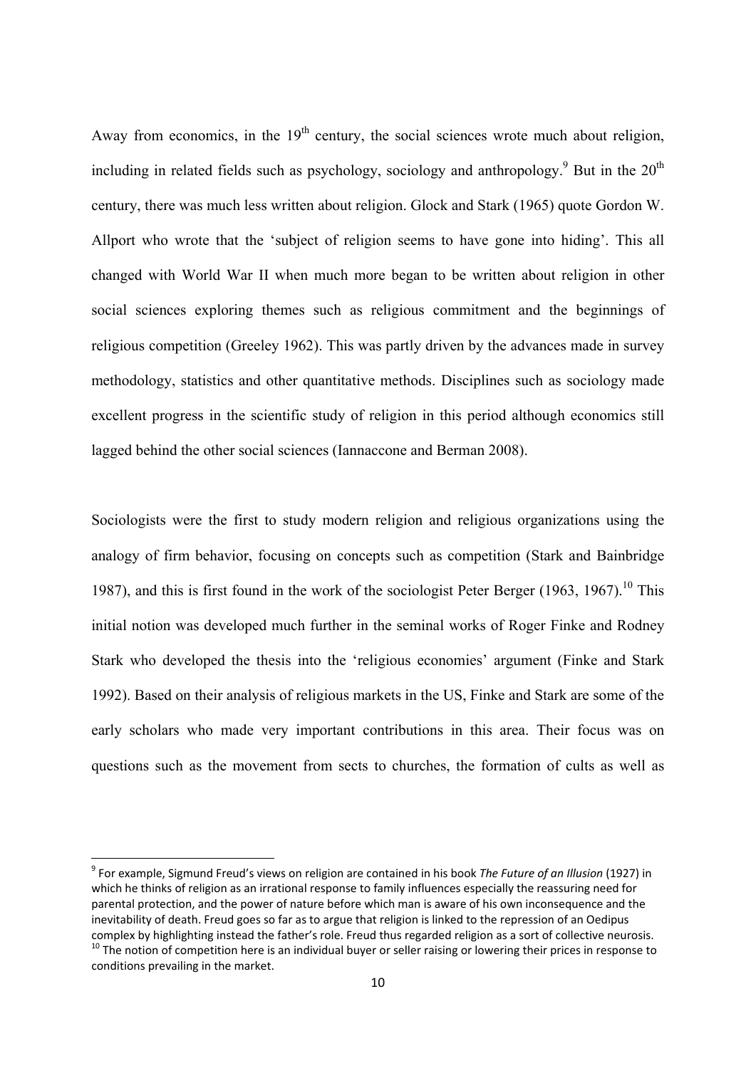Away from economics, in the 19th century, the social sciences wrote much about religion, including in related fields such as psychology, sociology and anthropology.[9] But in the 20th century, there was much less written about religion. Glock and Stark (1965) quote Gordon W. Allport who wrote that the 'subject of religion seems to have gone into hiding'. This all changed with World War II when much more began to be written about religion in other social sciences exploring themes such as religious commitment and the beginnings of religious competition (Greeley 1962). This was partly driven by the advances made in survey methodology, statistics and other quantitative methods. Disciplines such as sociology made excellent progress in the scientific study of religion in this period although economics still lagged behind the other social sciences (Iannaccone and Berman 2008).

Sociologists were the first to study modern religion and religious organizations using the analogy of firm behavior, focusing on concepts such as competition (Stark and Bainbridge 1987), and this is first found in the work of the sociologist Peter Berger (1963, 1967).[10] This initial notion was developed much further in the seminal works of Roger Finke and Rodney Stark who developed the thesis into the 'religious economies' argument (Finke and Stark 1992). Based on their analysis of religious markets in the US, Finke and Stark are some of the early scholars who made very important contributions in this area. Their focus was on questions such as the movement from sects to churches, the formation of cults as well as

[9] For example, Sigmund Freud's views on religion are contained in his book *The Future of an Illusion* (1927) in which he thinks of religion as an irrational response to family influences especially the reassuring need for parental protection, and the power of nature before which man is aware of his own inconsequence and the inevitability of death. Freud goes so far as to argue that religion is linked to the repression of an Oedipus complex by highlighting instead the father's role. Freud thus regarded religion as a sort of collective neurosis.

[10] The notion of competition here is an individual buyer or seller raising or lowering their prices in response to conditions prevailing in the market.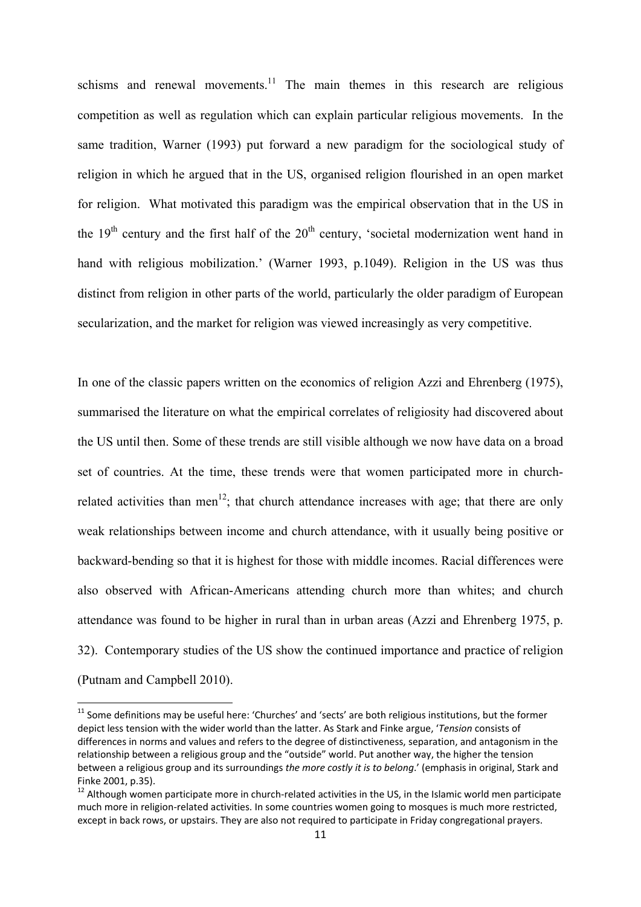schisms and renewal movements.[11] The main themes in this research are religious competition as well as regulation which can explain particular religious movements. In the same tradition, Warner (1993) put forward a new paradigm for the sociological study of religion in which he argued that in the US, organised religion flourished in an open market for religion. What motivated this paradigm was the empirical observation that in the US in the 19th century and the first half of the 20th century, 'societal modernization went hand in hand with religious mobilization.' (Warner 1993, p.1049). Religion in the US was thus distinct from religion in other parts of the world, particularly the older paradigm of European secularization, and the market for religion was viewed increasingly as very competitive.

In one of the classic papers written on the economics of religion Azzi and Ehrenberg (1975), summarised the literature on what the empirical correlates of religiosity had discovered about the US until then. Some of these trends are still visible although we now have data on a broad set of countries. At the time, these trends were that women participated more in church-related activities than men[12]; that church attendance increases with age; that there are only weak relationships between income and church attendance, with it usually being positive or backward-bending so that it is highest for those with middle incomes. Racial differences were also observed with African-Americans attending church more than whites; and church attendance was found to be higher in rural than in urban areas (Azzi and Ehrenberg 1975, p. 32). Contemporary studies of the US show the continued importance and practice of religion (Putnam and Campbell 2010).

[11] Some definitions may be useful here: 'Churches' and 'sects' are both religious institutions, but the former depict less tension with the wider world than the latter. As Stark and Finke argue, '*Tension* consists of differences in norms and values and refers to the degree of distinctiveness, separation, and antagonism in the relationship between a religious group and the "outside" world. Put another way, the higher the tension between a religious group and its surroundings *the more costly it is to belong*.' (emphasis in original, Stark and Finke 2001, p.35).

[12] Although women participate more in church-related activities in the US, in the Islamic world men participate much more in religion-related activities. In some countries women going to mosques is much more restricted, except in back rows, or upstairs. They are also not required to participate in Friday congregational prayers.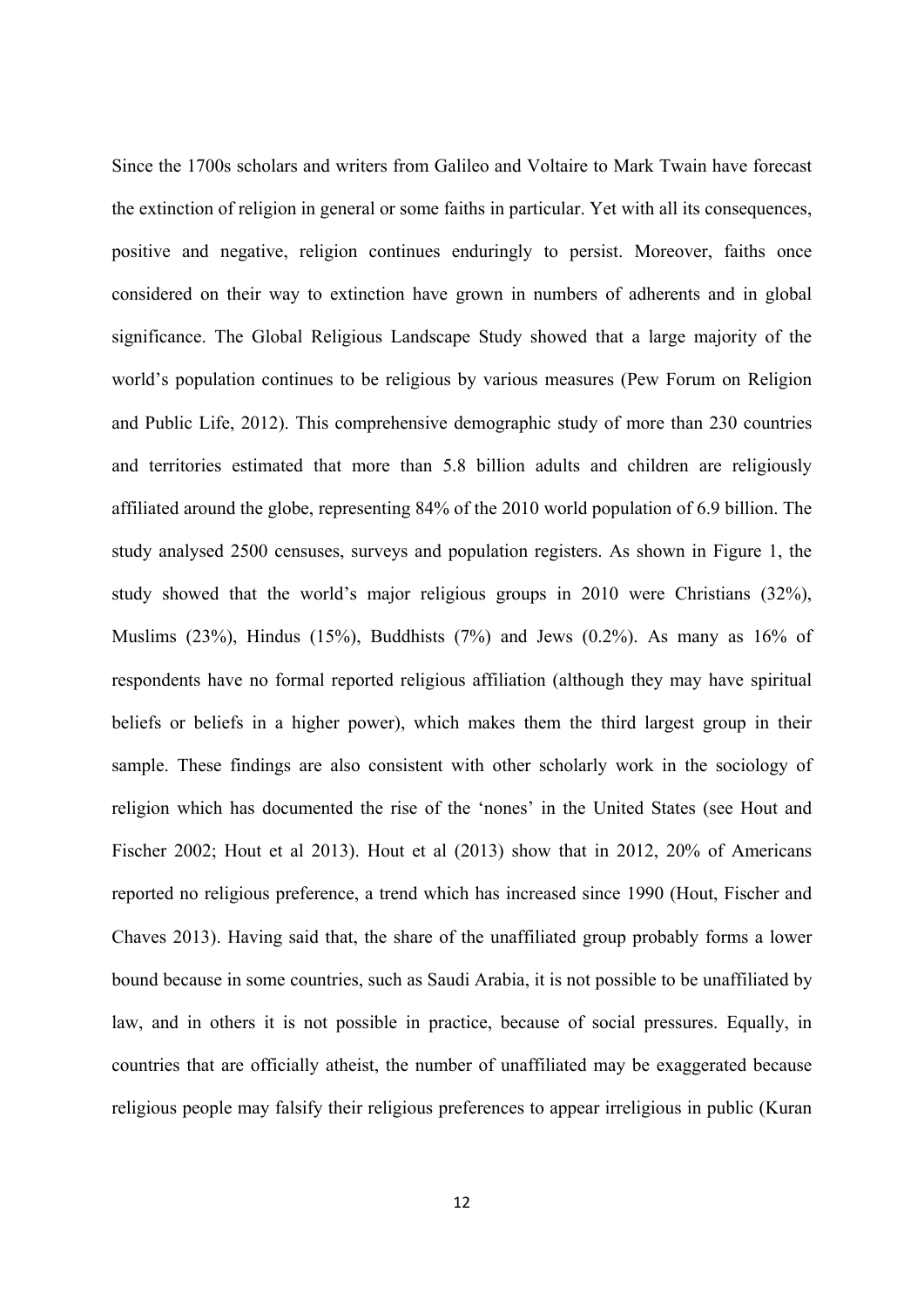Since the 1700s scholars and writers from Galileo and Voltaire to Mark Twain have forecast the extinction of religion in general or some faiths in particular. Yet with all its consequences, positive and negative, religion continues enduringly to persist. Moreover, faiths once considered on their way to extinction have grown in numbers of adherents and in global significance. The Global Religious Landscape Study showed that a large majority of the world's population continues to be religious by various measures (Pew Forum on Religion and Public Life, 2012). This comprehensive demographic study of more than 230 countries and territories estimated that more than 5.8 billion adults and children are religiously affiliated around the globe, representing 84% of the 2010 world population of 6.9 billion. The study analysed 2500 censuses, surveys and population registers. As shown in Figure 1, the study showed that the world's major religious groups in 2010 were Christians (32%), Muslims (23%), Hindus (15%), Buddhists (7%) and Jews (0.2%). As many as 16% of respondents have no formal reported religious affiliation (although they may have spiritual beliefs or beliefs in a higher power), which makes them the third largest group in their sample. These findings are also consistent with other scholarly work in the sociology of religion which has documented the rise of the 'nones' in the United States (see Hout and Fischer 2002; Hout et al 2013). Hout et al (2013) show that in 2012, 20% of Americans reported no religious preference, a trend which has increased since 1990 (Hout, Fischer and Chaves 2013). Having said that, the share of the unaffiliated group probably forms a lower bound because in some countries, such as Saudi Arabia, it is not possible to be unaffiliated by law, and in others it is not possible in practice, because of social pressures. Equally, in countries that are officially atheist, the number of unaffiliated may be exaggerated because religious people may falsify their religious preferences to appear irreligious in public (Kuran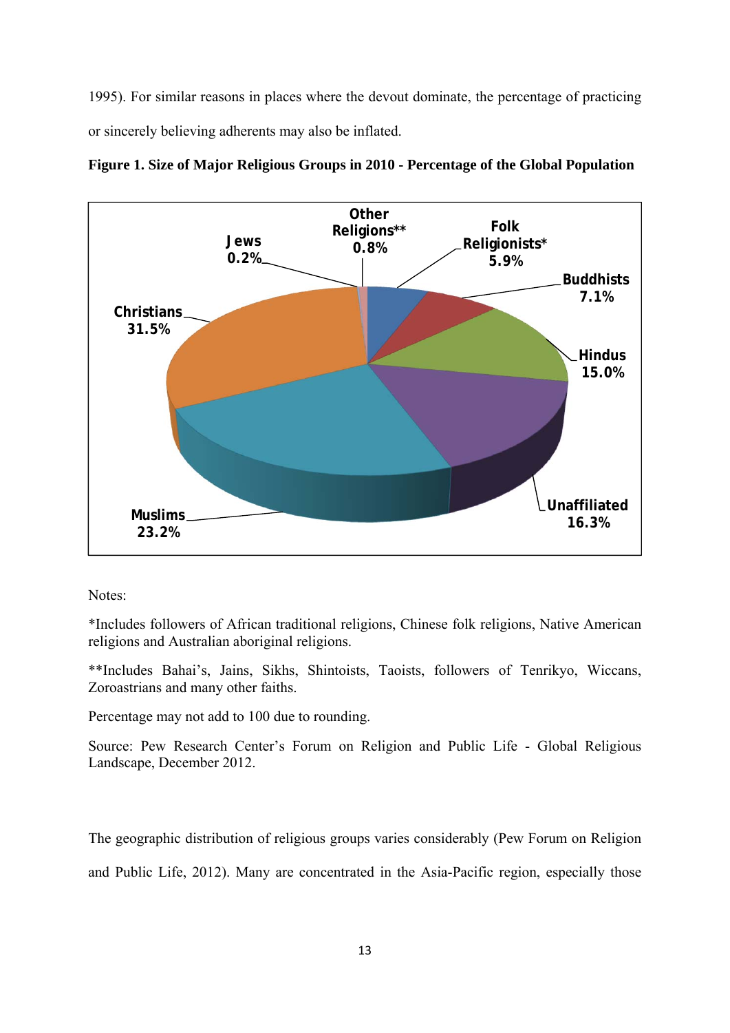1995). For similar reasons in places where the devout dominate, the percentage of practicing or sincerely believing adherents may also be inflated.

**Figure 1. Size of Major Religious Groups in 2010 - Percentage of the Global Population**

Christians 31.5%

Jews 0.2%

Other Religions** 0.8%

Folk Religionists* 5.9%

Buddhists 7.1%

Hindus 15.0%

Unaffiliated 16.3%

Muslims 23.2%

Notes:

*Includes followers of African traditional religions, Chinese folk religions, Native American religions and Australian aboriginal religions.

**Includes Bahai's, Jains, Sikhs, Shintoists, Taoists, followers of Tenrikyo, Wiccans, Zoroastrians and many other faiths.

Percentage may not add to 100 due to rounding.

Source: Pew Research Center's Forum on Religion and Public Life - Global Religious Landscape, December 2012.

The geographic distribution of religious groups varies considerably (Pew Forum on Religion and Public Life, 2012). Many are concentrated in the Asia-Pacific region, especially those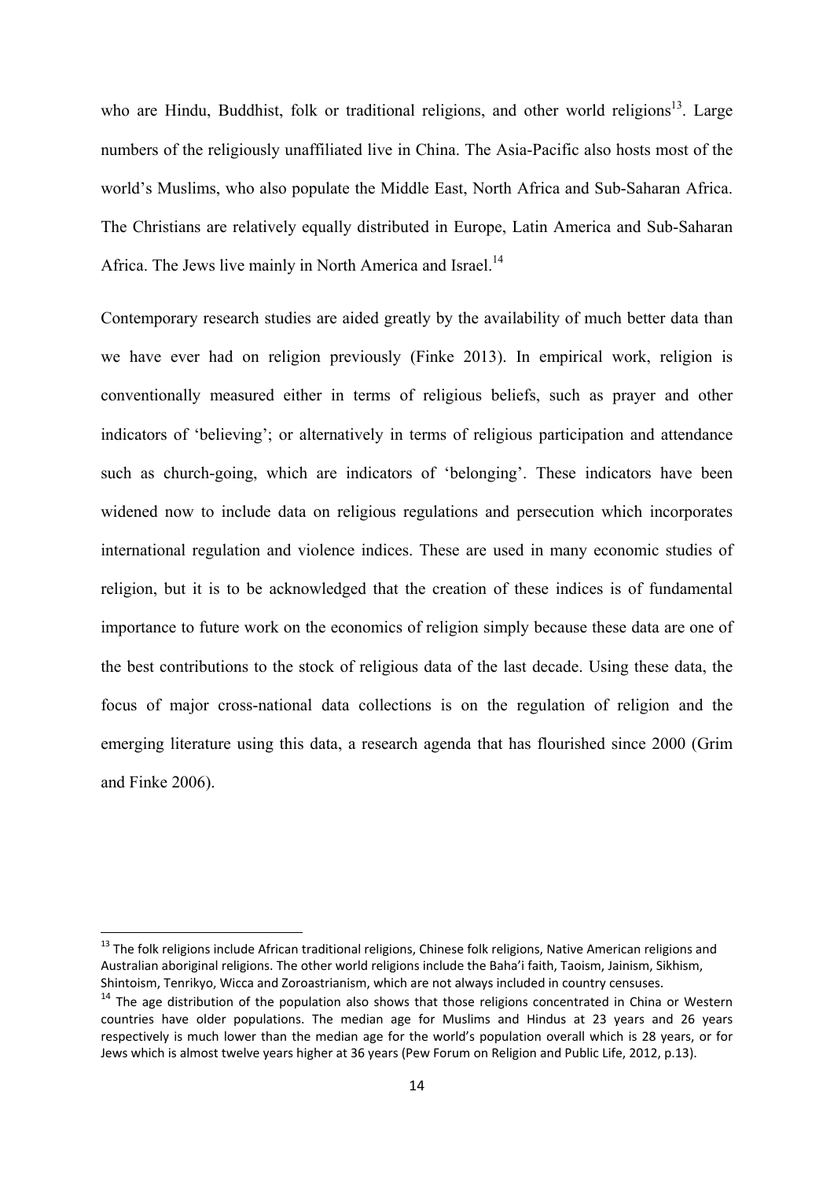who are Hindu, Buddhist, folk or traditional religions, and other world religions[13]. Large numbers of the religiously unaffiliated live in China. The Asia-Pacific also hosts most of the world's Muslims, who also populate the Middle East, North Africa and Sub-Saharan Africa. The Christians are relatively equally distributed in Europe, Latin America and Sub-Saharan Africa. The Jews live mainly in North America and Israel.[14]

Contemporary research studies are aided greatly by the availability of much better data than we have ever had on religion previously (Finke 2013). In empirical work, religion is conventionally measured either in terms of religious beliefs, such as prayer and other indicators of 'believing'; or alternatively in terms of religious participation and attendance such as church-going, which are indicators of 'belonging'. These indicators have been widened now to include data on religious regulations and persecution which incorporates international regulation and violence indices. These are used in many economic studies of religion, but it is to be acknowledged that the creation of these indices is of fundamental importance to future work on the economics of religion simply because these data are one of the best contributions to the stock of religious data of the last decade. Using these data, the focus of major cross-national data collections is on the regulation of religion and the emerging literature using this data, a research agenda that has flourished since 2000 (Grim and Finke 2006).

---

[13] The folk religions include African traditional religions, Chinese folk religions, Native American religions and Australian aboriginal religions. The other world religions include the Baha'i faith, Taoism, Jainism, Sikhism, Shintoism, Tenrikyo, Wicca and Zoroastrianism, which are not always included in country censuses.

[14] The age distribution of the population also shows that those religions concentrated in China or Western countries have older populations. The median age for Muslims and Hindus at 23 years and 26 years respectively is much lower than the median age for the world's population overall which is 28 years, or for Jews which is almost twelve years higher at 36 years (Pew Forum on Religion and Public Life, 2012, p.13).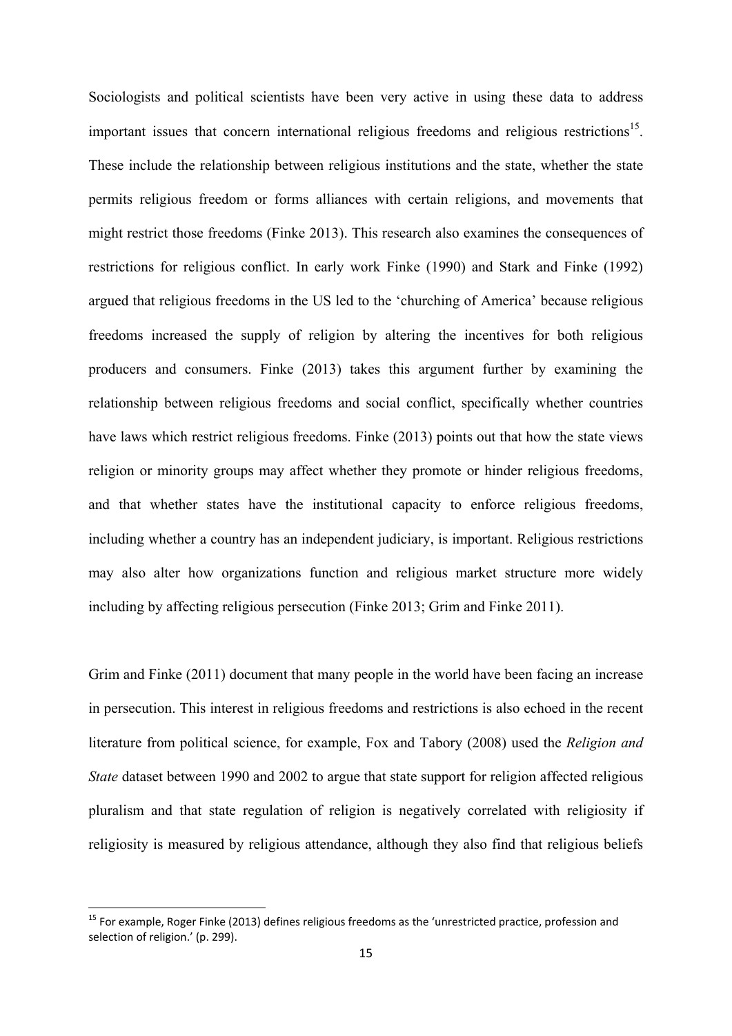Sociologists and political scientists have been very active in using these data to address important issues that concern international religious freedoms and religious restrictions[15]. These include the relationship between religious institutions and the state, whether the state permits religious freedom or forms alliances with certain religions, and movements that might restrict those freedoms (Finke 2013). This research also examines the consequences of restrictions for religious conflict. In early work Finke (1990) and Stark and Finke (1992) argued that religious freedoms in the US led to the 'churching of America' because religious freedoms increased the supply of religion by altering the incentives for both religious producers and consumers. Finke (2013) takes this argument further by examining the relationship between religious freedoms and social conflict, specifically whether countries have laws which restrict religious freedoms. Finke (2013) points out that how the state views religion or minority groups may affect whether they promote or hinder religious freedoms, and that whether states have the institutional capacity to enforce religious freedoms, including whether a country has an independent judiciary, is important. Religious restrictions may also alter how organizations function and religious market structure more widely including by affecting religious persecution (Finke 2013; Grim and Finke 2011).

Grim and Finke (2011) document that many people in the world have been facing an increase in persecution. This interest in religious freedoms and restrictions is also echoed in the recent literature from political science, for example, Fox and Tabory (2008) used the *Religion and State* dataset between 1990 and 2002 to argue that state support for religion affected religious pluralism and that state regulation of religion is negatively correlated with religiosity if religiosity is measured by religious attendance, although they also find that religious beliefs

---

[15] For example, Roger Finke (2013) defines religious freedoms as the 'unrestricted practice, profession and selection of religion.' (p. 299).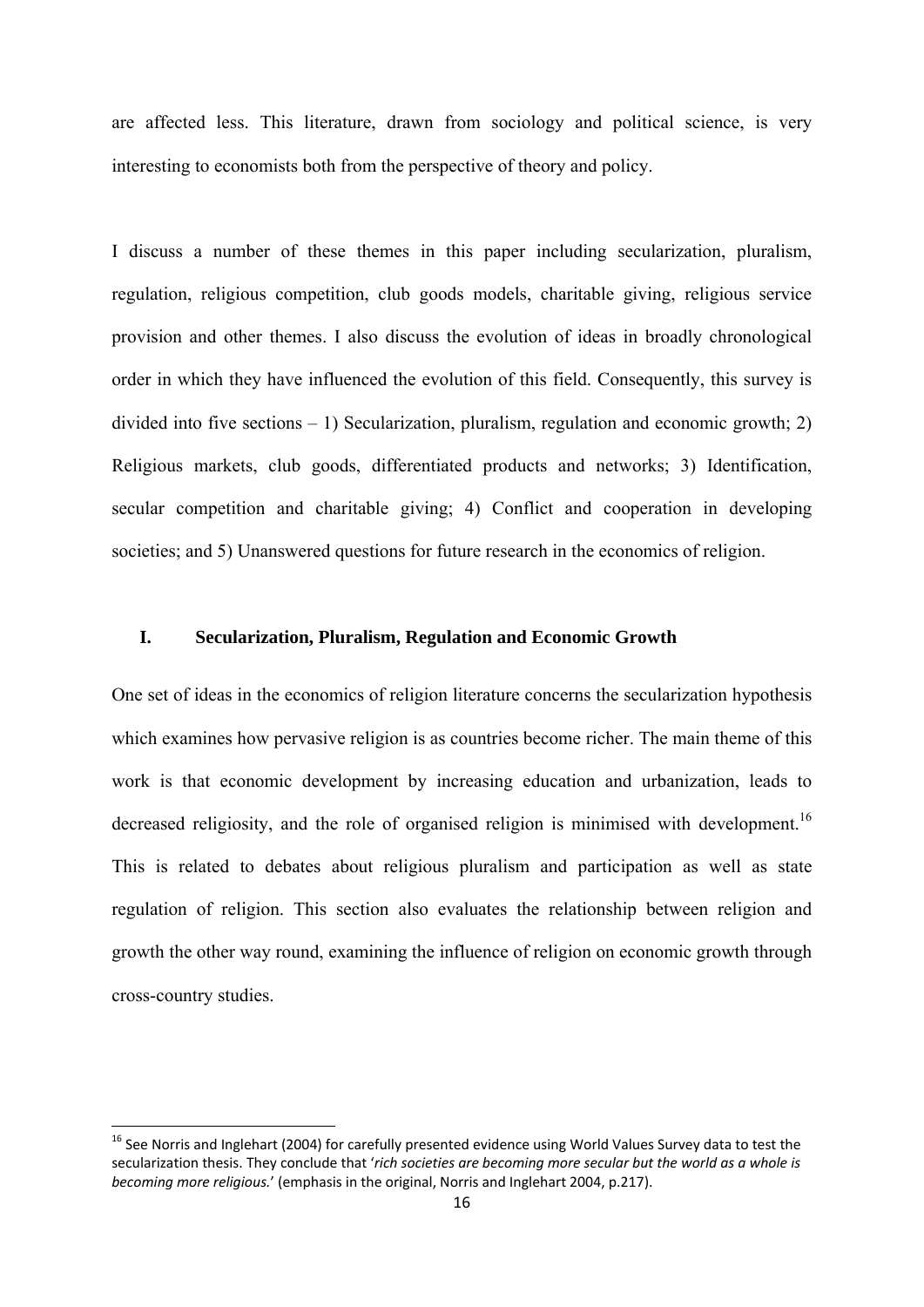are affected less. This literature, drawn from sociology and political science, is very interesting to economists both from the perspective of theory and policy.

I discuss a number of these themes in this paper including secularization, pluralism, regulation, religious competition, club goods models, charitable giving, religious service provision and other themes. I also discuss the evolution of ideas in broadly chronological order in which they have influenced the evolution of this field. Consequently, this survey is divided into five sections – 1) Secularization, pluralism, regulation and economic growth; 2) Religious markets, club goods, differentiated products and networks; 3) Identification, secular competition and charitable giving; 4) Conflict and cooperation in developing societies; and 5) Unanswered questions for future research in the economics of religion.

## I. Secularization, Pluralism, Regulation and Economic Growth

One set of ideas in the economics of religion literature concerns the secularization hypothesis which examines how pervasive religion is as countries become richer. The main theme of this work is that economic development by increasing education and urbanization, leads to decreased religiosity, and the role of organised religion is minimised with development.[16] This is related to debates about religious pluralism and participation as well as state regulation of religion. This section also evaluates the relationship between religion and growth the other way round, examining the influence of religion on economic growth through cross-country studies.

---

[16] See Norris and Inglehart (2004) for carefully presented evidence using World Values Survey data to test the secularization thesis. They conclude that '*rich societies are becoming more secular but the world as a whole is becoming more religious.*' (emphasis in the original, Norris and Inglehart 2004, p.217).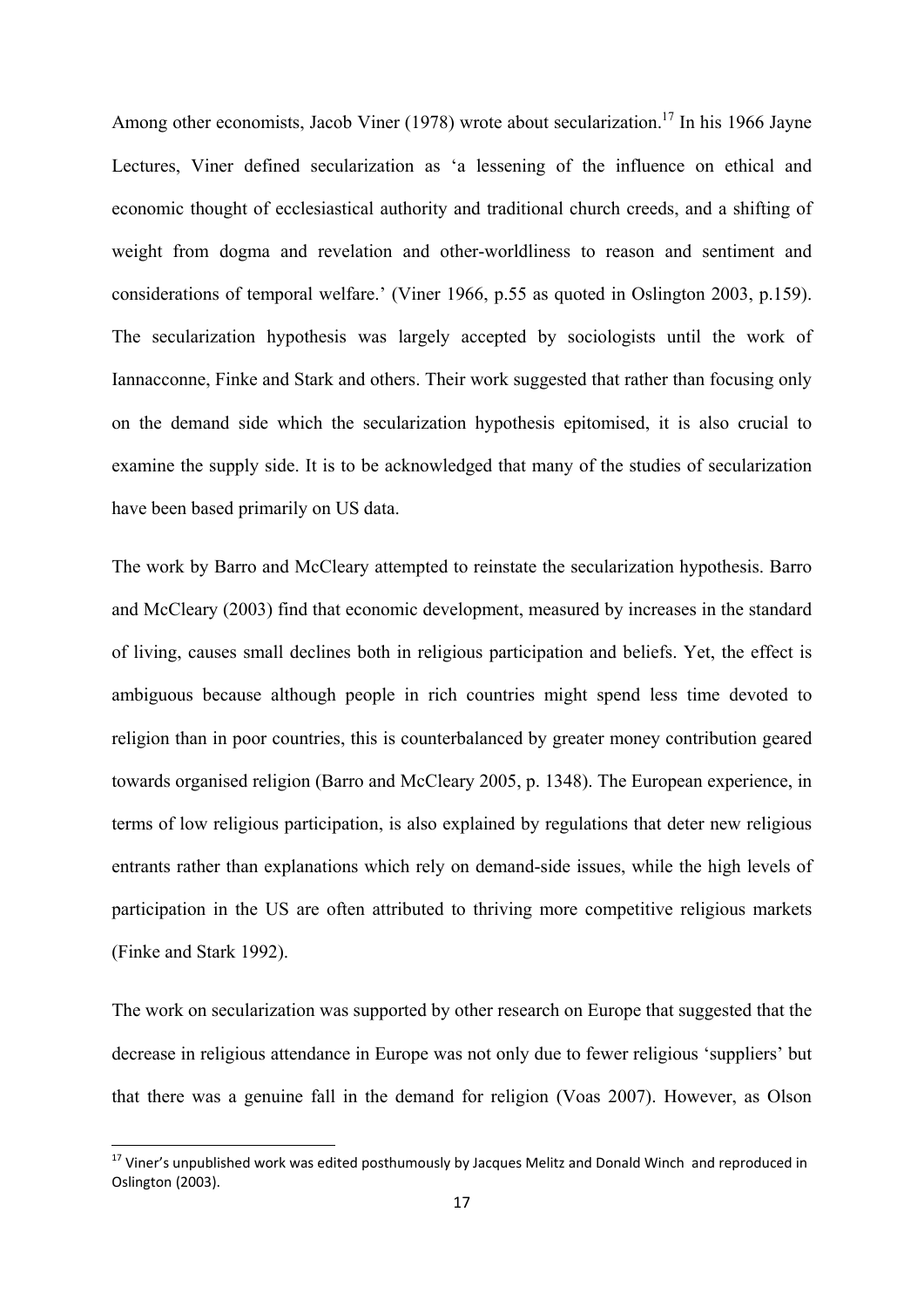Among other economists, Jacob Viner (1978) wrote about secularization.[17] In his 1966 Jayne Lectures, Viner defined secularization as 'a lessening of the influence on ethical and economic thought of ecclesiastical authority and traditional church creeds, and a shifting of weight from dogma and revelation and other-worldliness to reason and sentiment and considerations of temporal welfare.' (Viner 1966, p.55 as quoted in Oslington 2003, p.159). The secularization hypothesis was largely accepted by sociologists until the work of Iannacconne, Finke and Stark and others. Their work suggested that rather than focusing only on the demand side which the secularization hypothesis epitomised, it is also crucial to examine the supply side. It is to be acknowledged that many of the studies of secularization have been based primarily on US data.

The work by Barro and McCleary attempted to reinstate the secularization hypothesis. Barro and McCleary (2003) find that economic development, measured by increases in the standard of living, causes small declines both in religious participation and beliefs. Yet, the effect is ambiguous because although people in rich countries might spend less time devoted to religion than in poor countries, this is counterbalanced by greater money contribution geared towards organised religion (Barro and McCleary 2005, p. 1348). The European experience, in terms of low religious participation, is also explained by regulations that deter new religious entrants rather than explanations which rely on demand-side issues, while the high levels of participation in the US are often attributed to thriving more competitive religious markets (Finke and Stark 1992).

The work on secularization was supported by other research on Europe that suggested that the decrease in religious attendance in Europe was not only due to fewer religious 'suppliers' but that there was a genuine fall in the demand for religion (Voas 2007). However, as Olson

[17] Viner's unpublished work was edited posthumously by Jacques Melitz and Donald Winch and reproduced in Oslington (2003).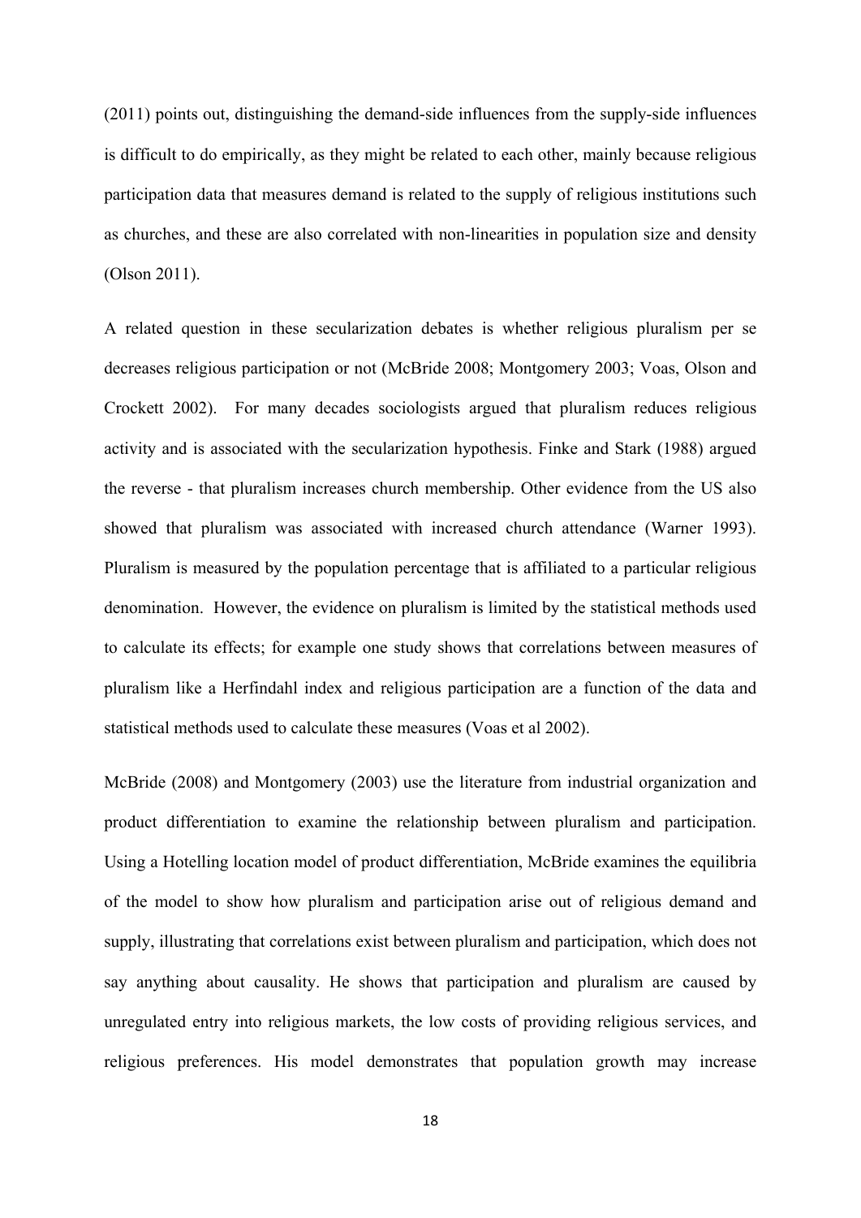(2011) points out, distinguishing the demand-side influences from the supply-side influences is difficult to do empirically, as they might be related to each other, mainly because religious participation data that measures demand is related to the supply of religious institutions such as churches, and these are also correlated with non-linearities in population size and density (Olson 2011).

A related question in these secularization debates is whether religious pluralism per se decreases religious participation or not (McBride 2008; Montgomery 2003; Voas, Olson and Crockett 2002). For many decades sociologists argued that pluralism reduces religious activity and is associated with the secularization hypothesis. Finke and Stark (1988) argued the reverse - that pluralism increases church membership. Other evidence from the US also showed that pluralism was associated with increased church attendance (Warner 1993). Pluralism is measured by the population percentage that is affiliated to a particular religious denomination. However, the evidence on pluralism is limited by the statistical methods used to calculate its effects; for example one study shows that correlations between measures of pluralism like a Herfindahl index and religious participation are a function of the data and statistical methods used to calculate these measures (Voas et al 2002).

McBride (2008) and Montgomery (2003) use the literature from industrial organization and product differentiation to examine the relationship between pluralism and participation. Using a Hotelling location model of product differentiation, McBride examines the equilibria of the model to show how pluralism and participation arise out of religious demand and supply, illustrating that correlations exist between pluralism and participation, which does not say anything about causality. He shows that participation and pluralism are caused by unregulated entry into religious markets, the low costs of providing religious services, and religious preferences. His model demonstrates that population growth may increase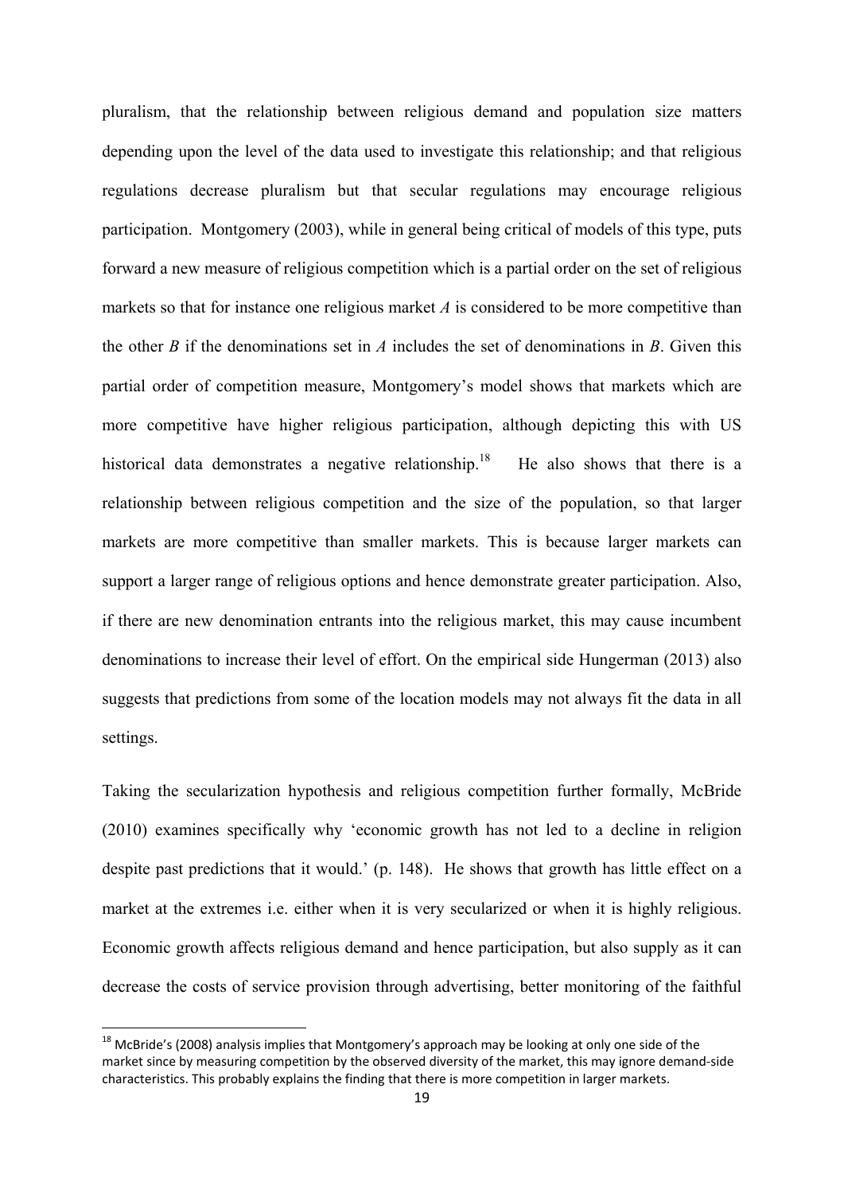pluralism, that the relationship between religious demand and population size matters depending upon the level of the data used to investigate this relationship; and that religious regulations decrease pluralism but that secular regulations may encourage religious participation. Montgomery (2003), while in general being critical of models of this type, puts forward a new measure of religious competition which is a partial order on the set of religious markets so that for instance one religious market *A* is considered to be more competitive than the other *B* if the denominations set in *A* includes the set of denominations in *B*. Given this partial order of competition measure, Montgomery's model shows that markets which are more competitive have higher religious participation, although depicting this with US historical data demonstrates a negative relationship.[18] He also shows that there is a relationship between religious competition and the size of the population, so that larger markets are more competitive than smaller markets. This is because larger markets can support a larger range of religious options and hence demonstrate greater participation. Also, if there are new denomination entrants into the religious market, this may cause incumbent denominations to increase their level of effort. On the empirical side Hungerman (2013) also suggests that predictions from some of the location models may not always fit the data in all settings.

Taking the secularization hypothesis and religious competition further formally, McBride (2010) examines specifically why 'economic growth has not led to a decline in religion despite past predictions that it would.' (p. 148). He shows that growth has little effect on a market at the extremes i.e. either when it is very secularized or when it is highly religious. Economic growth affects religious demand and hence participation, but also supply as it can decrease the costs of service provision through advertising, better monitoring of the faithful

[18] McBride's (2008) analysis implies that Montgomery's approach may be looking at only one side of the market since by measuring competition by the observed diversity of the market, this may ignore demand-side characteristics. This probably explains the finding that there is more competition in larger markets.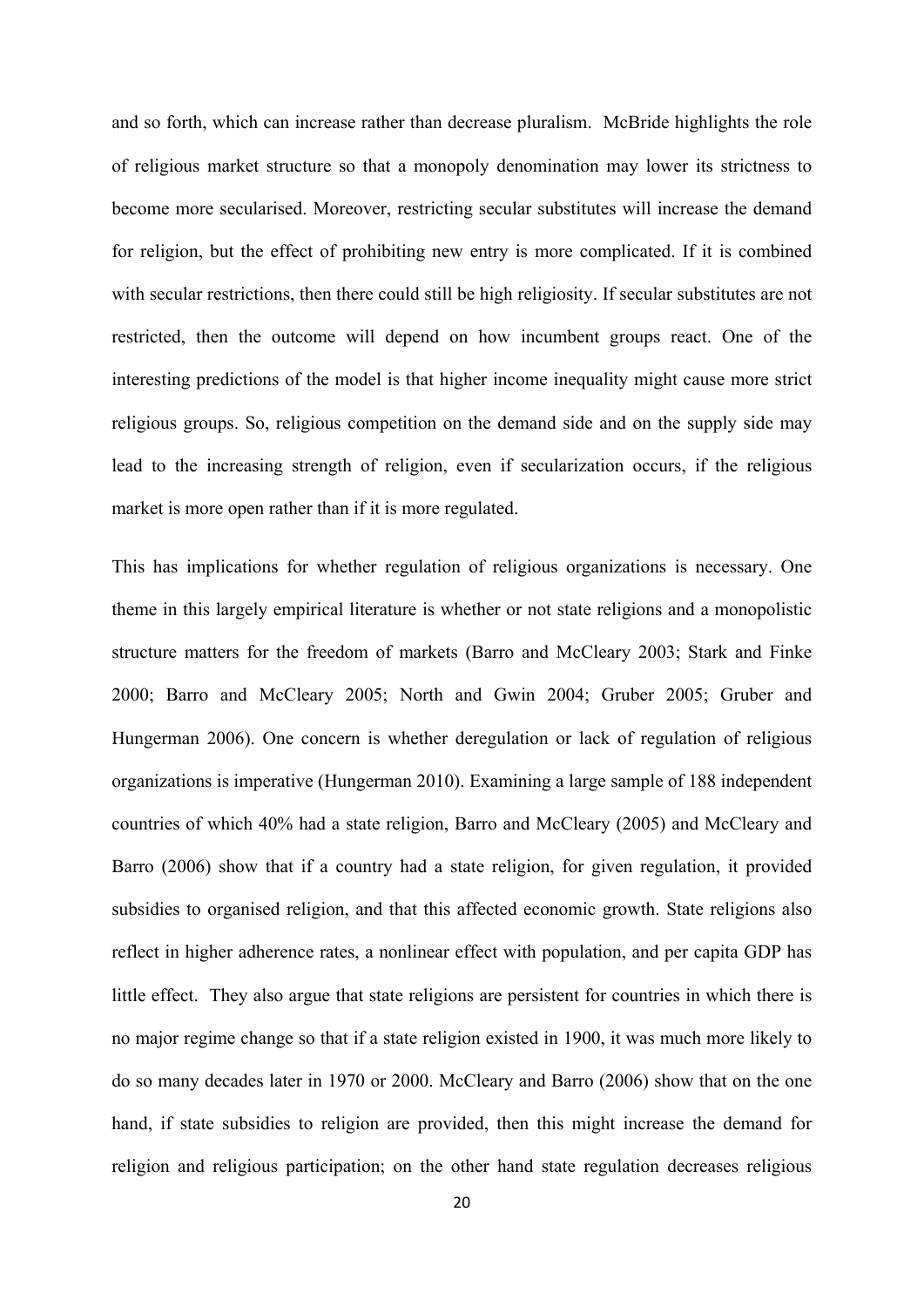and so forth, which can increase rather than decrease pluralism. McBride highlights the role of religious market structure so that a monopoly denomination may lower its strictness to become more secularised. Moreover, restricting secular substitutes will increase the demand for religion, but the effect of prohibiting new entry is more complicated. If it is combined with secular restrictions, then there could still be high religiosity. If secular substitutes are not restricted, then the outcome will depend on how incumbent groups react. One of the interesting predictions of the model is that higher income inequality might cause more strict religious groups. So, religious competition on the demand side and on the supply side may lead to the increasing strength of religion, even if secularization occurs, if the religious market is more open rather than if it is more regulated.

This has implications for whether regulation of religious organizations is necessary. One theme in this largely empirical literature is whether or not state religions and a monopolistic structure matters for the freedom of markets (Barro and McCleary 2003; Stark and Finke 2000; Barro and McCleary 2005; North and Gwin 2004; Gruber 2005; Gruber and Hungerman 2006). One concern is whether deregulation or lack of regulation of religious organizations is imperative (Hungerman 2010). Examining a large sample of 188 independent countries of which 40% had a state religion, Barro and McCleary (2005) and McCleary and Barro (2006) show that if a country had a state religion, for given regulation, it provided subsidies to organised religion, and that this affected economic growth. State religions also reflect in higher adherence rates, a nonlinear effect with population, and per capita GDP has little effect. They also argue that state religions are persistent for countries in which there is no major regime change so that if a state religion existed in 1900, it was much more likely to do so many decades later in 1970 or 2000. McCleary and Barro (2006) show that on the one hand, if state subsidies to religion are provided, then this might increase the demand for religion and religious participation; on the other hand state regulation decreases religious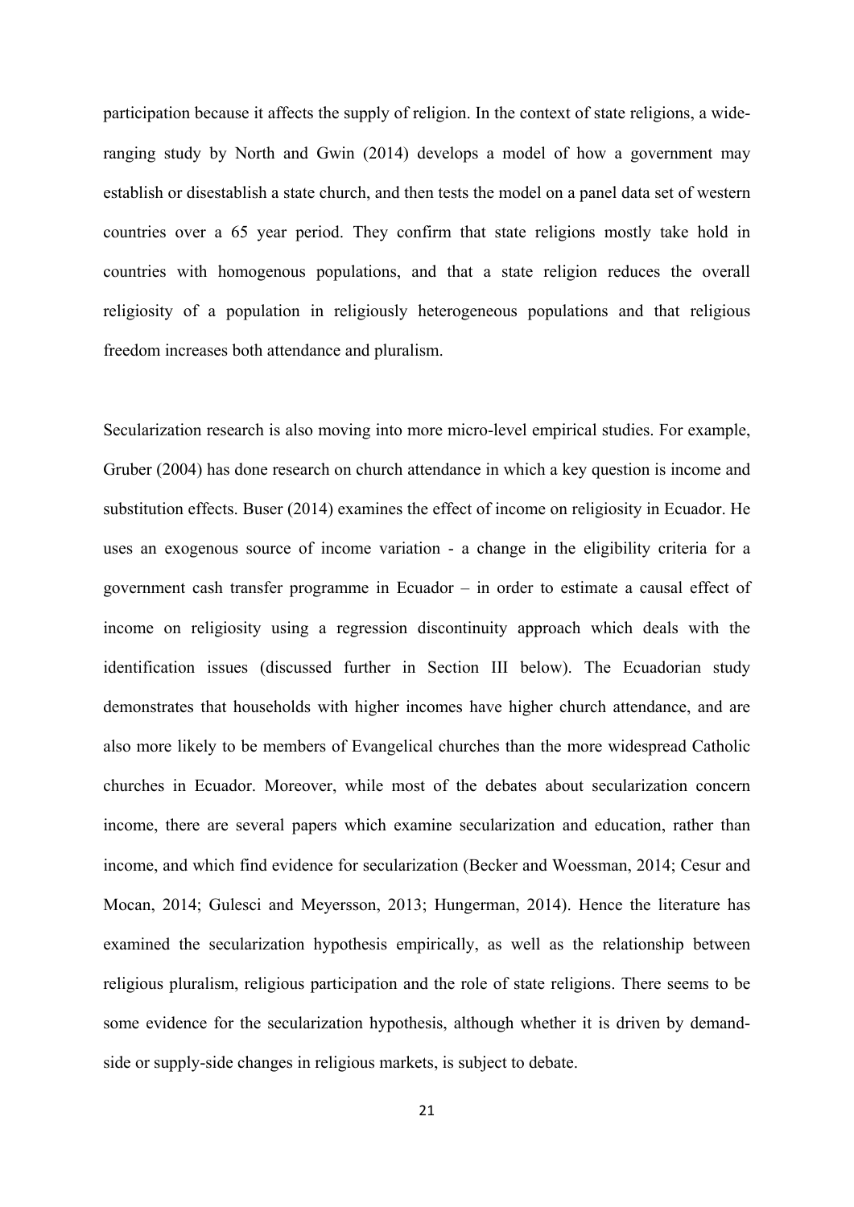participation because it affects the supply of religion. In the context of state religions, a wide-ranging study by North and Gwin (2014) develops a model of how a government may establish or disestablish a state church, and then tests the model on a panel data set of western countries over a 65 year period. They confirm that state religions mostly take hold in countries with homogenous populations, and that a state religion reduces the overall religiosity of a population in religiously heterogeneous populations and that religious freedom increases both attendance and pluralism.

Secularization research is also moving into more micro-level empirical studies. For example, Gruber (2004) has done research on church attendance in which a key question is income and substitution effects. Buser (2014) examines the effect of income on religiosity in Ecuador. He uses an exogenous source of income variation - a change in the eligibility criteria for a government cash transfer programme in Ecuador – in order to estimate a causal effect of income on religiosity using a regression discontinuity approach which deals with the identification issues (discussed further in Section III below). The Ecuadorian study demonstrates that households with higher incomes have higher church attendance, and are also more likely to be members of Evangelical churches than the more widespread Catholic churches in Ecuador. Moreover, while most of the debates about secularization concern income, there are several papers which examine secularization and education, rather than income, and which find evidence for secularization (Becker and Woessman, 2014; Cesur and Mocan, 2014; Gulesci and Meyersson, 2013; Hungerman, 2014). Hence the literature has examined the secularization hypothesis empirically, as well as the relationship between religious pluralism, religious participation and the role of state religions. There seems to be some evidence for the secularization hypothesis, although whether it is driven by demand-side or supply-side changes in religious markets, is subject to debate.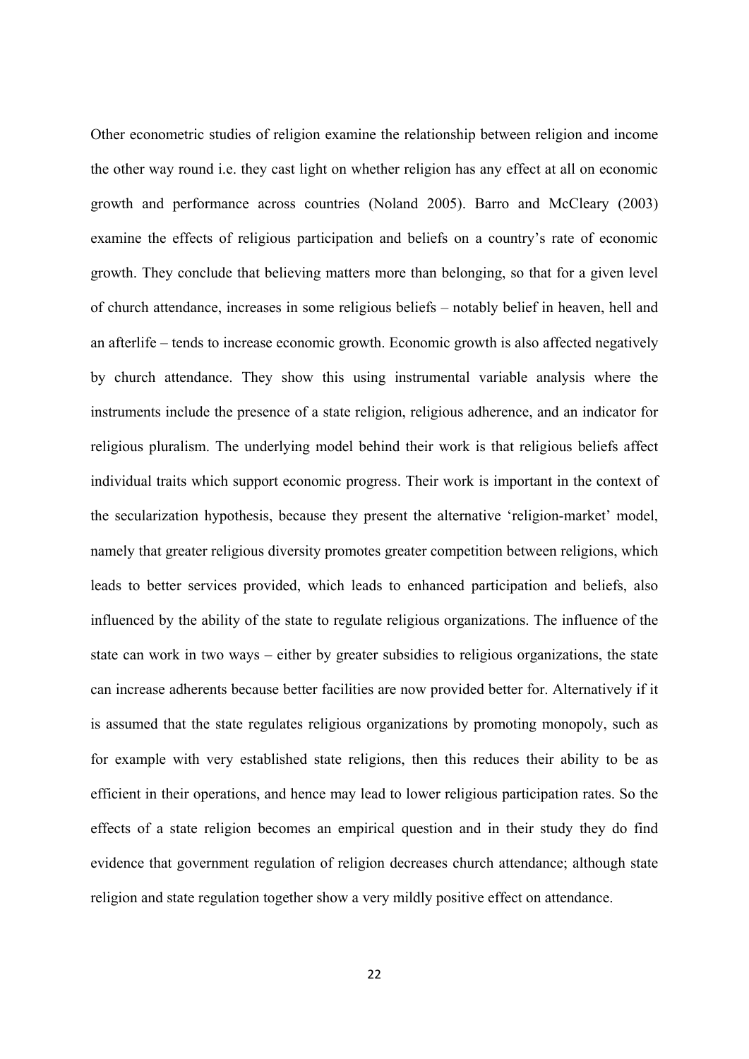Other econometric studies of religion examine the relationship between religion and income the other way round i.e. they cast light on whether religion has any effect at all on economic growth and performance across countries (Noland 2005). Barro and McCleary (2003) examine the effects of religious participation and beliefs on a country's rate of economic growth. They conclude that believing matters more than belonging, so that for a given level of church attendance, increases in some religious beliefs – notably belief in heaven, hell and an afterlife – tends to increase economic growth. Economic growth is also affected negatively by church attendance. They show this using instrumental variable analysis where the instruments include the presence of a state religion, religious adherence, and an indicator for religious pluralism. The underlying model behind their work is that religious beliefs affect individual traits which support economic progress. Their work is important in the context of the secularization hypothesis, because they present the alternative 'religion-market' model, namely that greater religious diversity promotes greater competition between religions, which leads to better services provided, which leads to enhanced participation and beliefs, also influenced by the ability of the state to regulate religious organizations. The influence of the state can work in two ways – either by greater subsidies to religious organizations, the state can increase adherents because better facilities are now provided better for. Alternatively if it is assumed that the state regulates religious organizations by promoting monopoly, such as for example with very established state religions, then this reduces their ability to be as efficient in their operations, and hence may lead to lower religious participation rates. So the effects of a state religion becomes an empirical question and in their study they do find evidence that government regulation of religion decreases church attendance; although state religion and state regulation together show a very mildly positive effect on attendance.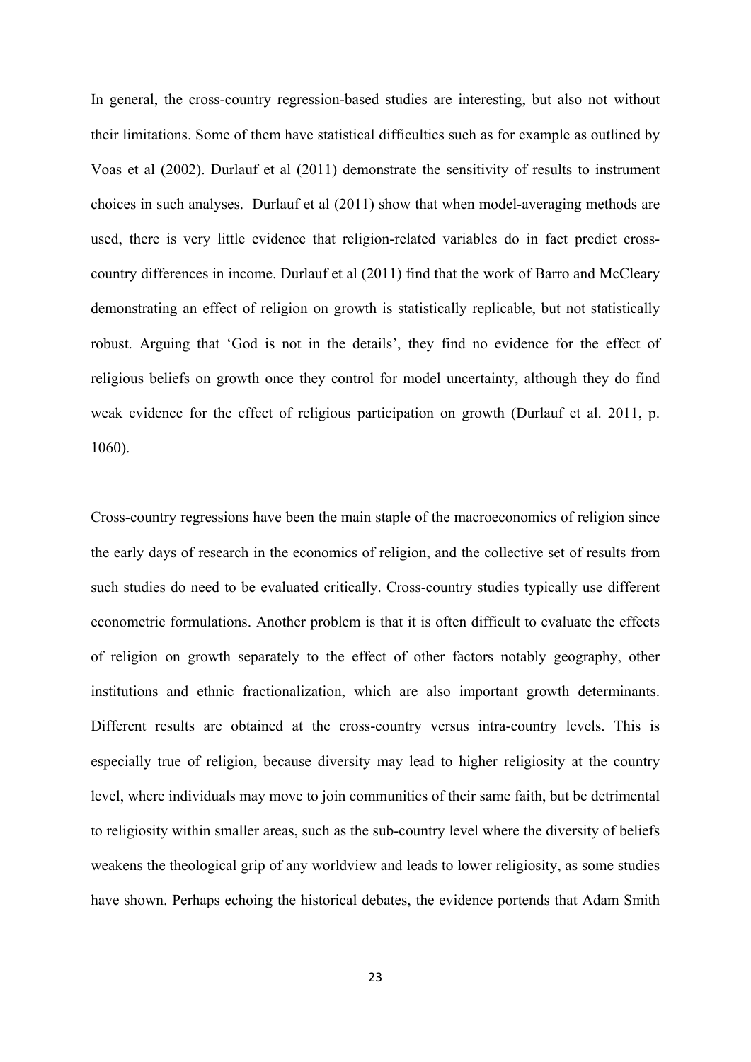In general, the cross-country regression-based studies are interesting, but also not without their limitations. Some of them have statistical difficulties such as for example as outlined by Voas et al (2002). Durlauf et al (2011) demonstrate the sensitivity of results to instrument choices in such analyses. Durlauf et al (2011) show that when model-averaging methods are used, there is very little evidence that religion-related variables do in fact predict cross-country differences in income. Durlauf et al (2011) find that the work of Barro and McCleary demonstrating an effect of religion on growth is statistically replicable, but not statistically robust. Arguing that 'God is not in the details', they find no evidence for the effect of religious beliefs on growth once they control for model uncertainty, although they do find weak evidence for the effect of religious participation on growth (Durlauf et al. 2011, p. 1060).

Cross-country regressions have been the main staple of the macroeconomics of religion since the early days of research in the economics of religion, and the collective set of results from such studies do need to be evaluated critically. Cross-country studies typically use different econometric formulations. Another problem is that it is often difficult to evaluate the effects of religion on growth separately to the effect of other factors notably geography, other institutions and ethnic fractionalization, which are also important growth determinants. Different results are obtained at the cross-country versus intra-country levels. This is especially true of religion, because diversity may lead to higher religiosity at the country level, where individuals may move to join communities of their same faith, but be detrimental to religiosity within smaller areas, such as the sub-country level where the diversity of beliefs weakens the theological grip of any worldview and leads to lower religiosity, as some studies have shown. Perhaps echoing the historical debates, the evidence portends that Adam Smith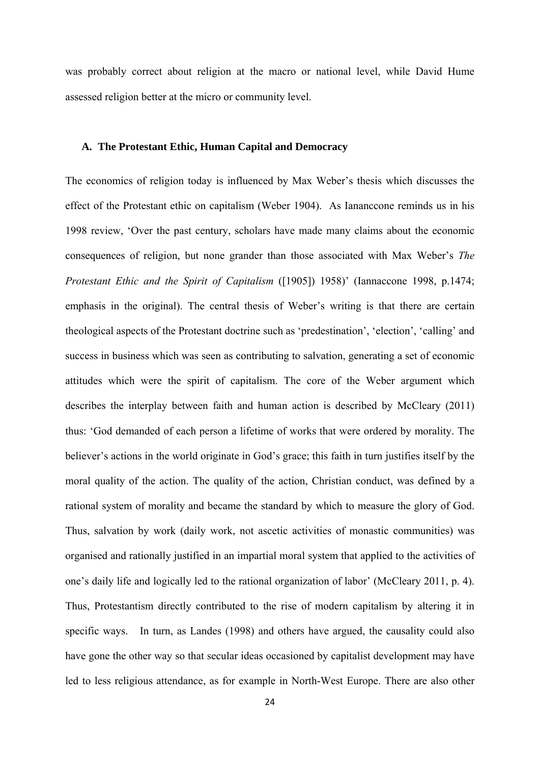was probably correct about religion at the macro or national level, while David Hume assessed religion better at the micro or community level.

### A. The Protestant Ethic, Human Capital and Democracy

The economics of religion today is influenced by Max Weber's thesis which discusses the effect of the Protestant ethic on capitalism (Weber 1904). As Iananccone reminds us in his 1998 review, 'Over the past century, scholars have made many claims about the economic consequences of religion, but none grander than those associated with Max Weber's *The Protestant Ethic and the Spirit of Capitalism* ([1905]) 1958)' (Iannaccone 1998, p.1474; emphasis in the original). The central thesis of Weber's writing is that there are certain theological aspects of the Protestant doctrine such as 'predestination', 'election', 'calling' and success in business which was seen as contributing to salvation, generating a set of economic attitudes which were the spirit of capitalism. The core of the Weber argument which describes the interplay between faith and human action is described by McCleary (2011) thus: 'God demanded of each person a lifetime of works that were ordered by morality. The believer's actions in the world originate in God's grace; this faith in turn justifies itself by the moral quality of the action. The quality of the action, Christian conduct, was defined by a rational system of morality and became the standard by which to measure the glory of God. Thus, salvation by work (daily work, not ascetic activities of monastic communities) was organised and rationally justified in an impartial moral system that applied to the activities of one's daily life and logically led to the rational organization of labor' (McCleary 2011, p. 4). Thus, Protestantism directly contributed to the rise of modern capitalism by altering it in specific ways. In turn, as Landes (1998) and others have argued, the causality could also have gone the other way so that secular ideas occasioned by capitalist development may have led to less religious attendance, as for example in North-West Europe. There are also other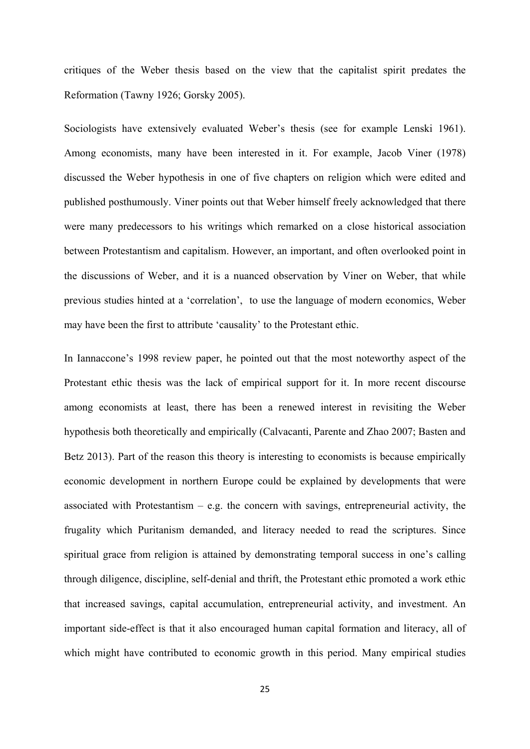critiques of the Weber thesis based on the view that the capitalist spirit predates the Reformation (Tawny 1926; Gorsky 2005).

Sociologists have extensively evaluated Weber's thesis (see for example Lenski 1961). Among economists, many have been interested in it. For example, Jacob Viner (1978) discussed the Weber hypothesis in one of five chapters on religion which were edited and published posthumously. Viner points out that Weber himself freely acknowledged that there were many predecessors to his writings which remarked on a close historical association between Protestantism and capitalism. However, an important, and often overlooked point in the discussions of Weber, and it is a nuanced observation by Viner on Weber, that while previous studies hinted at a 'correlation', to use the language of modern economics, Weber may have been the first to attribute 'causality' to the Protestant ethic.

In Iannaccone's 1998 review paper, he pointed out that the most noteworthy aspect of the Protestant ethic thesis was the lack of empirical support for it. In more recent discourse among economists at least, there has been a renewed interest in revisiting the Weber hypothesis both theoretically and empirically (Calvacanti, Parente and Zhao 2007; Basten and Betz 2013). Part of the reason this theory is interesting to economists is because empirically economic development in northern Europe could be explained by developments that were associated with Protestantism – e.g. the concern with savings, entrepreneurial activity, the frugality which Puritanism demanded, and literacy needed to read the scriptures. Since spiritual grace from religion is attained by demonstrating temporal success in one's calling through diligence, discipline, self-denial and thrift, the Protestant ethic promoted a work ethic that increased savings, capital accumulation, entrepreneurial activity, and investment. An important side-effect is that it also encouraged human capital formation and literacy, all of which might have contributed to economic growth in this period. Many empirical studies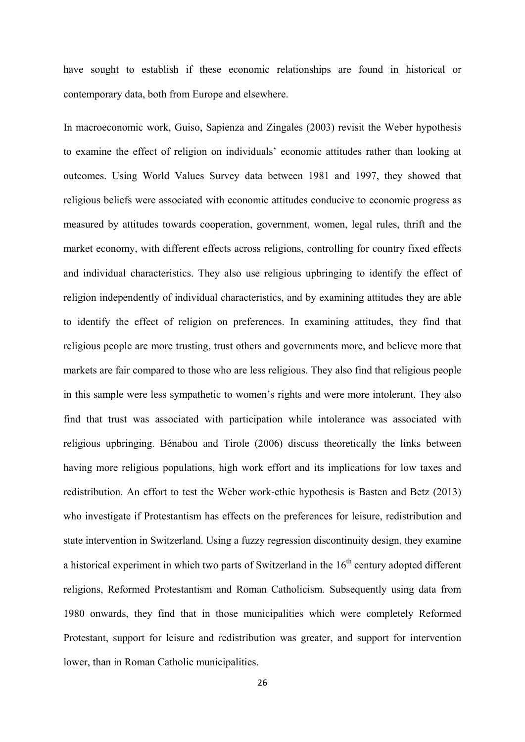have sought to establish if these economic relationships are found in historical or contemporary data, both from Europe and elsewhere.

In macroeconomic work, Guiso, Sapienza and Zingales (2003) revisit the Weber hypothesis to examine the effect of religion on individuals' economic attitudes rather than looking at outcomes. Using World Values Survey data between 1981 and 1997, they showed that religious beliefs were associated with economic attitudes conducive to economic progress as measured by attitudes towards cooperation, government, women, legal rules, thrift and the market economy, with different effects across religions, controlling for country fixed effects and individual characteristics. They also use religious upbringing to identify the effect of religion independently of individual characteristics, and by examining attitudes they are able to identify the effect of religion on preferences. In examining attitudes, they find that religious people are more trusting, trust others and governments more, and believe more that markets are fair compared to those who are less religious. They also find that religious people in this sample were less sympathetic to women's rights and were more intolerant. They also find that trust was associated with participation while intolerance was associated with religious upbringing. Bénabou and Tirole (2006) discuss theoretically the links between having more religious populations, high work effort and its implications for low taxes and redistribution. An effort to test the Weber work-ethic hypothesis is Basten and Betz (2013) who investigate if Protestantism has effects on the preferences for leisure, redistribution and state intervention in Switzerland. Using a fuzzy regression discontinuity design, they examine a historical experiment in which two parts of Switzerland in the 16th century adopted different religions, Reformed Protestantism and Roman Catholicism. Subsequently using data from 1980 onwards, they find that in those municipalities which were completely Reformed Protestant, support for leisure and redistribution was greater, and support for intervention lower, than in Roman Catholic municipalities.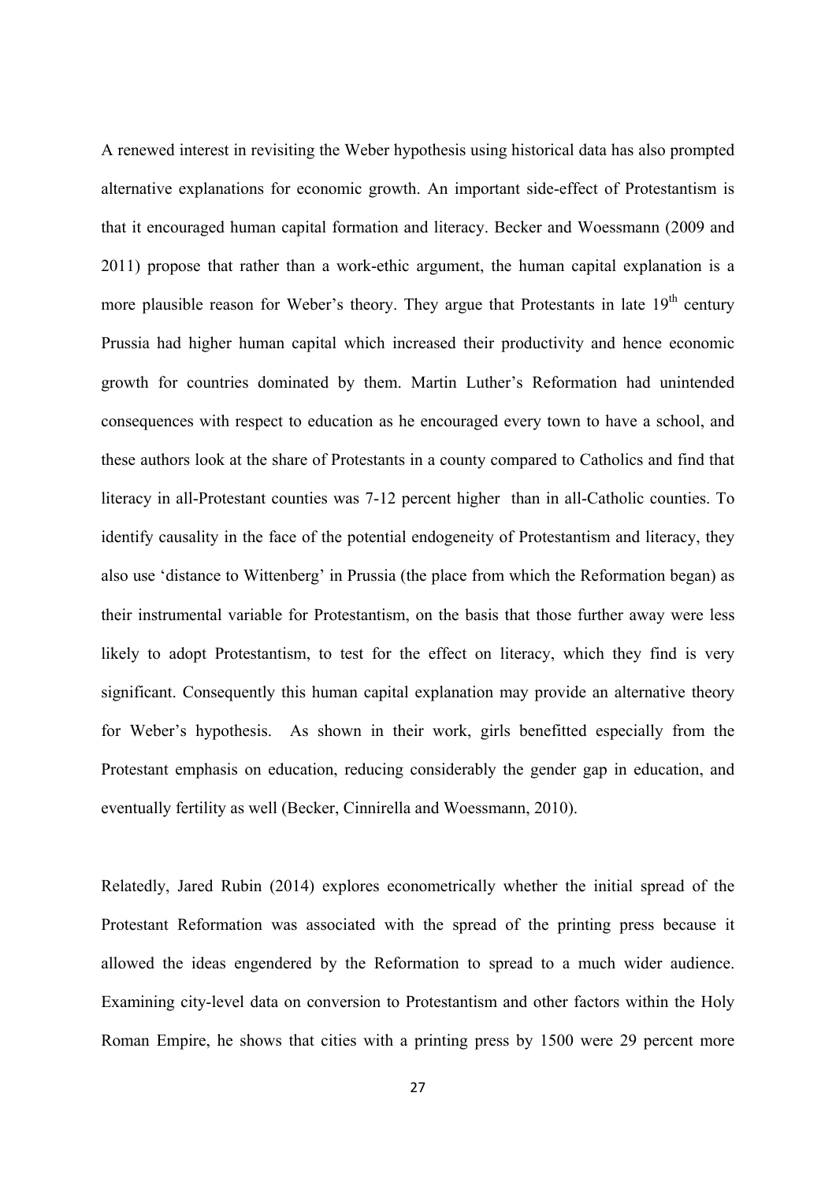A renewed interest in revisiting the Weber hypothesis using historical data has also prompted alternative explanations for economic growth. An important side-effect of Protestantism is that it encouraged human capital formation and literacy. Becker and Woessmann (2009 and 2011) propose that rather than a work-ethic argument, the human capital explanation is a more plausible reason for Weber's theory. They argue that Protestants in late 19th century Prussia had higher human capital which increased their productivity and hence economic growth for countries dominated by them. Martin Luther's Reformation had unintended consequences with respect to education as he encouraged every town to have a school, and these authors look at the share of Protestants in a county compared to Catholics and find that literacy in all-Protestant counties was 7-12 percent higher than in all-Catholic counties. To identify causality in the face of the potential endogeneity of Protestantism and literacy, they also use 'distance to Wittenberg' in Prussia (the place from which the Reformation began) as their instrumental variable for Protestantism, on the basis that those further away were less likely to adopt Protestantism, to test for the effect on literacy, which they find is very significant. Consequently this human capital explanation may provide an alternative theory for Weber's hypothesis. As shown in their work, girls benefitted especially from the Protestant emphasis on education, reducing considerably the gender gap in education, and eventually fertility as well (Becker, Cinnirella and Woessmann, 2010).

Relatedly, Jared Rubin (2014) explores econometrically whether the initial spread of the Protestant Reformation was associated with the spread of the printing press because it allowed the ideas engendered by the Reformation to spread to a much wider audience. Examining city-level data on conversion to Protestantism and other factors within the Holy Roman Empire, he shows that cities with a printing press by 1500 were 29 percent more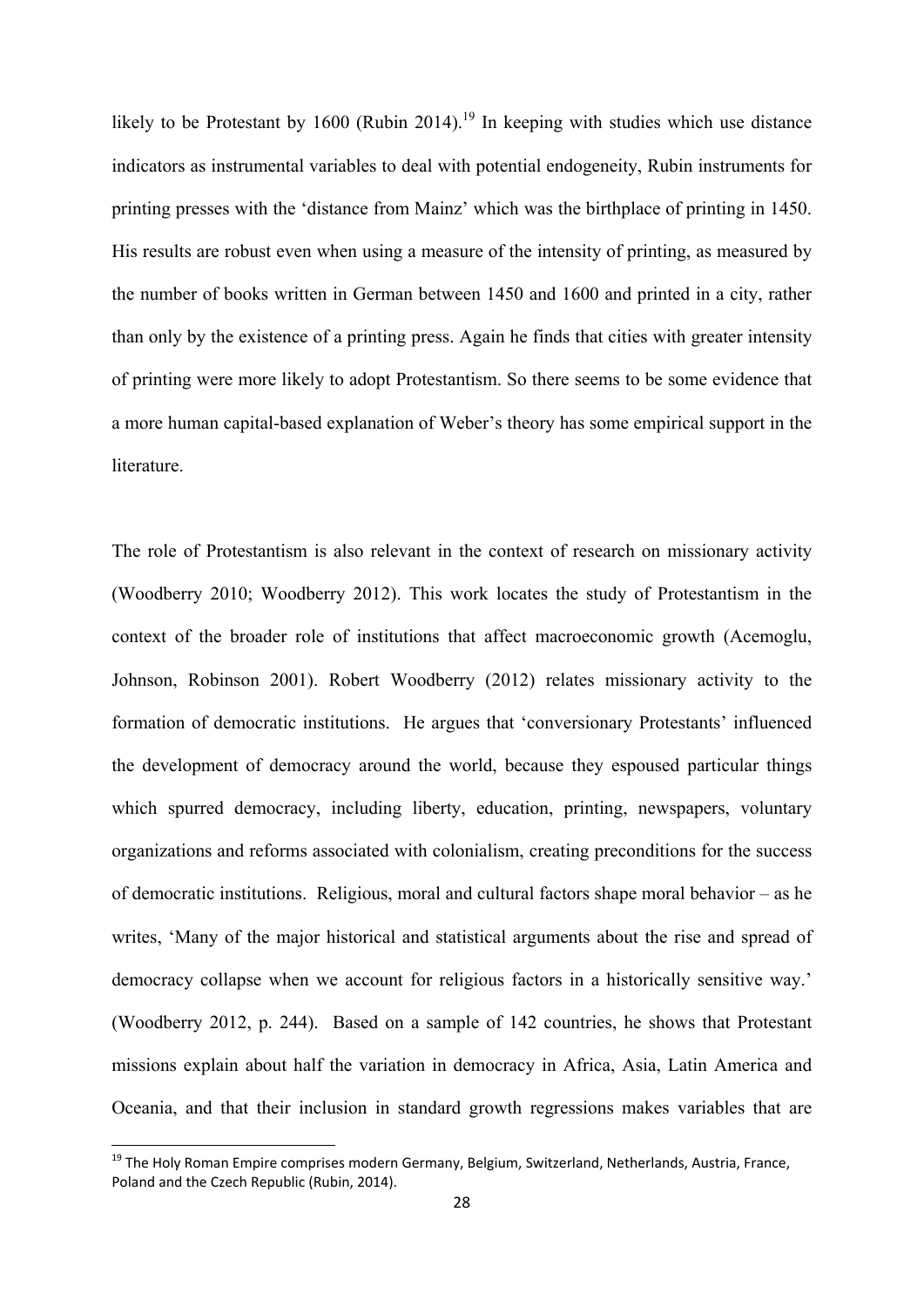likely to be Protestant by 1600 (Rubin 2014).[19] In keeping with studies which use distance indicators as instrumental variables to deal with potential endogeneity, Rubin instruments for printing presses with the 'distance from Mainz' which was the birthplace of printing in 1450. His results are robust even when using a measure of the intensity of printing, as measured by the number of books written in German between 1450 and 1600 and printed in a city, rather than only by the existence of a printing press. Again he finds that cities with greater intensity of printing were more likely to adopt Protestantism. So there seems to be some evidence that a more human capital-based explanation of Weber's theory has some empirical support in the literature.

The role of Protestantism is also relevant in the context of research on missionary activity (Woodberry 2010; Woodberry 2012). This work locates the study of Protestantism in the context of the broader role of institutions that affect macroeconomic growth (Acemoglu, Johnson, Robinson 2001). Robert Woodberry (2012) relates missionary activity to the formation of democratic institutions. He argues that 'conversionary Protestants' influenced the development of democracy around the world, because they espoused particular things which spurred democracy, including liberty, education, printing, newspapers, voluntary organizations and reforms associated with colonialism, creating preconditions for the success of democratic institutions. Religious, moral and cultural factors shape moral behavior – as he writes, 'Many of the major historical and statistical arguments about the rise and spread of democracy collapse when we account for religious factors in a historically sensitive way.' (Woodberry 2012, p. 244). Based on a sample of 142 countries, he shows that Protestant missions explain about half the variation in democracy in Africa, Asia, Latin America and Oceania, and that their inclusion in standard growth regressions makes variables that are

[19] The Holy Roman Empire comprises modern Germany, Belgium, Switzerland, Netherlands, Austria, France, Poland and the Czech Republic (Rubin, 2014).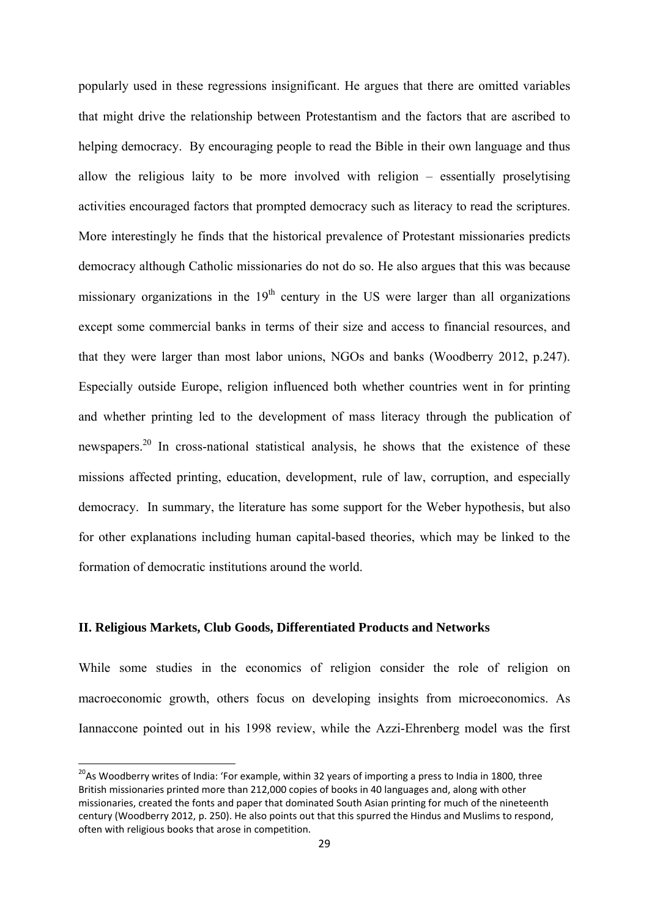popularly used in these regressions insignificant. He argues that there are omitted variables that might drive the relationship between Protestantism and the factors that are ascribed to helping democracy. By encouraging people to read the Bible in their own language and thus allow the religious laity to be more involved with religion – essentially proselytising activities encouraged factors that prompted democracy such as literacy to read the scriptures. More interestingly he finds that the historical prevalence of Protestant missionaries predicts democracy although Catholic missionaries do not do so. He also argues that this was because missionary organizations in the 19th century in the US were larger than all organizations except some commercial banks in terms of their size and access to financial resources, and that they were larger than most labor unions, NGOs and banks (Woodberry 2012, p.247). Especially outside Europe, religion influenced both whether countries went in for printing and whether printing led to the development of mass literacy through the publication of newspapers.[20] In cross-national statistical analysis, he shows that the existence of these missions affected printing, education, development, rule of law, corruption, and especially democracy. In summary, the literature has some support for the Weber hypothesis, but also for other explanations including human capital-based theories, which may be linked to the formation of democratic institutions around the world.

## II. Religious Markets, Club Goods, Differentiated Products and Networks

While some studies in the economics of religion consider the role of religion on macroeconomic growth, others focus on developing insights from microeconomics. As Iannaccone pointed out in his 1998 review, while the Azzi-Ehrenberg model was the first

[20] As Woodberry writes of India: 'For example, within 32 years of importing a press to India in 1800, three British missionaries printed more than 212,000 copies of books in 40 languages and, along with other missionaries, created the fonts and paper that dominated South Asian printing for much of the nineteenth century (Woodberry 2012, p. 250). He also points out that this spurred the Hindus and Muslims to respond, often with religious books that arose in competition.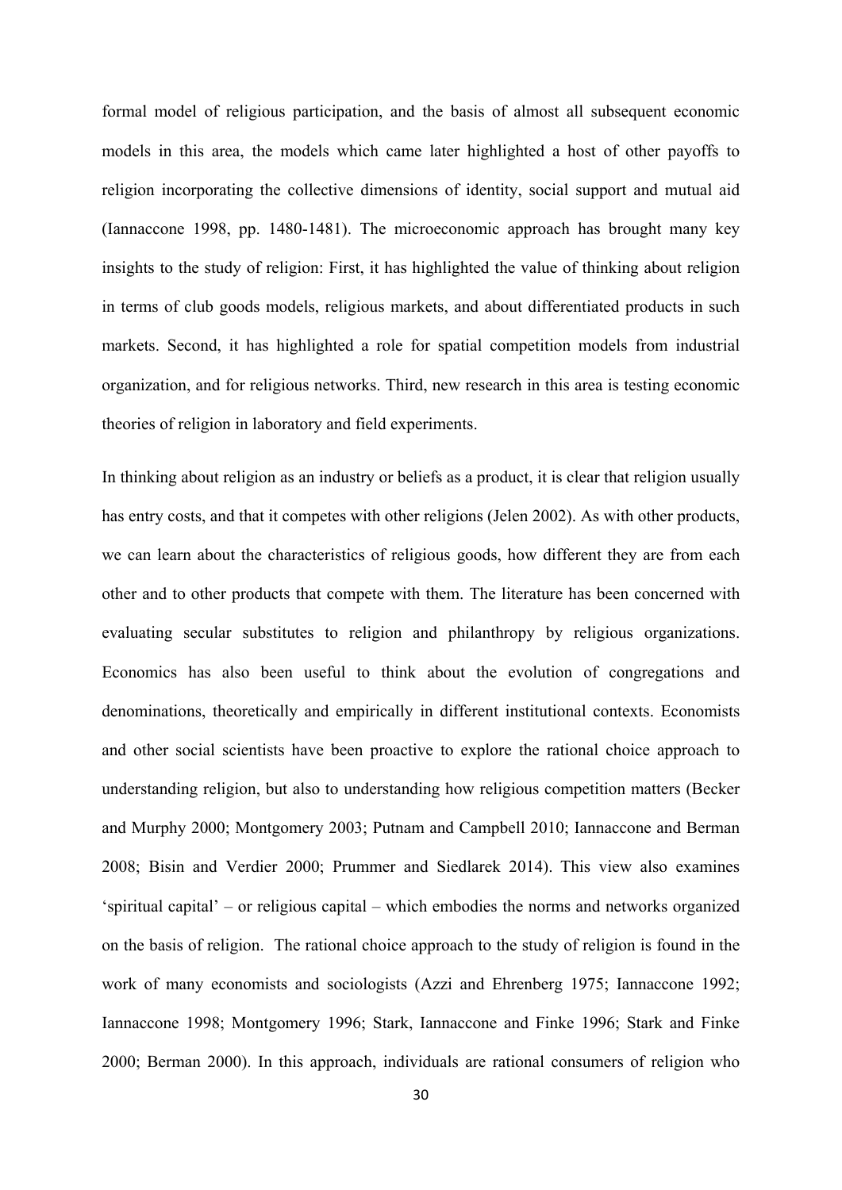formal model of religious participation, and the basis of almost all subsequent economic models in this area, the models which came later highlighted a host of other payoffs to religion incorporating the collective dimensions of identity, social support and mutual aid (Iannaccone 1998, pp. 1480-1481). The microeconomic approach has brought many key insights to the study of religion: First, it has highlighted the value of thinking about religion in terms of club goods models, religious markets, and about differentiated products in such markets. Second, it has highlighted a role for spatial competition models from industrial organization, and for religious networks. Third, new research in this area is testing economic theories of religion in laboratory and field experiments.

In thinking about religion as an industry or beliefs as a product, it is clear that religion usually has entry costs, and that it competes with other religions (Jelen 2002). As with other products, we can learn about the characteristics of religious goods, how different they are from each other and to other products that compete with them. The literature has been concerned with evaluating secular substitutes to religion and philanthropy by religious organizations. Economics has also been useful to think about the evolution of congregations and denominations, theoretically and empirically in different institutional contexts. Economists and other social scientists have been proactive to explore the rational choice approach to understanding religion, but also to understanding how religious competition matters (Becker and Murphy 2000; Montgomery 2003; Putnam and Campbell 2010; Iannaccone and Berman 2008; Bisin and Verdier 2000; Prummer and Siedlarek 2014). This view also examines 'spiritual capital' – or religious capital – which embodies the norms and networks organized on the basis of religion. The rational choice approach to the study of religion is found in the work of many economists and sociologists (Azzi and Ehrenberg 1975; Iannaccone 1992; Iannaccone 1998; Montgomery 1996; Stark, Iannaccone and Finke 1996; Stark and Finke 2000; Berman 2000). In this approach, individuals are rational consumers of religion who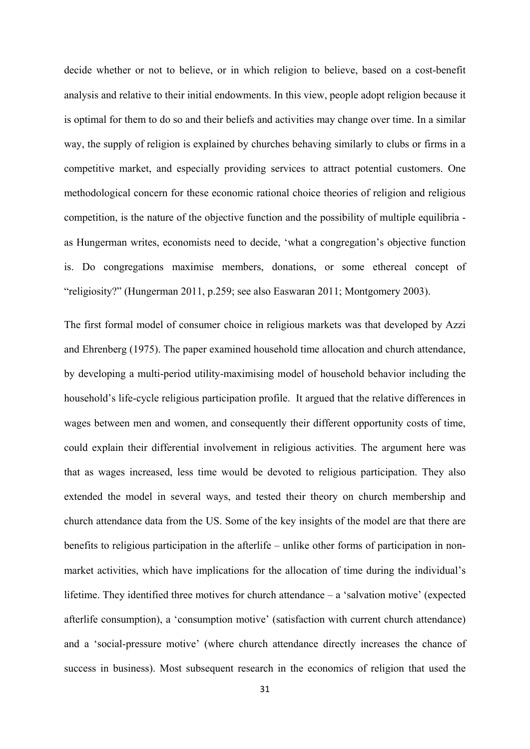decide whether or not to believe, or in which religion to believe, based on a cost-benefit analysis and relative to their initial endowments. In this view, people adopt religion because it is optimal for them to do so and their beliefs and activities may change over time. In a similar way, the supply of religion is explained by churches behaving similarly to clubs or firms in a competitive market, and especially providing services to attract potential customers. One methodological concern for these economic rational choice theories of religion and religious competition, is the nature of the objective function and the possibility of multiple equilibria - as Hungerman writes, economists need to decide, 'what a congregation's objective function is. Do congregations maximise members, donations, or some ethereal concept of "religiosity?" (Hungerman 2011, p.259; see also Easwaran 2011; Montgomery 2003).

The first formal model of consumer choice in religious markets was that developed by Azzi and Ehrenberg (1975). The paper examined household time allocation and church attendance, by developing a multi-period utility-maximising model of household behavior including the household's life-cycle religious participation profile. It argued that the relative differences in wages between men and women, and consequently their different opportunity costs of time, could explain their differential involvement in religious activities. The argument here was that as wages increased, less time would be devoted to religious participation. They also extended the model in several ways, and tested their theory on church membership and church attendance data from the US. Some of the key insights of the model are that there are benefits to religious participation in the afterlife – unlike other forms of participation in non-market activities, which have implications for the allocation of time during the individual's lifetime. They identified three motives for church attendance – a 'salvation motive' (expected afterlife consumption), a 'consumption motive' (satisfaction with current church attendance) and a 'social-pressure motive' (where church attendance directly increases the chance of success in business). Most subsequent research in the economics of religion that used the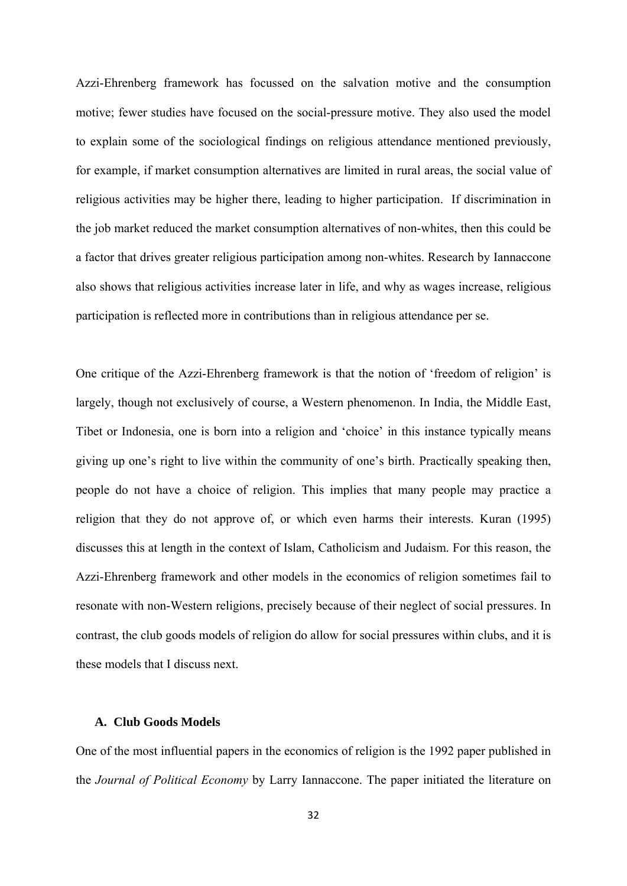Azzi-Ehrenberg framework has focussed on the salvation motive and the consumption motive; fewer studies have focused on the social-pressure motive. They also used the model to explain some of the sociological findings on religious attendance mentioned previously, for example, if market consumption alternatives are limited in rural areas, the social value of religious activities may be higher there, leading to higher participation. If discrimination in the job market reduced the market consumption alternatives of non-whites, then this could be a factor that drives greater religious participation among non-whites. Research by Iannaccone also shows that religious activities increase later in life, and why as wages increase, religious participation is reflected more in contributions than in religious attendance per se.

One critique of the Azzi-Ehrenberg framework is that the notion of 'freedom of religion' is largely, though not exclusively of course, a Western phenomenon. In India, the Middle East, Tibet or Indonesia, one is born into a religion and 'choice' in this instance typically means giving up one's right to live within the community of one's birth. Practically speaking then, people do not have a choice of religion. This implies that many people may practice a religion that they do not approve of, or which even harms their interests. Kuran (1995) discusses this at length in the context of Islam, Catholicism and Judaism. For this reason, the Azzi-Ehrenberg framework and other models in the economics of religion sometimes fail to resonate with non-Western religions, precisely because of their neglect of social pressures. In contrast, the club goods models of religion do allow for social pressures within clubs, and it is these models that I discuss next.

### A. Club Goods Models

One of the most influential papers in the economics of religion is the 1992 paper published in the *Journal of Political Economy* by Larry Iannaccone. The paper initiated the literature on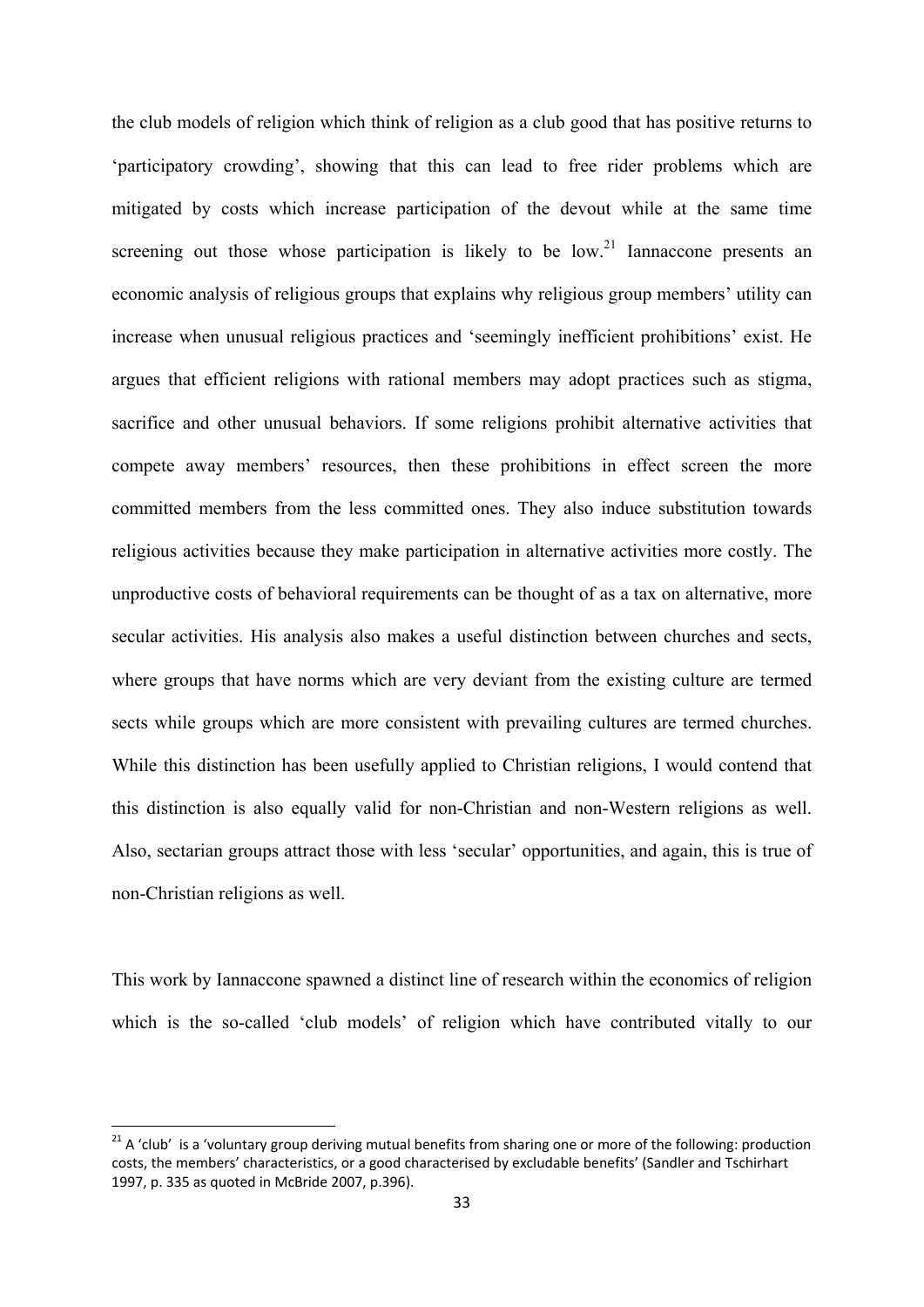the club models of religion which think of religion as a club good that has positive returns to 'participatory crowding', showing that this can lead to free rider problems which are mitigated by costs which increase participation of the devout while at the same time screening out those whose participation is likely to be low.[21] Iannaccone presents an economic analysis of religious groups that explains why religious group members' utility can increase when unusual religious practices and 'seemingly inefficient prohibitions' exist. He argues that efficient religions with rational members may adopt practices such as stigma, sacrifice and other unusual behaviors. If some religions prohibit alternative activities that compete away members' resources, then these prohibitions in effect screen the more committed members from the less committed ones. They also induce substitution towards religious activities because they make participation in alternative activities more costly. The unproductive costs of behavioral requirements can be thought of as a tax on alternative, more secular activities. His analysis also makes a useful distinction between churches and sects, where groups that have norms which are very deviant from the existing culture are termed sects while groups which are more consistent with prevailing cultures are termed churches. While this distinction has been usefully applied to Christian religions, I would contend that this distinction is also equally valid for non-Christian and non-Western religions as well. Also, sectarian groups attract those with less 'secular' opportunities, and again, this is true of non-Christian religions as well.

This work by Iannaccone spawned a distinct line of research within the economics of religion which is the so-called 'club models' of religion which have contributed vitally to our

[21] A 'club' is a 'voluntary group deriving mutual benefits from sharing one or more of the following: production costs, the members' characteristics, or a good characterised by excludable benefits' (Sandler and Tschirhart 1997, p. 335 as quoted in McBride 2007, p.396).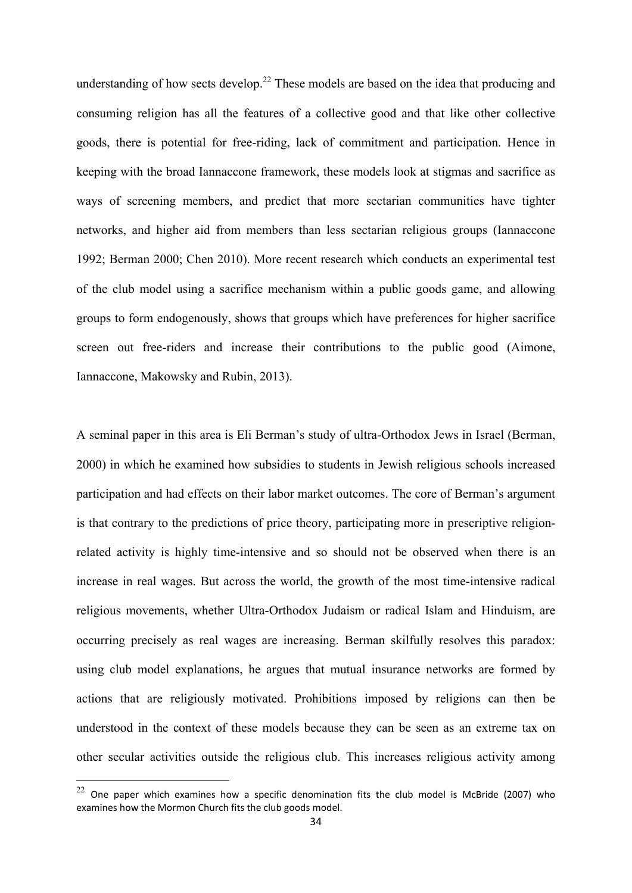understanding of how sects develop.[22] These models are based on the idea that producing and consuming religion has all the features of a collective good and that like other collective goods, there is potential for free-riding, lack of commitment and participation. Hence in keeping with the broad Iannaccone framework, these models look at stigmas and sacrifice as ways of screening members, and predict that more sectarian communities have tighter networks, and higher aid from members than less sectarian religious groups (Iannaccone 1992; Berman 2000; Chen 2010). More recent research which conducts an experimental test of the club model using a sacrifice mechanism within a public goods game, and allowing groups to form endogenously, shows that groups which have preferences for higher sacrifice screen out free-riders and increase their contributions to the public good (Aimone, Iannaccone, Makowsky and Rubin, 2013).

A seminal paper in this area is Eli Berman's study of ultra-Orthodox Jews in Israel (Berman, 2000) in which he examined how subsidies to students in Jewish religious schools increased participation and had effects on their labor market outcomes. The core of Berman's argument is that contrary to the predictions of price theory, participating more in prescriptive religion-related activity is highly time-intensive and so should not be observed when there is an increase in real wages. But across the world, the growth of the most time-intensive radical religious movements, whether Ultra-Orthodox Judaism or radical Islam and Hinduism, are occurring precisely as real wages are increasing. Berman skilfully resolves this paradox: using club model explanations, he argues that mutual insurance networks are formed by actions that are religiously motivated. Prohibitions imposed by religions can then be understood in the context of these models because they can be seen as an extreme tax on other secular activities outside the religious club. This increases religious activity among

[22] One paper which examines how a specific denomination fits the club model is McBride (2007) who examines how the Mormon Church fits the club goods model.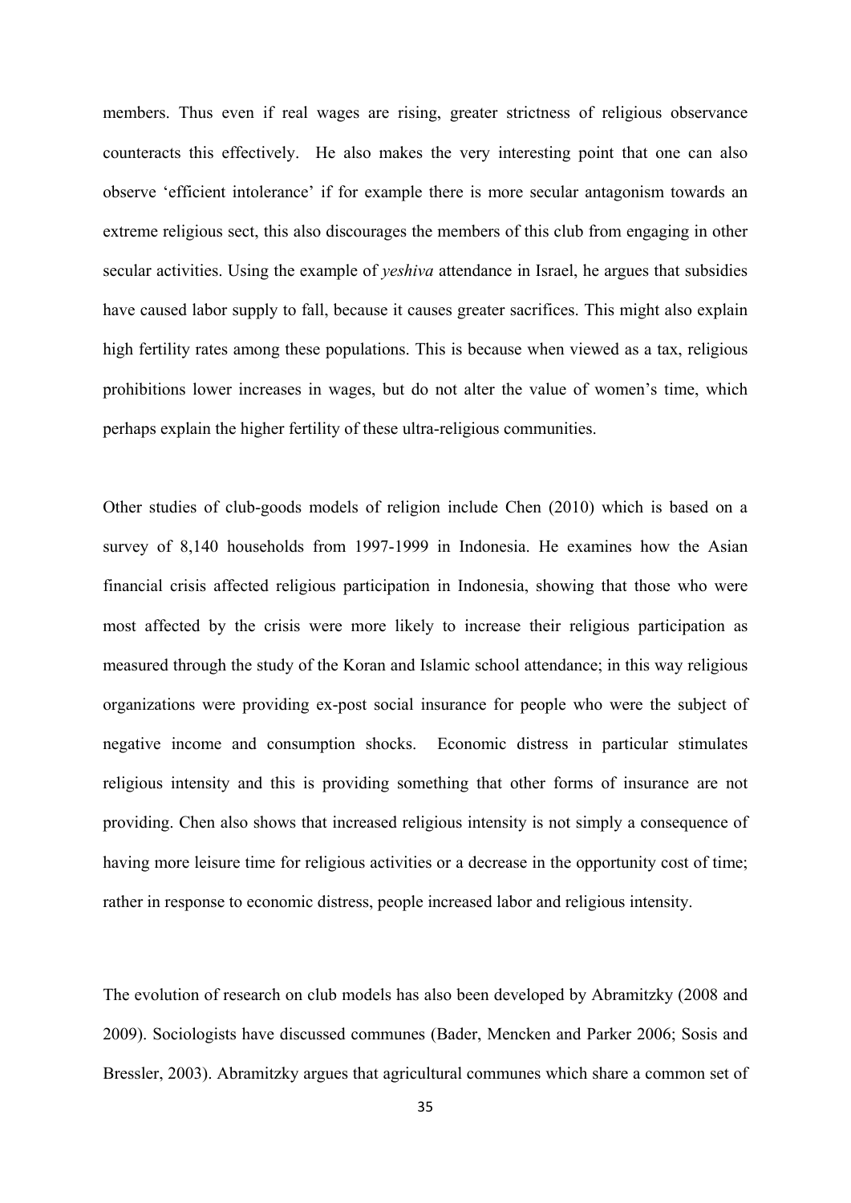members. Thus even if real wages are rising, greater strictness of religious observance counteracts this effectively. He also makes the very interesting point that one can also observe 'efficient intolerance' if for example there is more secular antagonism towards an extreme religious sect, this also discourages the members of this club from engaging in other secular activities. Using the example of *yeshiva* attendance in Israel, he argues that subsidies have caused labor supply to fall, because it causes greater sacrifices. This might also explain high fertility rates among these populations. This is because when viewed as a tax, religious prohibitions lower increases in wages, but do not alter the value of women's time, which perhaps explain the higher fertility of these ultra-religious communities.

Other studies of club-goods models of religion include Chen (2010) which is based on a survey of 8,140 households from 1997-1999 in Indonesia. He examines how the Asian financial crisis affected religious participation in Indonesia, showing that those who were most affected by the crisis were more likely to increase their religious participation as measured through the study of the Koran and Islamic school attendance; in this way religious organizations were providing ex-post social insurance for people who were the subject of negative income and consumption shocks. Economic distress in particular stimulates religious intensity and this is providing something that other forms of insurance are not providing. Chen also shows that increased religious intensity is not simply a consequence of having more leisure time for religious activities or a decrease in the opportunity cost of time; rather in response to economic distress, people increased labor and religious intensity.

The evolution of research on club models has also been developed by Abramitzky (2008 and 2009). Sociologists have discussed communes (Bader, Mencken and Parker 2006; Sosis and Bressler, 2003). Abramitzky argues that agricultural communes which share a common set of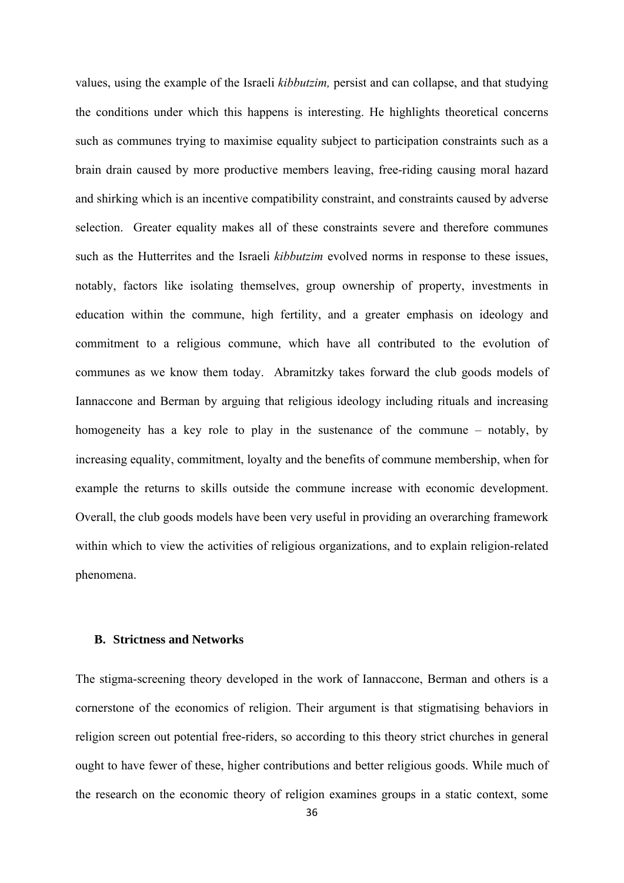values, using the example of the Israeli *kibbutzim,* persist and can collapse, and that studying the conditions under which this happens is interesting. He highlights theoretical concerns such as communes trying to maximise equality subject to participation constraints such as a brain drain caused by more productive members leaving, free-riding causing moral hazard and shirking which is an incentive compatibility constraint, and constraints caused by adverse selection. Greater equality makes all of these constraints severe and therefore communes such as the Hutterrites and the Israeli *kibbutzim* evolved norms in response to these issues, notably, factors like isolating themselves, group ownership of property, investments in education within the commune, high fertility, and a greater emphasis on ideology and commitment to a religious commune, which have all contributed to the evolution of communes as we know them today. Abramitzky takes forward the club goods models of Iannaccone and Berman by arguing that religious ideology including rituals and increasing homogeneity has a key role to play in the sustenance of the commune – notably, by increasing equality, commitment, loyalty and the benefits of commune membership, when for example the returns to skills outside the commune increase with economic development. Overall, the club goods models have been very useful in providing an overarching framework within which to view the activities of religious organizations, and to explain religion-related phenomena.

### B. Strictness and Networks

The stigma-screening theory developed in the work of Iannaccone, Berman and others is a cornerstone of the economics of religion. Their argument is that stigmatising behaviors in religion screen out potential free-riders, so according to this theory strict churches in general ought to have fewer of these, higher contributions and better religious goods. While much of the research on the economic theory of religion examines groups in a static context, some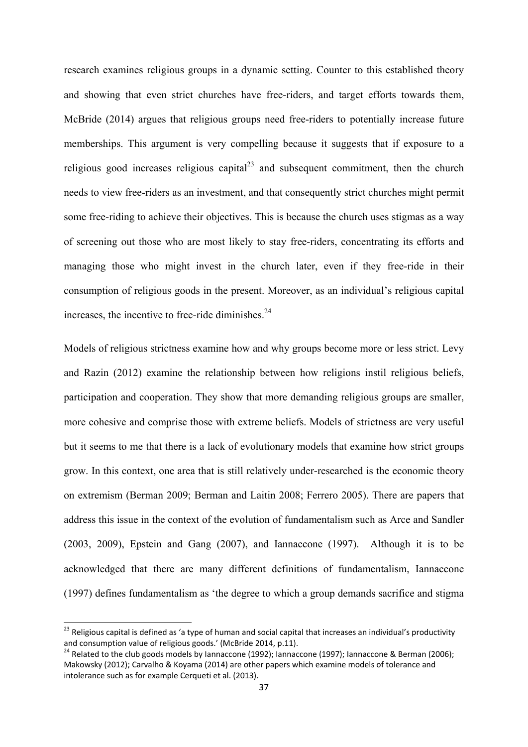research examines religious groups in a dynamic setting. Counter to this established theory and showing that even strict churches have free-riders, and target efforts towards them, McBride (2014) argues that religious groups need free-riders to potentially increase future memberships. This argument is very compelling because it suggests that if exposure to a religious good increases religious capital[23] and subsequent commitment, then the church needs to view free-riders as an investment, and that consequently strict churches might permit some free-riding to achieve their objectives. This is because the church uses stigmas as a way of screening out those who are most likely to stay free-riders, concentrating its efforts and managing those who might invest in the church later, even if they free-ride in their consumption of religious goods in the present. Moreover, as an individual's religious capital increases, the incentive to free-ride diminishes.[24]

Models of religious strictness examine how and why groups become more or less strict. Levy and Razin (2012) examine the relationship between how religions instil religious beliefs, participation and cooperation. They show that more demanding religious groups are smaller, more cohesive and comprise those with extreme beliefs. Models of strictness are very useful but it seems to me that there is a lack of evolutionary models that examine how strict groups grow. In this context, one area that is still relatively under-researched is the economic theory on extremism (Berman 2009; Berman and Laitin 2008; Ferrero 2005). There are papers that address this issue in the context of the evolution of fundamentalism such as Arce and Sandler (2003, 2009), Epstein and Gang (2007), and Iannaccone (1997). Although it is to be acknowledged that there are many different definitions of fundamentalism, Iannaccone (1997) defines fundamentalism as 'the degree to which a group demands sacrifice and stigma

[23] Religious capital is defined as 'a type of human and social capital that increases an individual's productivity and consumption value of religious goods.' (McBride 2014, p.11).

[24] Related to the club goods models by Iannaccone (1992); Iannaccone (1997); Iannaccone & Berman (2006); Makowsky (2012); Carvalho & Koyama (2014) are other papers which examine models of tolerance and intolerance such as for example Cerqueti et al. (2013).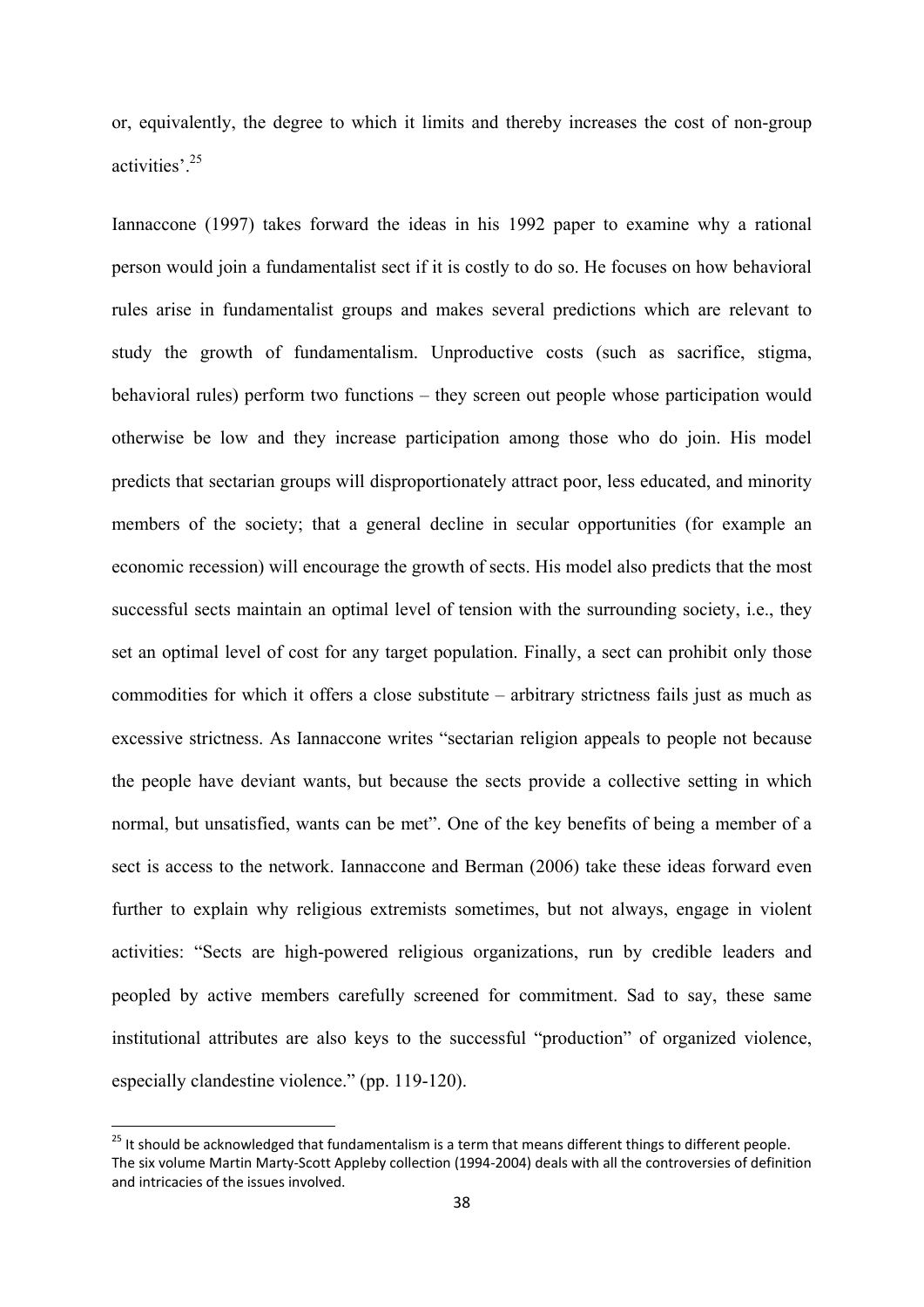or, equivalently, the degree to which it limits and thereby increases the cost of non-group activities'.[25]

Iannaccone (1997) takes forward the ideas in his 1992 paper to examine why a rational person would join a fundamentalist sect if it is costly to do so. He focuses on how behavioral rules arise in fundamentalist groups and makes several predictions which are relevant to study the growth of fundamentalism. Unproductive costs (such as sacrifice, stigma, behavioral rules) perform two functions – they screen out people whose participation would otherwise be low and they increase participation among those who do join. His model predicts that sectarian groups will disproportionately attract poor, less educated, and minority members of the society; that a general decline in secular opportunities (for example an economic recession) will encourage the growth of sects. His model also predicts that the most successful sects maintain an optimal level of tension with the surrounding society, i.e., they set an optimal level of cost for any target population. Finally, a sect can prohibit only those commodities for which it offers a close substitute – arbitrary strictness fails just as much as excessive strictness. As Iannaccone writes "sectarian religion appeals to people not because the people have deviant wants, but because the sects provide a collective setting in which normal, but unsatisfied, wants can be met". One of the key benefits of being a member of a sect is access to the network. Iannaccone and Berman (2006) take these ideas forward even further to explain why religious extremists sometimes, but not always, engage in violent activities: "Sects are high-powered religious organizations, run by credible leaders and peopled by active members carefully screened for commitment. Sad to say, these same institutional attributes are also keys to the successful "production" of organized violence, especially clandestine violence." (pp. 119-120).

[25] It should be acknowledged that fundamentalism is a term that means different things to different people. The six volume Martin Marty-Scott Appleby collection (1994-2004) deals with all the controversies of definition and intricacies of the issues involved.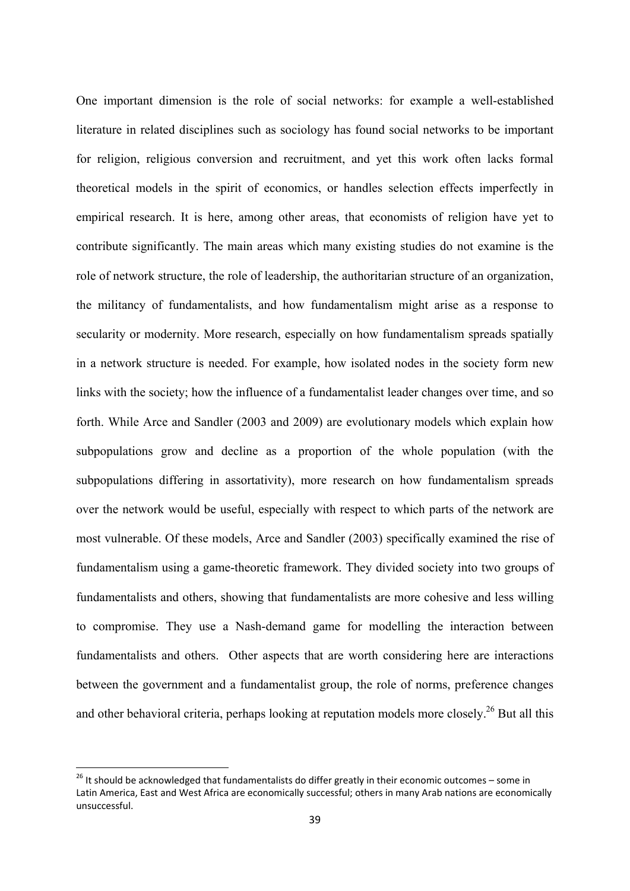One important dimension is the role of social networks: for example a well-established literature in related disciplines such as sociology has found social networks to be important for religion, religious conversion and recruitment, and yet this work often lacks formal theoretical models in the spirit of economics, or handles selection effects imperfectly in empirical research. It is here, among other areas, that economists of religion have yet to contribute significantly. The main areas which many existing studies do not examine is the role of network structure, the role of leadership, the authoritarian structure of an organization, the militancy of fundamentalists, and how fundamentalism might arise as a response to secularity or modernity. More research, especially on how fundamentalism spreads spatially in a network structure is needed. For example, how isolated nodes in the society form new links with the society; how the influence of a fundamentalist leader changes over time, and so forth. While Arce and Sandler (2003 and 2009) are evolutionary models which explain how subpopulations grow and decline as a proportion of the whole population (with the subpopulations differing in assortativity), more research on how fundamentalism spreads over the network would be useful, especially with respect to which parts of the network are most vulnerable. Of these models, Arce and Sandler (2003) specifically examined the rise of fundamentalism using a game-theoretic framework. They divided society into two groups of fundamentalists and others, showing that fundamentalists are more cohesive and less willing to compromise. They use a Nash-demand game for modelling the interaction between fundamentalists and others. Other aspects that are worth considering here are interactions between the government and a fundamentalist group, the role of norms, preference changes and other behavioral criteria, perhaps looking at reputation models more closely.[26] But all this

[26] It should be acknowledged that fundamentalists do differ greatly in their economic outcomes – some in Latin America, East and West Africa are economically successful; others in many Arab nations are economically unsuccessful.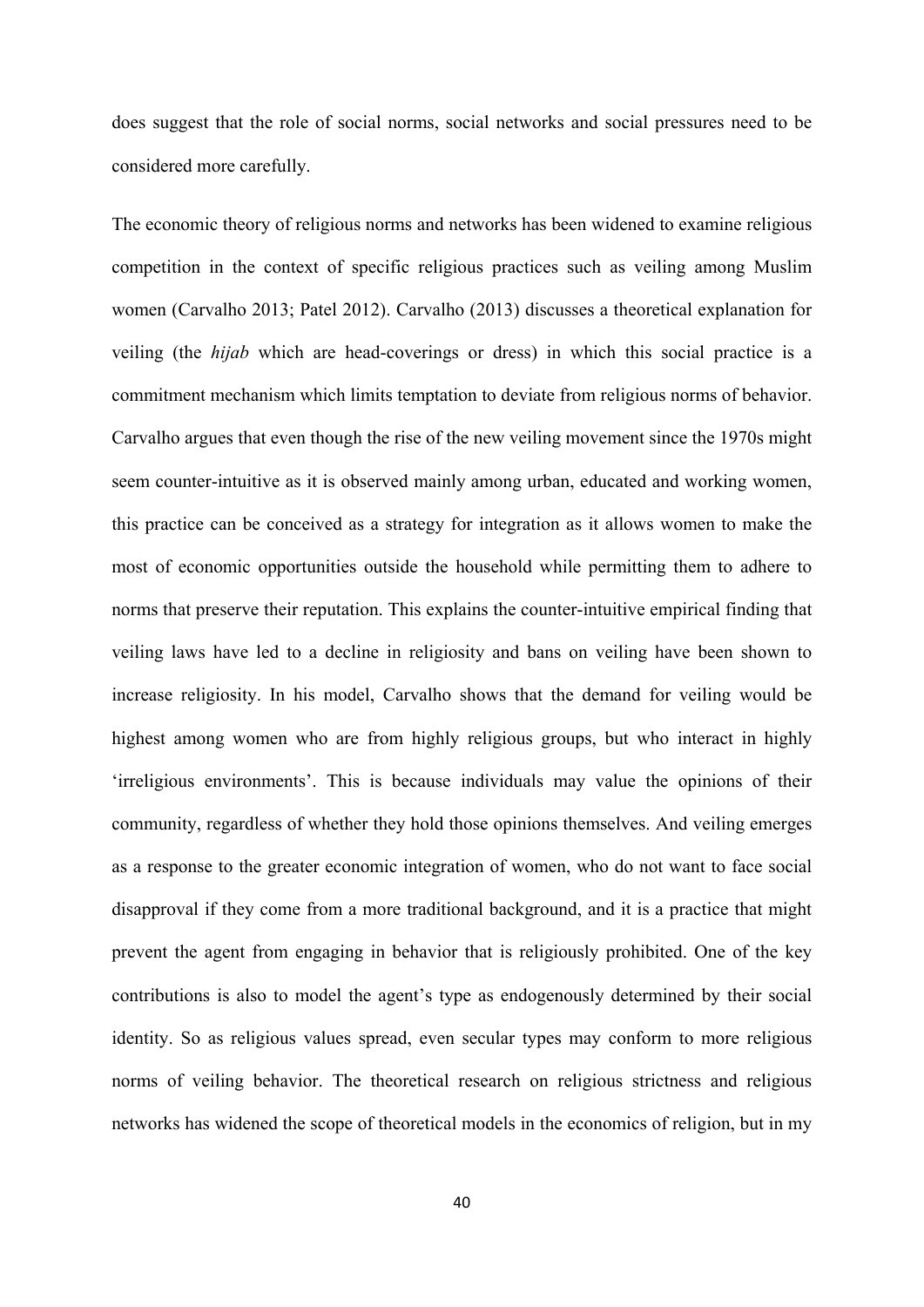does suggest that the role of social norms, social networks and social pressures need to be considered more carefully.

The economic theory of religious norms and networks has been widened to examine religious competition in the context of specific religious practices such as veiling among Muslim women (Carvalho 2013; Patel 2012). Carvalho (2013) discusses a theoretical explanation for veiling (the *hijab* which are head-coverings or dress) in which this social practice is a commitment mechanism which limits temptation to deviate from religious norms of behavior. Carvalho argues that even though the rise of the new veiling movement since the 1970s might seem counter-intuitive as it is observed mainly among urban, educated and working women, this practice can be conceived as a strategy for integration as it allows women to make the most of economic opportunities outside the household while permitting them to adhere to norms that preserve their reputation. This explains the counter-intuitive empirical finding that veiling laws have led to a decline in religiosity and bans on veiling have been shown to increase religiosity. In his model, Carvalho shows that the demand for veiling would be highest among women who are from highly religious groups, but who interact in highly 'irreligious environments'. This is because individuals may value the opinions of their community, regardless of whether they hold those opinions themselves. And veiling emerges as a response to the greater economic integration of women, who do not want to face social disapproval if they come from a more traditional background, and it is a practice that might prevent the agent from engaging in behavior that is religiously prohibited. One of the key contributions is also to model the agent's type as endogenously determined by their social identity. So as religious values spread, even secular types may conform to more religious norms of veiling behavior. The theoretical research on religious strictness and religious networks has widened the scope of theoretical models in the economics of religion, but in my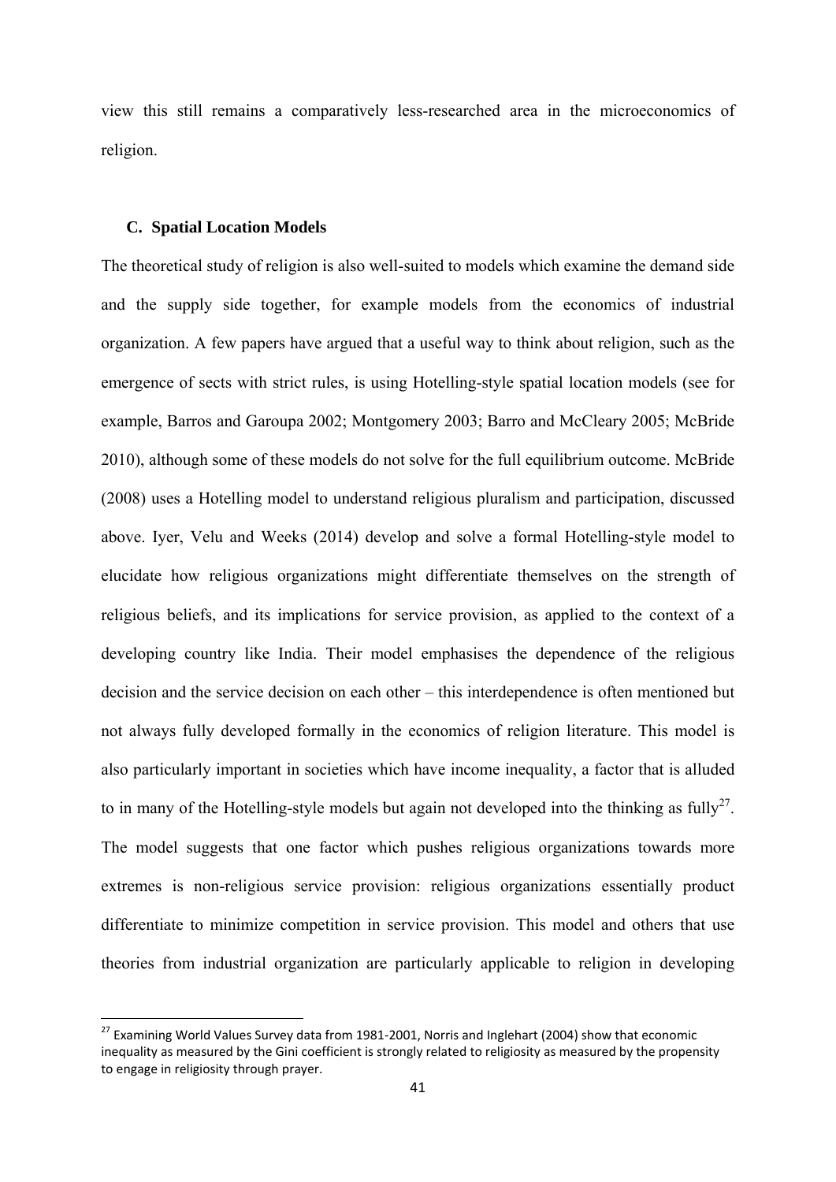view this still remains a comparatively less-researched area in the microeconomics of religion.

### C. Spatial Location Models

The theoretical study of religion is also well-suited to models which examine the demand side and the supply side together, for example models from the economics of industrial organization. A few papers have argued that a useful way to think about religion, such as the emergence of sects with strict rules, is using Hotelling-style spatial location models (see for example, Barros and Garoupa 2002; Montgomery 2003; Barro and McCleary 2005; McBride 2010), although some of these models do not solve for the full equilibrium outcome. McBride (2008) uses a Hotelling model to understand religious pluralism and participation, discussed above. Iyer, Velu and Weeks (2014) develop and solve a formal Hotelling-style model to elucidate how religious organizations might differentiate themselves on the strength of religious beliefs, and its implications for service provision, as applied to the context of a developing country like India. Their model emphasises the dependence of the religious decision and the service decision on each other – this interdependence is often mentioned but not always fully developed formally in the economics of religion literature. This model is also particularly important in societies which have income inequality, a factor that is alluded to in many of the Hotelling-style models but again not developed into the thinking as fully[27]. The model suggests that one factor which pushes religious organizations towards more extremes is non-religious service provision: religious organizations essentially product differentiate to minimize competition in service provision. This model and others that use theories from industrial organization are particularly applicable to religion in developing

[27] Examining World Values Survey data from 1981-2001, Norris and Inglehart (2004) show that economic inequality as measured by the Gini coefficient is strongly related to religiosity as measured by the propensity to engage in religiosity through prayer.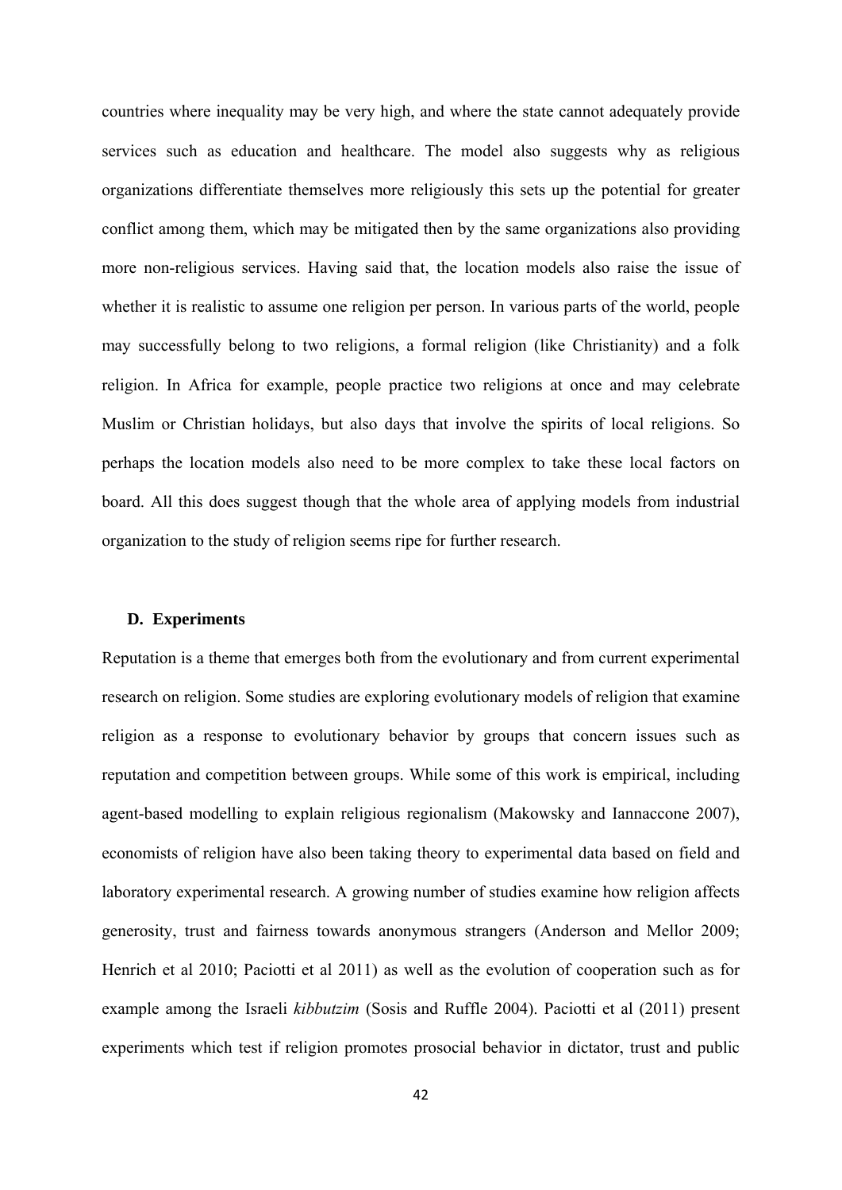countries where inequality may be very high, and where the state cannot adequately provide services such as education and healthcare. The model also suggests why as religious organizations differentiate themselves more religiously this sets up the potential for greater conflict among them, which may be mitigated then by the same organizations also providing more non-religious services. Having said that, the location models also raise the issue of whether it is realistic to assume one religion per person. In various parts of the world, people may successfully belong to two religions, a formal religion (like Christianity) and a folk religion. In Africa for example, people practice two religions at once and may celebrate Muslim or Christian holidays, but also days that involve the spirits of local religions. So perhaps the location models also need to be more complex to take these local factors on board. All this does suggest though that the whole area of applying models from industrial organization to the study of religion seems ripe for further research.

### D. Experiments

Reputation is a theme that emerges both from the evolutionary and from current experimental research on religion. Some studies are exploring evolutionary models of religion that examine religion as a response to evolutionary behavior by groups that concern issues such as reputation and competition between groups. While some of this work is empirical, including agent-based modelling to explain religious regionalism (Makowsky and Iannaccone 2007), economists of religion have also been taking theory to experimental data based on field and laboratory experimental research. A growing number of studies examine how religion affects generosity, trust and fairness towards anonymous strangers (Anderson and Mellor 2009; Henrich et al 2010; Paciotti et al 2011) as well as the evolution of cooperation such as for example among the Israeli *kibbutzim* (Sosis and Ruffle 2004). Paciotti et al (2011) present experiments which test if religion promotes prosocial behavior in dictator, trust and public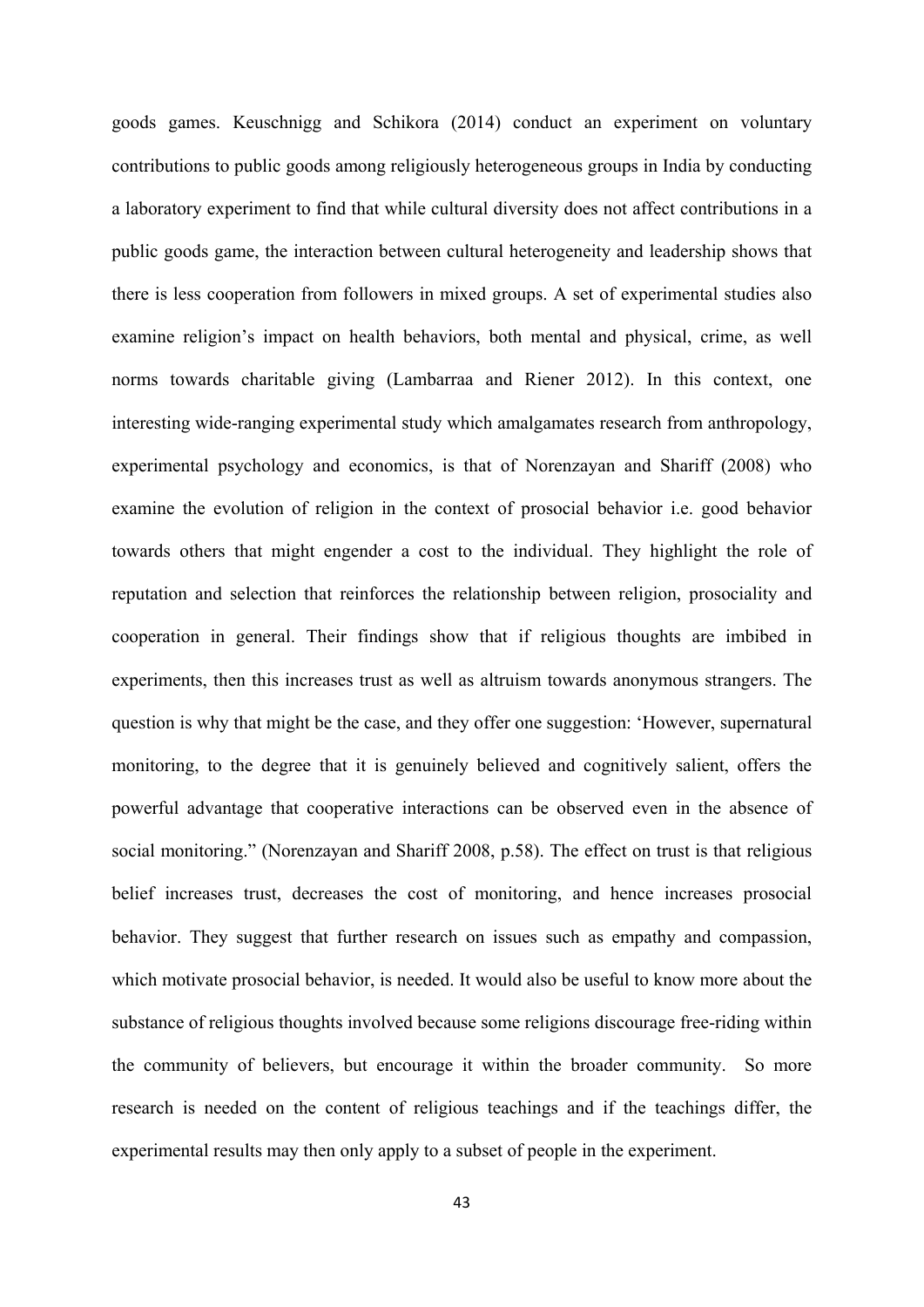goods games. Keuschnigg and Schikora (2014) conduct an experiment on voluntary contributions to public goods among religiously heterogeneous groups in India by conducting a laboratory experiment to find that while cultural diversity does not affect contributions in a public goods game, the interaction between cultural heterogeneity and leadership shows that there is less cooperation from followers in mixed groups. A set of experimental studies also examine religion's impact on health behaviors, both mental and physical, crime, as well norms towards charitable giving (Lambarraa and Riener 2012). In this context, one interesting wide-ranging experimental study which amalgamates research from anthropology, experimental psychology and economics, is that of Norenzayan and Shariff (2008) who examine the evolution of religion in the context of prosocial behavior i.e. good behavior towards others that might engender a cost to the individual. They highlight the role of reputation and selection that reinforces the relationship between religion, prosociality and cooperation in general. Their findings show that if religious thoughts are imbibed in experiments, then this increases trust as well as altruism towards anonymous strangers. The question is why that might be the case, and they offer one suggestion: 'However, supernatural monitoring, to the degree that it is genuinely believed and cognitively salient, offers the powerful advantage that cooperative interactions can be observed even in the absence of social monitoring." (Norenzayan and Shariff 2008, p.58). The effect on trust is that religious belief increases trust, decreases the cost of monitoring, and hence increases prosocial behavior. They suggest that further research on issues such as empathy and compassion, which motivate prosocial behavior, is needed. It would also be useful to know more about the substance of religious thoughts involved because some religions discourage free-riding within the community of believers, but encourage it within the broader community. So more research is needed on the content of religious teachings and if the teachings differ, the experimental results may then only apply to a subset of people in the experiment.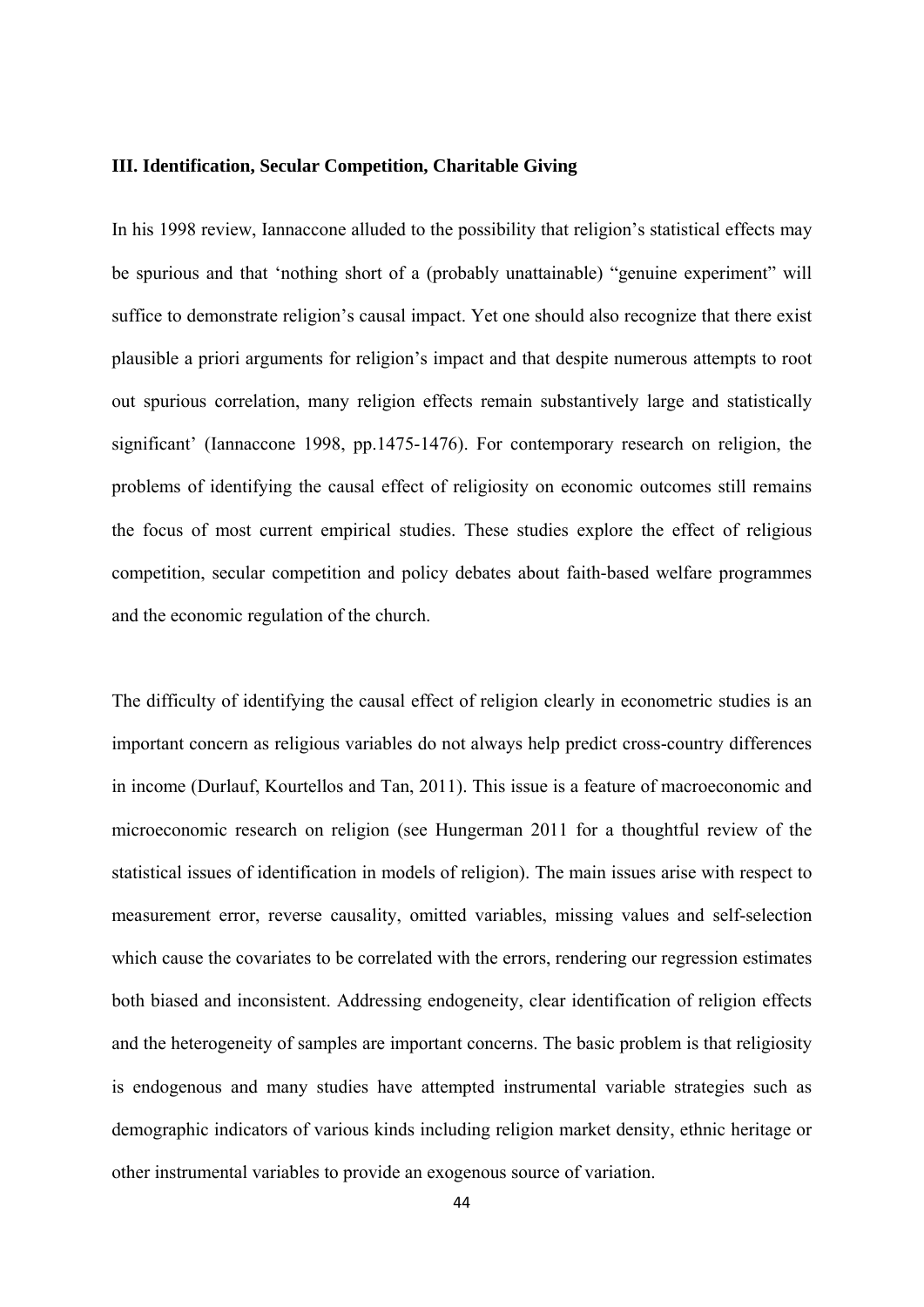**III. Identification, Secular Competition, Charitable Giving**

In his 1998 review, Iannaccone alluded to the possibility that religion's statistical effects may be spurious and that 'nothing short of a (probably unattainable) "genuine experiment" will suffice to demonstrate religion's causal impact. Yet one should also recognize that there exist plausible a priori arguments for religion's impact and that despite numerous attempts to root out spurious correlation, many religion effects remain substantively large and statistically significant' (Iannaccone 1998, pp.1475-1476). For contemporary research on religion, the problems of identifying the causal effect of religiosity on economic outcomes still remains the focus of most current empirical studies. These studies explore the effect of religious competition, secular competition and policy debates about faith-based welfare programmes and the economic regulation of the church.

The difficulty of identifying the causal effect of religion clearly in econometric studies is an important concern as religious variables do not always help predict cross-country differences in income (Durlauf, Kourtellos and Tan, 2011). This issue is a feature of macroeconomic and microeconomic research on religion (see Hungerman 2011 for a thoughtful review of the statistical issues of identification in models of religion). The main issues arise with respect to measurement error, reverse causality, omitted variables, missing values and self-selection which cause the covariates to be correlated with the errors, rendering our regression estimates both biased and inconsistent. Addressing endogeneity, clear identification of religion effects and the heterogeneity of samples are important concerns. The basic problem is that religiosity is endogenous and many studies have attempted instrumental variable strategies such as demographic indicators of various kinds including religion market density, ethnic heritage or other instrumental variables to provide an exogenous source of variation.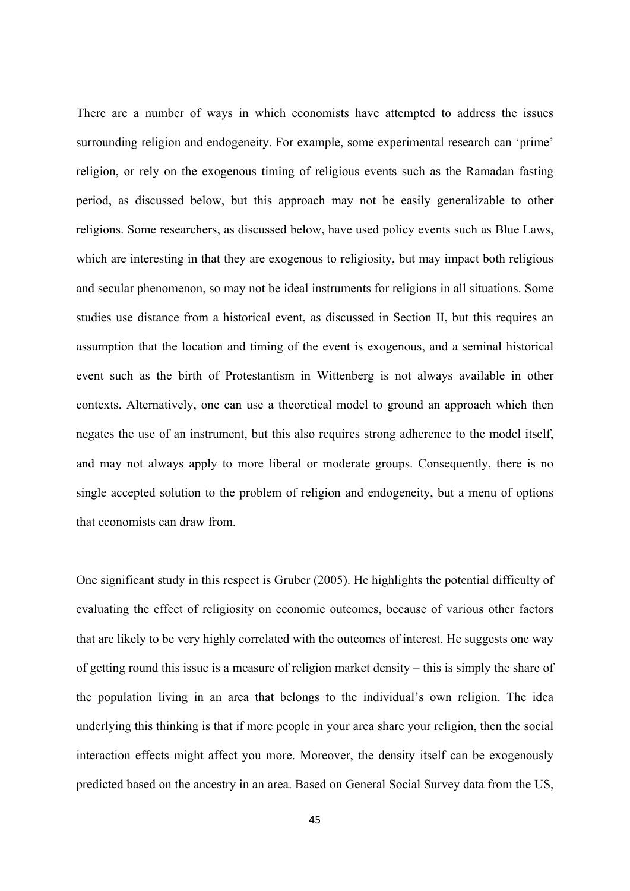There are a number of ways in which economists have attempted to address the issues surrounding religion and endogeneity. For example, some experimental research can 'prime' religion, or rely on the exogenous timing of religious events such as the Ramadan fasting period, as discussed below, but this approach may not be easily generalizable to other religions. Some researchers, as discussed below, have used policy events such as Blue Laws, which are interesting in that they are exogenous to religiosity, but may impact both religious and secular phenomenon, so may not be ideal instruments for religions in all situations. Some studies use distance from a historical event, as discussed in Section II, but this requires an assumption that the location and timing of the event is exogenous, and a seminal historical event such as the birth of Protestantism in Wittenberg is not always available in other contexts. Alternatively, one can use a theoretical model to ground an approach which then negates the use of an instrument, but this also requires strong adherence to the model itself, and may not always apply to more liberal or moderate groups. Consequently, there is no single accepted solution to the problem of religion and endogeneity, but a menu of options that economists can draw from.

One significant study in this respect is Gruber (2005). He highlights the potential difficulty of evaluating the effect of religiosity on economic outcomes, because of various other factors that are likely to be very highly correlated with the outcomes of interest. He suggests one way of getting round this issue is a measure of religion market density – this is simply the share of the population living in an area that belongs to the individual's own religion. The idea underlying this thinking is that if more people in your area share your religion, then the social interaction effects might affect you more. Moreover, the density itself can be exogenously predicted based on the ancestry in an area. Based on General Social Survey data from the US,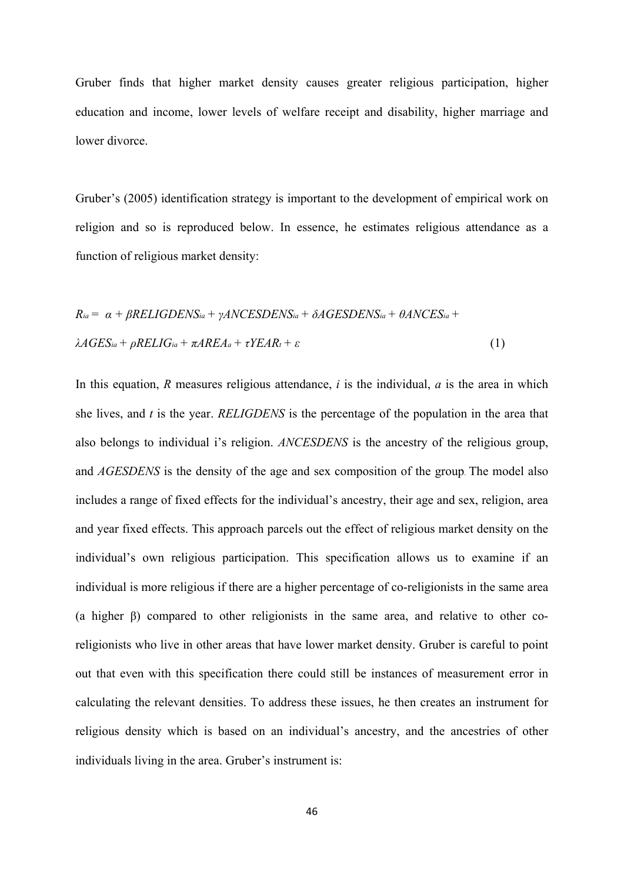Gruber finds that higher market density causes greater religious participation, higher education and income, lower levels of welfare receipt and disability, higher marriage and lower divorce.

Gruber's (2005) identification strategy is important to the development of empirical work on religion and so is reproduced below. In essence, he estimates religious attendance as a function of religious market density:

$$R_{ia} = \alpha + \beta RELIGDENS_{ia} + \gamma ANCESDENS_{ia} + \delta AGESDENS_{ia} + \theta ANCES_{ia} + \lambda AGES_{ia} + \rho RELIG_{ia} + \pi AREA_{a} + \tau YEAR_{t} + \varepsilon \quad (1)$$

In this equation, $R$ measures religious attendance, $i$ is the individual, $a$ is the area in which she lives, and $t$ is the year. *RELIGDENS* is the percentage of the population in the area that also belongs to individual i's religion. *ANCESDENS* is the ancestry of the religious group, and *AGESDENS* is the density of the age and sex composition of the group. The model also includes a range of fixed effects for the individual's ancestry, their age and sex, religion, area and year fixed effects. This approach parcels out the effect of religious market density on the individual's own religious participation. This specification allows us to examine if an individual is more religious if there are a higher percentage of co-religionists in the same area (a higher β) compared to other religionists in the same area, and relative to other co-religionists who live in other areas that have lower market density. Gruber is careful to point out that even with this specification there could still be instances of measurement error in calculating the relevant densities. To address these issues, he then creates an instrument for religious density which is based on an individual's ancestry, and the ancestries of other individuals living in the area. Gruber's instrument is: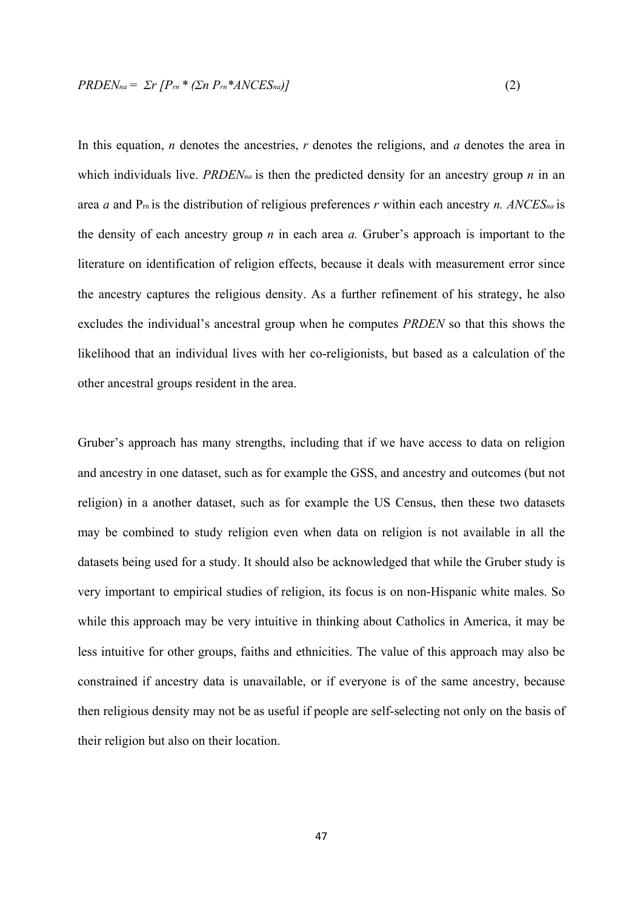$$PRDEN_{na} = \Sigma r\ [P_{rn} * (\Sigma n\ P_{rn} * ANCES_{na})] \qquad (2)$$

In this equation, $n$ denotes the ancestries, $r$ denotes the religions, and $a$ denotes the area in which individuals live. $PRDEN_{na}$ is then the predicted density for an ancestry group $n$ in an area $a$ and $P_{rn}$ is the distribution of religious preferences $r$ within each ancestry $n$. $ANCES_{na}$ is the density of each ancestry group $n$ in each area $a$. Gruber's approach is important to the literature on identification of religion effects, because it deals with measurement error since the ancestry captures the religious density. As a further refinement of his strategy, he also excludes the individual's ancestral group when he computes *PRDEN* so that this shows the likelihood that an individual lives with her co-religionists, but based as a calculation of the other ancestral groups resident in the area.

Gruber's approach has many strengths, including that if we have access to data on religion and ancestry in one dataset, such as for example the GSS, and ancestry and outcomes (but not religion) in a another dataset, such as for example the US Census, then these two datasets may be combined to study religion even when data on religion is not available in all the datasets being used for a study. It should also be acknowledged that while the Gruber study is very important to empirical studies of religion, its focus is on non-Hispanic white males. So while this approach may be very intuitive in thinking about Catholics in America, it may be less intuitive for other groups, faiths and ethnicities. The value of this approach may also be constrained if ancestry data is unavailable, or if everyone is of the same ancestry, because then religious density may not be as useful if people are self-selecting not only on the basis of their religion but also on their location.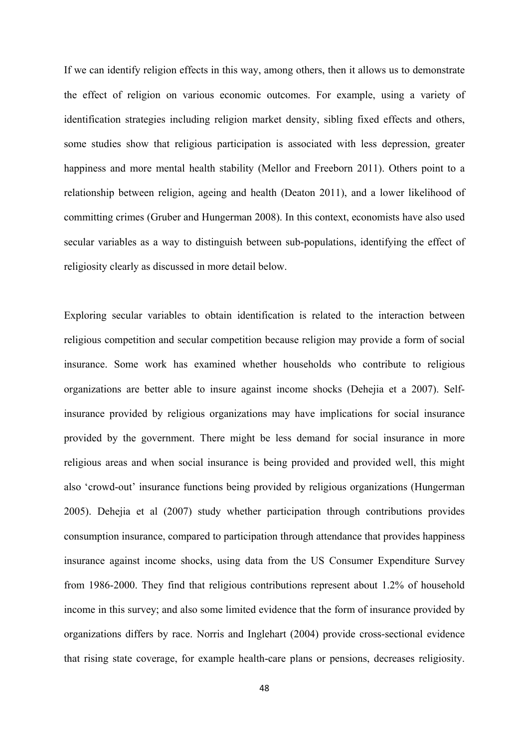If we can identify religion effects in this way, among others, then it allows us to demonstrate the effect of religion on various economic outcomes. For example, using a variety of identification strategies including religion market density, sibling fixed effects and others, some studies show that religious participation is associated with less depression, greater happiness and more mental health stability (Mellor and Freeborn 2011). Others point to a relationship between religion, ageing and health (Deaton 2011), and a lower likelihood of committing crimes (Gruber and Hungerman 2008). In this context, economists have also used secular variables as a way to distinguish between sub-populations, identifying the effect of religiosity clearly as discussed in more detail below.

Exploring secular variables to obtain identification is related to the interaction between religious competition and secular competition because religion may provide a form of social insurance. Some work has examined whether households who contribute to religious organizations are better able to insure against income shocks (Dehejia et a 2007). Self-insurance provided by religious organizations may have implications for social insurance provided by the government. There might be less demand for social insurance in more religious areas and when social insurance is being provided and provided well, this might also 'crowd-out' insurance functions being provided by religious organizations (Hungerman 2005). Dehejia et al (2007) study whether participation through contributions provides consumption insurance, compared to participation through attendance that provides happiness insurance against income shocks, using data from the US Consumer Expenditure Survey from 1986-2000. They find that religious contributions represent about 1.2% of household income in this survey; and also some limited evidence that the form of insurance provided by organizations differs by race. Norris and Inglehart (2004) provide cross-sectional evidence that rising state coverage, for example health-care plans or pensions, decreases religiosity.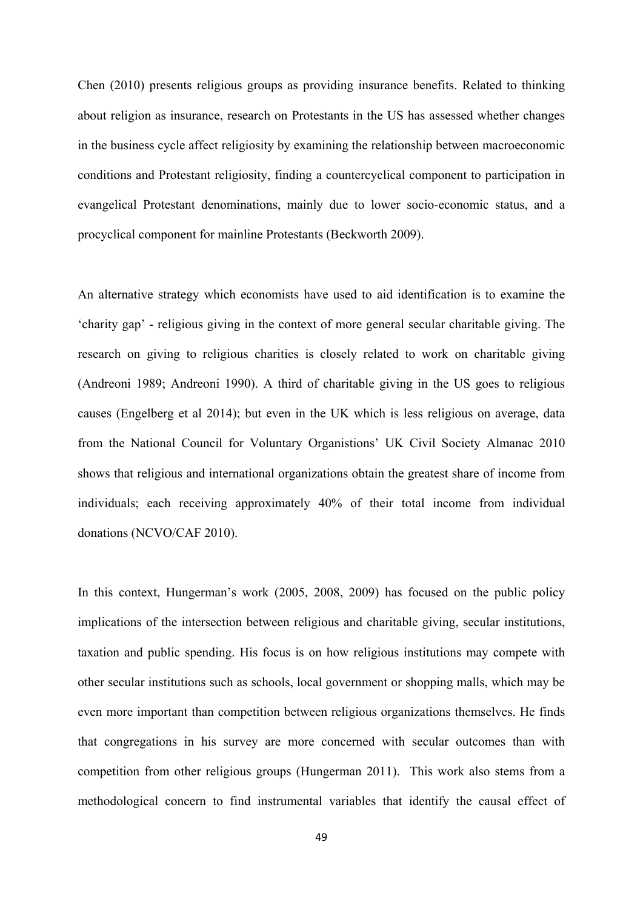Chen (2010) presents religious groups as providing insurance benefits. Related to thinking about religion as insurance, research on Protestants in the US has assessed whether changes in the business cycle affect religiosity by examining the relationship between macroeconomic conditions and Protestant religiosity, finding a countercyclical component to participation in evangelical Protestant denominations, mainly due to lower socio-economic status, and a procyclical component for mainline Protestants (Beckworth 2009).

An alternative strategy which economists have used to aid identification is to examine the 'charity gap' - religious giving in the context of more general secular charitable giving. The research on giving to religious charities is closely related to work on charitable giving (Andreoni 1989; Andreoni 1990). A third of charitable giving in the US goes to religious causes (Engelberg et al 2014); but even in the UK which is less religious on average, data from the National Council for Voluntary Organistions' UK Civil Society Almanac 2010 shows that religious and international organizations obtain the greatest share of income from individuals; each receiving approximately 40% of their total income from individual donations (NCVO/CAF 2010).

In this context, Hungerman's work (2005, 2008, 2009) has focused on the public policy implications of the intersection between religious and charitable giving, secular institutions, taxation and public spending. His focus is on how religious institutions may compete with other secular institutions such as schools, local government or shopping malls, which may be even more important than competition between religious organizations themselves. He finds that congregations in his survey are more concerned with secular outcomes than with competition from other religious groups (Hungerman 2011). This work also stems from a methodological concern to find instrumental variables that identify the causal effect of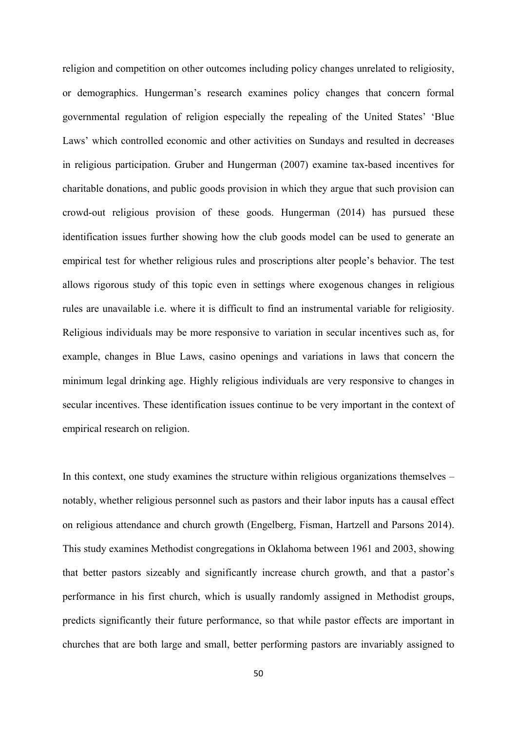religion and competition on other outcomes including policy changes unrelated to religiosity, or demographics. Hungerman's research examines policy changes that concern formal governmental regulation of religion especially the repealing of the United States' 'Blue Laws' which controlled economic and other activities on Sundays and resulted in decreases in religious participation. Gruber and Hungerman (2007) examine tax-based incentives for charitable donations, and public goods provision in which they argue that such provision can crowd-out religious provision of these goods. Hungerman (2014) has pursued these identification issues further showing how the club goods model can be used to generate an empirical test for whether religious rules and proscriptions alter people's behavior. The test allows rigorous study of this topic even in settings where exogenous changes in religious rules are unavailable i.e. where it is difficult to find an instrumental variable for religiosity. Religious individuals may be more responsive to variation in secular incentives such as, for example, changes in Blue Laws, casino openings and variations in laws that concern the minimum legal drinking age. Highly religious individuals are very responsive to changes in secular incentives. These identification issues continue to be very important in the context of empirical research on religion.

In this context, one study examines the structure within religious organizations themselves – notably, whether religious personnel such as pastors and their labor inputs has a causal effect on religious attendance and church growth (Engelberg, Fisman, Hartzell and Parsons 2014). This study examines Methodist congregations in Oklahoma between 1961 and 2003, showing that better pastors sizeably and significantly increase church growth, and that a pastor's performance in his first church, which is usually randomly assigned in Methodist groups, predicts significantly their future performance, so that while pastor effects are important in churches that are both large and small, better performing pastors are invariably assigned to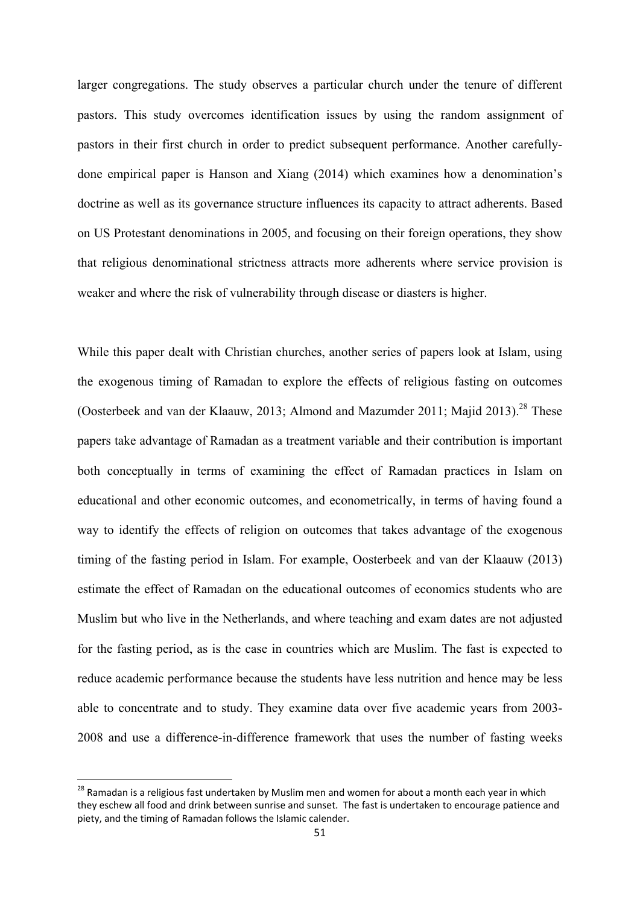larger congregations. The study observes a particular church under the tenure of different pastors. This study overcomes identification issues by using the random assignment of pastors in their first church in order to predict subsequent performance. Another carefully-done empirical paper is Hanson and Xiang (2014) which examines how a denomination's doctrine as well as its governance structure influences its capacity to attract adherents. Based on US Protestant denominations in 2005, and focusing on their foreign operations, they show that religious denominational strictness attracts more adherents where service provision is weaker and where the risk of vulnerability through disease or diasters is higher.

While this paper dealt with Christian churches, another series of papers look at Islam, using the exogenous timing of Ramadan to explore the effects of religious fasting on outcomes (Oosterbeek and van der Klaauw, 2013; Almond and Mazumder 2011; Majid 2013).[28] These papers take advantage of Ramadan as a treatment variable and their contribution is important both conceptually in terms of examining the effect of Ramadan practices in Islam on educational and other economic outcomes, and econometrically, in terms of having found a way to identify the effects of religion on outcomes that takes advantage of the exogenous timing of the fasting period in Islam. For example, Oosterbeek and van der Klaauw (2013) estimate the effect of Ramadan on the educational outcomes of economics students who are Muslim but who live in the Netherlands, and where teaching and exam dates are not adjusted for the fasting period, as is the case in countries which are Muslim. The fast is expected to reduce academic performance because the students have less nutrition and hence may be less able to concentrate and to study. They examine data over five academic years from 2003-2008 and use a difference-in-difference framework that uses the number of fasting weeks

[28] Ramadan is a religious fast undertaken by Muslim men and women for about a month each year in which they eschew all food and drink between sunrise and sunset. The fast is undertaken to encourage patience and piety, and the timing of Ramadan follows the Islamic calender.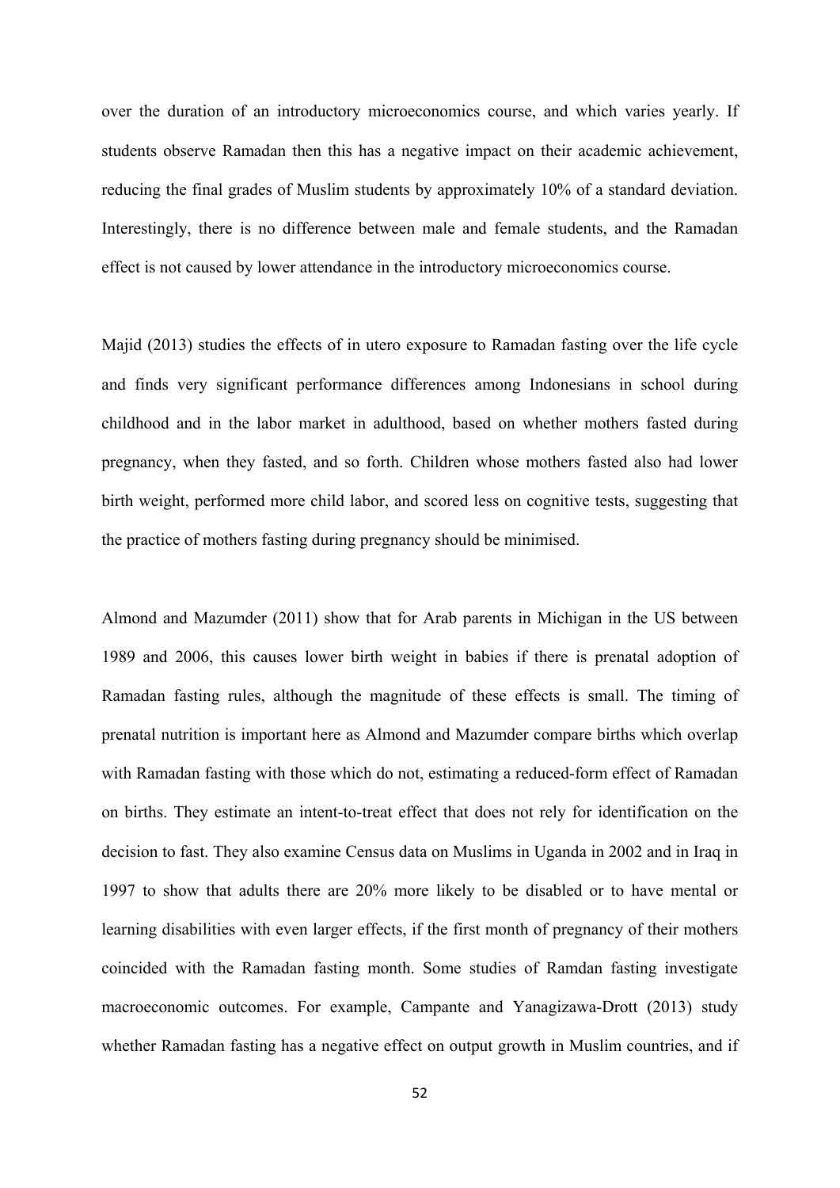over the duration of an introductory microeconomics course, and which varies yearly. If students observe Ramadan then this has a negative impact on their academic achievement, reducing the final grades of Muslim students by approximately 10% of a standard deviation. Interestingly, there is no difference between male and female students, and the Ramadan effect is not caused by lower attendance in the introductory microeconomics course.

Majid (2013) studies the effects of in utero exposure to Ramadan fasting over the life cycle and finds very significant performance differences among Indonesians in school during childhood and in the labor market in adulthood, based on whether mothers fasted during pregnancy, when they fasted, and so forth. Children whose mothers fasted also had lower birth weight, performed more child labor, and scored less on cognitive tests, suggesting that the practice of mothers fasting during pregnancy should be minimised.

Almond and Mazumder (2011) show that for Arab parents in Michigan in the US between 1989 and 2006, this causes lower birth weight in babies if there is prenatal adoption of Ramadan fasting rules, although the magnitude of these effects is small. The timing of prenatal nutrition is important here as Almond and Mazumder compare births which overlap with Ramadan fasting with those which do not, estimating a reduced-form effect of Ramadan on births. They estimate an intent-to-treat effect that does not rely for identification on the decision to fast. They also examine Census data on Muslims in Uganda in 2002 and in Iraq in 1997 to show that adults there are 20% more likely to be disabled or to have mental or learning disabilities with even larger effects, if the first month of pregnancy of their mothers coincided with the Ramadan fasting month. Some studies of Ramdan fasting investigate macroeconomic outcomes. For example, Campante and Yanagizawa-Drott (2013) study whether Ramadan fasting has a negative effect on output growth in Muslim countries, and if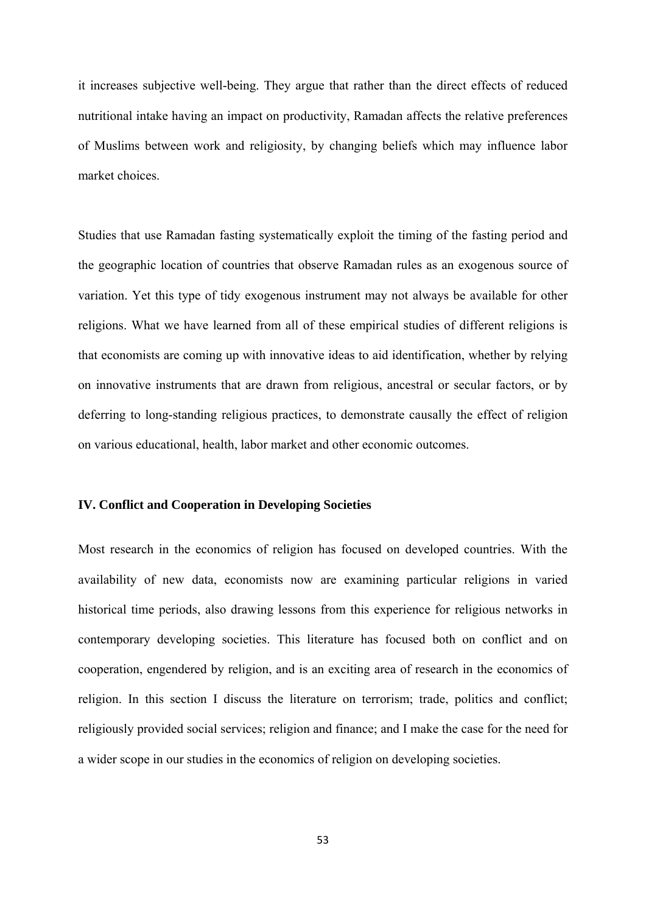it increases subjective well-being. They argue that rather than the direct effects of reduced nutritional intake having an impact on productivity, Ramadan affects the relative preferences of Muslims between work and religiosity, by changing beliefs which may influence labor market choices.

Studies that use Ramadan fasting systematically exploit the timing of the fasting period and the geographic location of countries that observe Ramadan rules as an exogenous source of variation. Yet this type of tidy exogenous instrument may not always be available for other religions. What we have learned from all of these empirical studies of different religions is that economists are coming up with innovative ideas to aid identification, whether by relying on innovative instruments that are drawn from religious, ancestral or secular factors, or by deferring to long-standing religious practices, to demonstrate causally the effect of religion on various educational, health, labor market and other economic outcomes.

## IV. Conflict and Cooperation in Developing Societies

Most research in the economics of religion has focused on developed countries. With the availability of new data, economists now are examining particular religions in varied historical time periods, also drawing lessons from this experience for religious networks in contemporary developing societies. This literature has focused both on conflict and on cooperation, engendered by religion, and is an exciting area of research in the economics of religion. In this section I discuss the literature on terrorism; trade, politics and conflict; religiously provided social services; religion and finance; and I make the case for the need for a wider scope in our studies in the economics of religion on developing societies.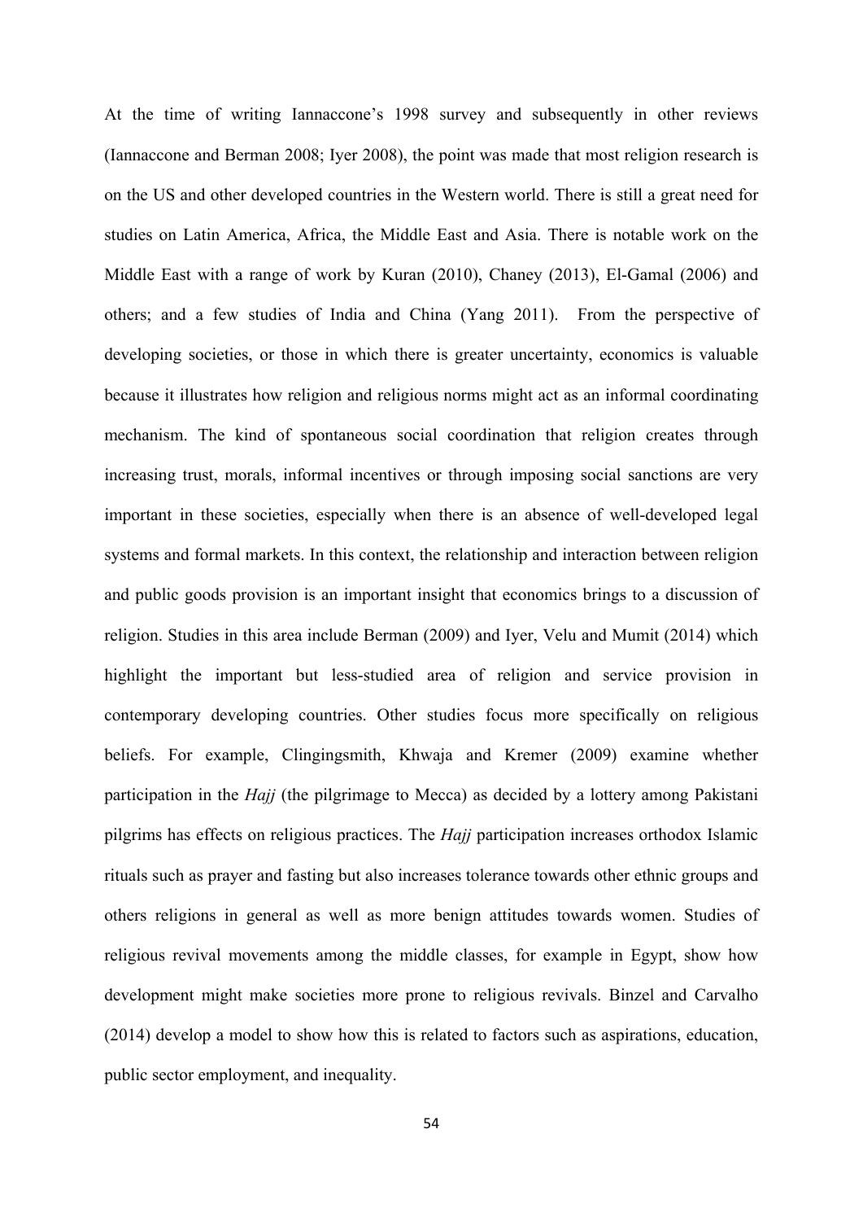At the time of writing Iannaccone's 1998 survey and subsequently in other reviews (Iannaccone and Berman 2008; Iyer 2008), the point was made that most religion research is on the US and other developed countries in the Western world. There is still a great need for studies on Latin America, Africa, the Middle East and Asia. There is notable work on the Middle East with a range of work by Kuran (2010), Chaney (2013), El-Gamal (2006) and others; and a few studies of India and China (Yang 2011). From the perspective of developing societies, or those in which there is greater uncertainty, economics is valuable because it illustrates how religion and religious norms might act as an informal coordinating mechanism. The kind of spontaneous social coordination that religion creates through increasing trust, morals, informal incentives or through imposing social sanctions are very important in these societies, especially when there is an absence of well-developed legal systems and formal markets. In this context, the relationship and interaction between religion and public goods provision is an important insight that economics brings to a discussion of religion. Studies in this area include Berman (2009) and Iyer, Velu and Mumit (2014) which highlight the important but less-studied area of religion and service provision in contemporary developing countries. Other studies focus more specifically on religious beliefs. For example, Clingingsmith, Khwaja and Kremer (2009) examine whether participation in the *Hajj* (the pilgrimage to Mecca) as decided by a lottery among Pakistani pilgrims has effects on religious practices. The *Hajj* participation increases orthodox Islamic rituals such as prayer and fasting but also increases tolerance towards other ethnic groups and others religions in general as well as more benign attitudes towards women. Studies of religious revival movements among the middle classes, for example in Egypt, show how development might make societies more prone to religious revivals. Binzel and Carvalho (2014) develop a model to show how this is related to factors such as aspirations, education, public sector employment, and inequality.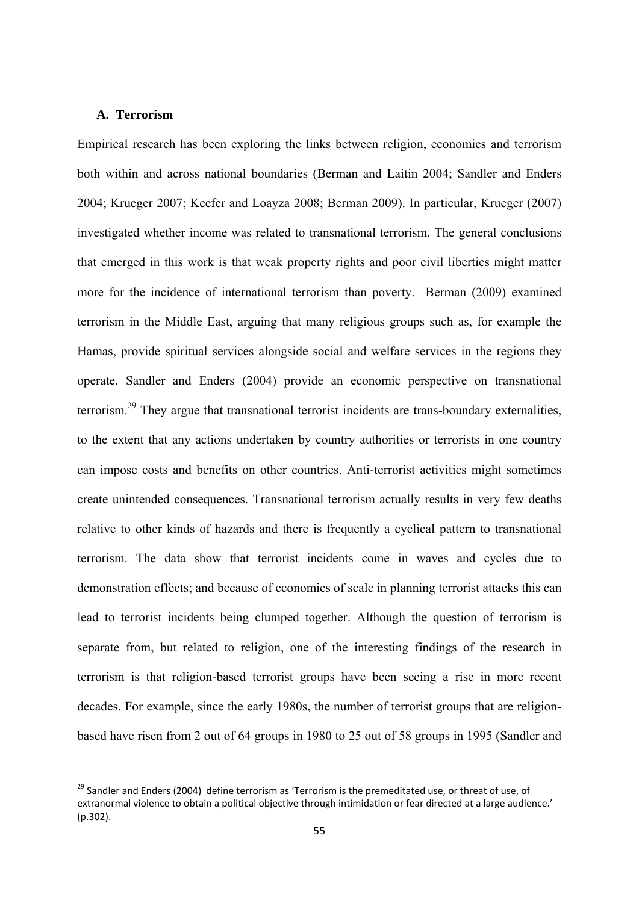### A. Terrorism

Empirical research has been exploring the links between religion, economics and terrorism both within and across national boundaries (Berman and Laitin 2004; Sandler and Enders 2004; Krueger 2007; Keefer and Loayza 2008; Berman 2009). In particular, Krueger (2007) investigated whether income was related to transnational terrorism. The general conclusions that emerged in this work is that weak property rights and poor civil liberties might matter more for the incidence of international terrorism than poverty. Berman (2009) examined terrorism in the Middle East, arguing that many religious groups such as, for example the Hamas, provide spiritual services alongside social and welfare services in the regions they operate. Sandler and Enders (2004) provide an economic perspective on transnational terrorism.[29] They argue that transnational terrorist incidents are trans-boundary externalities, to the extent that any actions undertaken by country authorities or terrorists in one country can impose costs and benefits on other countries. Anti-terrorist activities might sometimes create unintended consequences. Transnational terrorism actually results in very few deaths relative to other kinds of hazards and there is frequently a cyclical pattern to transnational terrorism. The data show that terrorist incidents come in waves and cycles due to demonstration effects; and because of economies of scale in planning terrorist attacks this can lead to terrorist incidents being clumped together. Although the question of terrorism is separate from, but related to religion, one of the interesting findings of the research in terrorism is that religion-based terrorist groups have been seeing a rise in more recent decades. For example, since the early 1980s, the number of terrorist groups that are religion-based have risen from 2 out of 64 groups in 1980 to 25 out of 58 groups in 1995 (Sandler and

[29] Sandler and Enders (2004) define terrorism as 'Terrorism is the premeditated use, or threat of use, of extranormal violence to obtain a political objective through intimidation or fear directed at a large audience.' (p.302).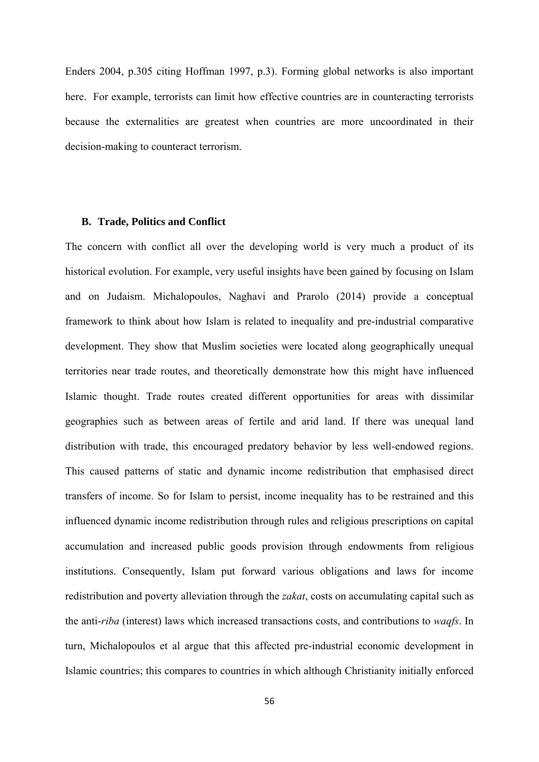Enders 2004, p.305 citing Hoffman 1997, p.3). Forming global networks is also important here. For example, terrorists can limit how effective countries are in counteracting terrorists because the externalities are greatest when countries are more uncoordinated in their decision-making to counteract terrorism.

### B. Trade, Politics and Conflict

The concern with conflict all over the developing world is very much a product of its historical evolution. For example, very useful insights have been gained by focusing on Islam and on Judaism. Michalopoulos, Naghavi and Prarolo (2014) provide a conceptual framework to think about how Islam is related to inequality and pre-industrial comparative development. They show that Muslim societies were located along geographically unequal territories near trade routes, and theoretically demonstrate how this might have influenced Islamic thought. Trade routes created different opportunities for areas with dissimilar geographies such as between areas of fertile and arid land. If there was unequal land distribution with trade, this encouraged predatory behavior by less well-endowed regions. This caused patterns of static and dynamic income redistribution that emphasised direct transfers of income. So for Islam to persist, income inequality has to be restrained and this influenced dynamic income redistribution through rules and religious prescriptions on capital accumulation and increased public goods provision through endowments from religious institutions. Consequently, Islam put forward various obligations and laws for income redistribution and poverty alleviation through the *zakat*, costs on accumulating capital such as the anti-*riba* (interest) laws which increased transactions costs, and contributions to *waqfs*. In turn, Michalopoulos et al argue that this affected pre-industrial economic development in Islamic countries; this compares to countries in which although Christianity initially enforced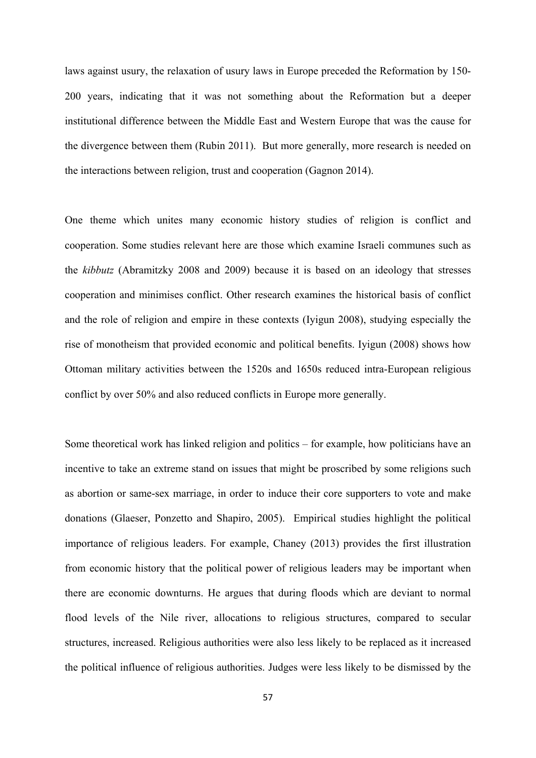laws against usury, the relaxation of usury laws in Europe preceded the Reformation by 150-200 years, indicating that it was not something about the Reformation but a deeper institutional difference between the Middle East and Western Europe that was the cause for the divergence between them (Rubin 2011). But more generally, more research is needed on the interactions between religion, trust and cooperation (Gagnon 2014).

One theme which unites many economic history studies of religion is conflict and cooperation. Some studies relevant here are those which examine Israeli communes such as the *kibbutz* (Abramitzky 2008 and 2009) because it is based on an ideology that stresses cooperation and minimises conflict. Other research examines the historical basis of conflict and the role of religion and empire in these contexts (Iyigun 2008), studying especially the rise of monotheism that provided economic and political benefits. Iyigun (2008) shows how Ottoman military activities between the 1520s and 1650s reduced intra-European religious conflict by over 50% and also reduced conflicts in Europe more generally.

Some theoretical work has linked religion and politics – for example, how politicians have an incentive to take an extreme stand on issues that might be proscribed by some religions such as abortion or same-sex marriage, in order to induce their core supporters to vote and make donations (Glaeser, Ponzetto and Shapiro, 2005). Empirical studies highlight the political importance of religious leaders. For example, Chaney (2013) provides the first illustration from economic history that the political power of religious leaders may be important when there are economic downturns. He argues that during floods which are deviant to normal flood levels of the Nile river, allocations to religious structures, compared to secular structures, increased. Religious authorities were also less likely to be replaced as it increased the political influence of religious authorities. Judges were less likely to be dismissed by the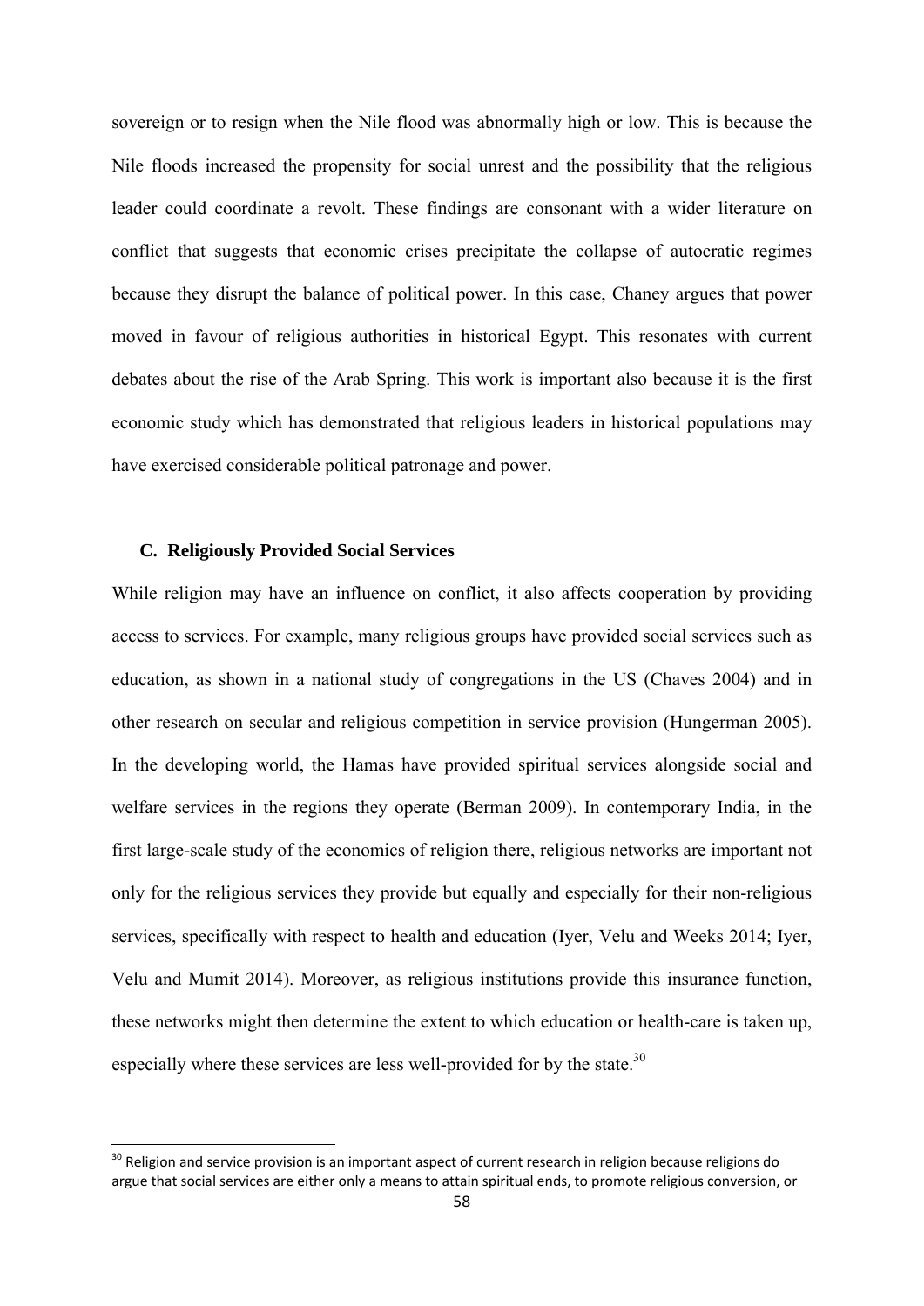sovereign or to resign when the Nile flood was abnormally high or low. This is because the Nile floods increased the propensity for social unrest and the possibility that the religious leader could coordinate a revolt. These findings are consonant with a wider literature on conflict that suggests that economic crises precipitate the collapse of autocratic regimes because they disrupt the balance of political power. In this case, Chaney argues that power moved in favour of religious authorities in historical Egypt. This resonates with current debates about the rise of the Arab Spring. This work is important also because it is the first economic study which has demonstrated that religious leaders in historical populations may have exercised considerable political patronage and power.

### C. Religiously Provided Social Services

While religion may have an influence on conflict, it also affects cooperation by providing access to services. For example, many religious groups have provided social services such as education, as shown in a national study of congregations in the US (Chaves 2004) and in other research on secular and religious competition in service provision (Hungerman 2005). In the developing world, the Hamas have provided spiritual services alongside social and welfare services in the regions they operate (Berman 2009). In contemporary India, in the first large-scale study of the economics of religion there, religious networks are important not only for the religious services they provide but equally and especially for their non-religious services, specifically with respect to health and education (Iyer, Velu and Weeks 2014; Iyer, Velu and Mumit 2014). Moreover, as religious institutions provide this insurance function, these networks might then determine the extent to which education or health-care is taken up, especially where these services are less well-provided for by the state.[30]

[30] Religion and service provision is an important aspect of current research in religion because religions do argue that social services are either only a means to attain spiritual ends, to promote religious conversion, or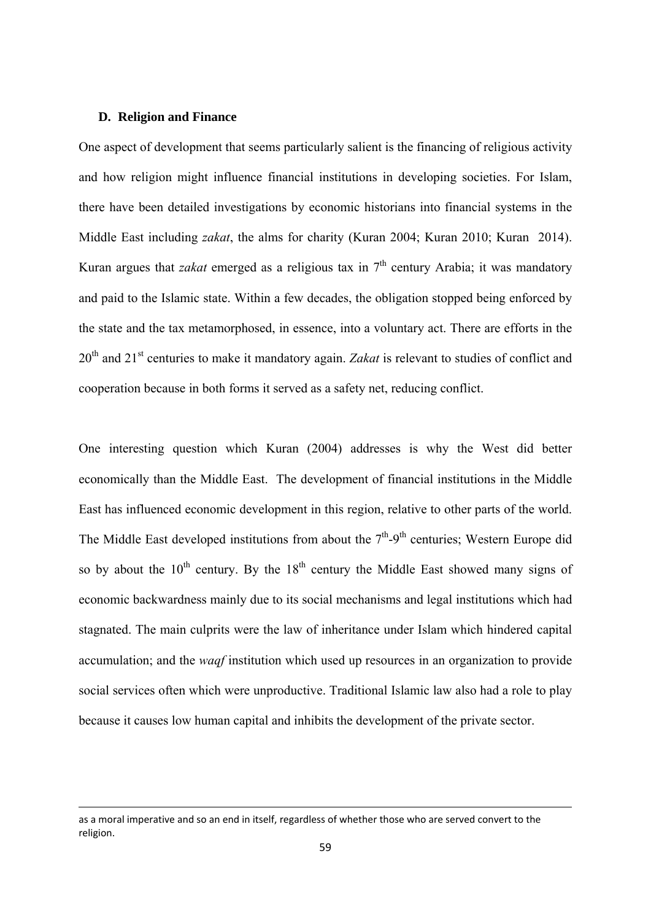### D. Religion and Finance

One aspect of development that seems particularly salient is the financing of religious activity and how religion might influence financial institutions in developing societies. For Islam, there have been detailed investigations by economic historians into financial systems in the Middle East including *zakat*, the alms for charity (Kuran 2004; Kuran 2010; Kuran 2014). Kuran argues that *zakat* emerged as a religious tax in 7th century Arabia; it was mandatory and paid to the Islamic state. Within a few decades, the obligation stopped being enforced by the state and the tax metamorphosed, in essence, into a voluntary act. There are efforts in the 20th and 21st centuries to make it mandatory again. *Zakat* is relevant to studies of conflict and cooperation because in both forms it served as a safety net, reducing conflict.

One interesting question which Kuran (2004) addresses is why the West did better economically than the Middle East. The development of financial institutions in the Middle East has influenced economic development in this region, relative to other parts of the world. The Middle East developed institutions from about the 7th-9th centuries; Western Europe did so by about the 10th century. By the 18th century the Middle East showed many signs of economic backwardness mainly due to its social mechanisms and legal institutions which had stagnated. The main culprits were the law of inheritance under Islam which hindered capital accumulation; and the *waqf* institution which used up resources in an organization to provide social services often which were unproductive. Traditional Islamic law also had a role to play because it causes low human capital and inhibits the development of the private sector.

as a moral imperative and so an end in itself, regardless of whether those who are served convert to the religion.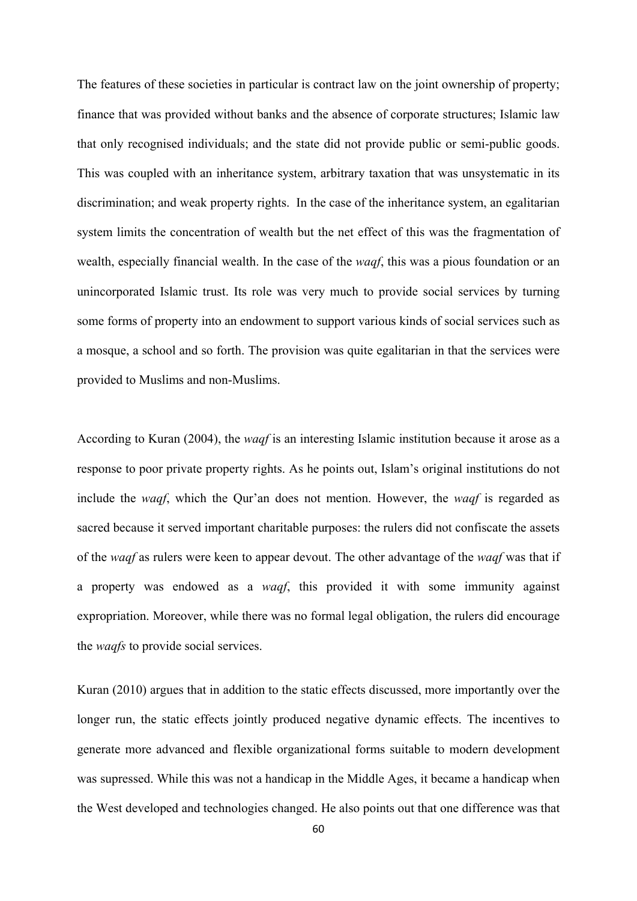The features of these societies in particular is contract law on the joint ownership of property; finance that was provided without banks and the absence of corporate structures; Islamic law that only recognised individuals; and the state did not provide public or semi-public goods. This was coupled with an inheritance system, arbitrary taxation that was unsystematic in its discrimination; and weak property rights. In the case of the inheritance system, an egalitarian system limits the concentration of wealth but the net effect of this was the fragmentation of wealth, especially financial wealth. In the case of the *waqf*, this was a pious foundation or an unincorporated Islamic trust. Its role was very much to provide social services by turning some forms of property into an endowment to support various kinds of social services such as a mosque, a school and so forth. The provision was quite egalitarian in that the services were provided to Muslims and non-Muslims.

According to Kuran (2004), the *waqf* is an interesting Islamic institution because it arose as a response to poor private property rights. As he points out, Islam's original institutions do not include the *waqf*, which the Qur'an does not mention. However, the *waqf* is regarded as sacred because it served important charitable purposes: the rulers did not confiscate the assets of the *waqf* as rulers were keen to appear devout. The other advantage of the *waqf* was that if a property was endowed as a *waqf*, this provided it with some immunity against expropriation. Moreover, while there was no formal legal obligation, the rulers did encourage the *waqfs* to provide social services.

Kuran (2010) argues that in addition to the static effects discussed, more importantly over the longer run, the static effects jointly produced negative dynamic effects. The incentives to generate more advanced and flexible organizational forms suitable to modern development was supressed. While this was not a handicap in the Middle Ages, it became a handicap when the West developed and technologies changed. He also points out that one difference was that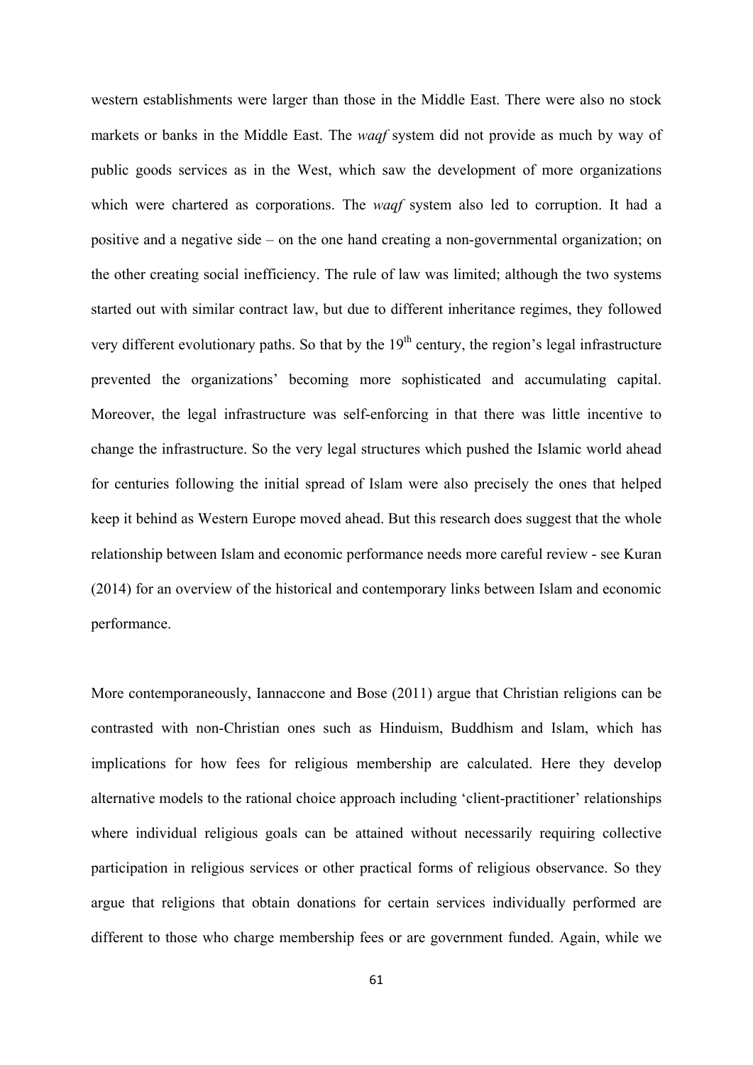western establishments were larger than those in the Middle East. There were also no stock markets or banks in the Middle East. The *waqf* system did not provide as much by way of public goods services as in the West, which saw the development of more organizations which were chartered as corporations. The *waqf* system also led to corruption. It had a positive and a negative side – on the one hand creating a non-governmental organization; on the other creating social inefficiency. The rule of law was limited; although the two systems started out with similar contract law, but due to different inheritance regimes, they followed very different evolutionary paths. So that by the 19th century, the region's legal infrastructure prevented the organizations' becoming more sophisticated and accumulating capital. Moreover, the legal infrastructure was self-enforcing in that there was little incentive to change the infrastructure. So the very legal structures which pushed the Islamic world ahead for centuries following the initial spread of Islam were also precisely the ones that helped keep it behind as Western Europe moved ahead. But this research does suggest that the whole relationship between Islam and economic performance needs more careful review - see Kuran (2014) for an overview of the historical and contemporary links between Islam and economic performance.

More contemporaneously, Iannaccone and Bose (2011) argue that Christian religions can be contrasted with non-Christian ones such as Hinduism, Buddhism and Islam, which has implications for how fees for religious membership are calculated. Here they develop alternative models to the rational choice approach including 'client-practitioner' relationships where individual religious goals can be attained without necessarily requiring collective participation in religious services or other practical forms of religious observance. So they argue that religions that obtain donations for certain services individually performed are different to those who charge membership fees or are government funded. Again, while we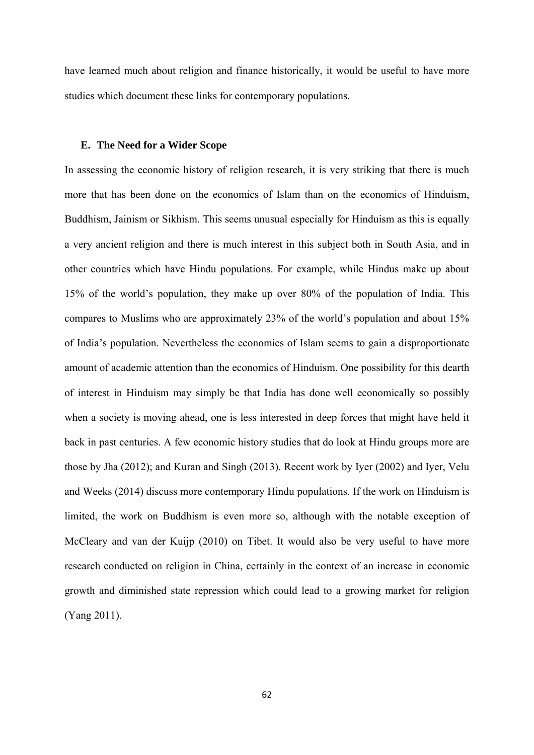have learned much about religion and finance historically, it would be useful to have more studies which document these links for contemporary populations.

### E. The Need for a Wider Scope

In assessing the economic history of religion research, it is very striking that there is much more that has been done on the economics of Islam than on the economics of Hinduism, Buddhism, Jainism or Sikhism. This seems unusual especially for Hinduism as this is equally a very ancient religion and there is much interest in this subject both in South Asia, and in other countries which have Hindu populations. For example, while Hindus make up about 15% of the world's population, they make up over 80% of the population of India. This compares to Muslims who are approximately 23% of the world's population and about 15% of India's population. Nevertheless the economics of Islam seems to gain a disproportionate amount of academic attention than the economics of Hinduism. One possibility for this dearth of interest in Hinduism may simply be that India has done well economically so possibly when a society is moving ahead, one is less interested in deep forces that might have held it back in past centuries. A few economic history studies that do look at Hindu groups more are those by Jha (2012); and Kuran and Singh (2013). Recent work by Iyer (2002) and Iyer, Velu and Weeks (2014) discuss more contemporary Hindu populations. If the work on Hinduism is limited, the work on Buddhism is even more so, although with the notable exception of McCleary and van der Kuijp (2010) on Tibet. It would also be very useful to have more research conducted on religion in China, certainly in the context of an increase in economic growth and diminished state repression which could lead to a growing market for religion (Yang 2011).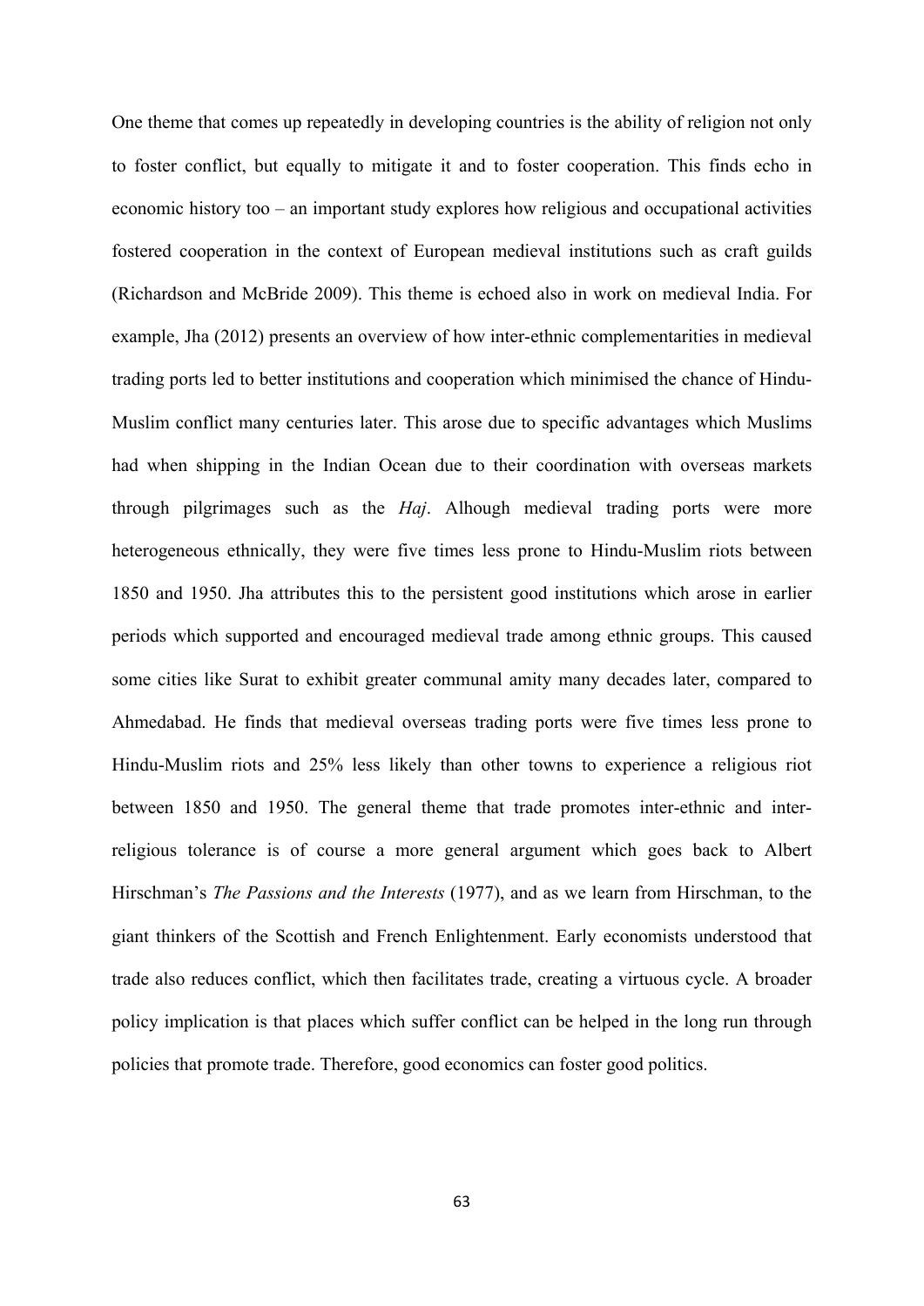One theme that comes up repeatedly in developing countries is the ability of religion not only to foster conflict, but equally to mitigate it and to foster cooperation. This finds echo in economic history too – an important study explores how religious and occupational activities fostered cooperation in the context of European medieval institutions such as craft guilds (Richardson and McBride 2009). This theme is echoed also in work on medieval India. For example, Jha (2012) presents an overview of how inter-ethnic complementarities in medieval trading ports led to better institutions and cooperation which minimised the chance of Hindu-Muslim conflict many centuries later. This arose due to specific advantages which Muslims had when shipping in the Indian Ocean due to their coordination with overseas markets through pilgrimages such as the *Haj*. Alhough medieval trading ports were more heterogeneous ethnically, they were five times less prone to Hindu-Muslim riots between 1850 and 1950. Jha attributes this to the persistent good institutions which arose in earlier periods which supported and encouraged medieval trade among ethnic groups. This caused some cities like Surat to exhibit greater communal amity many decades later, compared to Ahmedabad. He finds that medieval overseas trading ports were five times less prone to Hindu-Muslim riots and 25% less likely than other towns to experience a religious riot between 1850 and 1950. The general theme that trade promotes inter-ethnic and inter-religious tolerance is of course a more general argument which goes back to Albert Hirschman's *The Passions and the Interests* (1977), and as we learn from Hirschman, to the giant thinkers of the Scottish and French Enlightenment. Early economists understood that trade also reduces conflict, which then facilitates trade, creating a virtuous cycle. A broader policy implication is that places which suffer conflict can be helped in the long run through policies that promote trade. Therefore, good economics can foster good politics.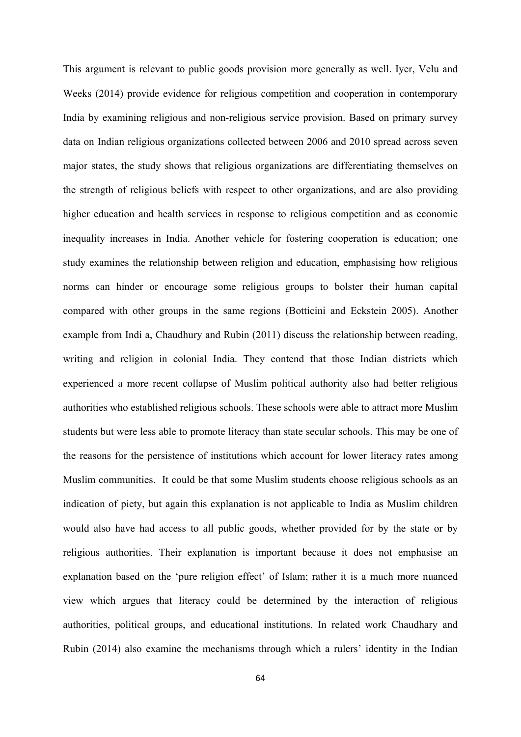This argument is relevant to public goods provision more generally as well. Iyer, Velu and Weeks (2014) provide evidence for religious competition and cooperation in contemporary India by examining religious and non-religious service provision. Based on primary survey data on Indian religious organizations collected between 2006 and 2010 spread across seven major states, the study shows that religious organizations are differentiating themselves on the strength of religious beliefs with respect to other organizations, and are also providing higher education and health services in response to religious competition and as economic inequality increases in India. Another vehicle for fostering cooperation is education; one study examines the relationship between religion and education, emphasising how religious norms can hinder or encourage some religious groups to bolster their human capital compared with other groups in the same regions (Botticini and Eckstein 2005). Another example from Indi a, Chaudhury and Rubin (2011) discuss the relationship between reading, writing and religion in colonial India. They contend that those Indian districts which experienced a more recent collapse of Muslim political authority also had better religious authorities who established religious schools. These schools were able to attract more Muslim students but were less able to promote literacy than state secular schools. This may be one of the reasons for the persistence of institutions which account for lower literacy rates among Muslim communities. It could be that some Muslim students choose religious schools as an indication of piety, but again this explanation is not applicable to India as Muslim children would also have had access to all public goods, whether provided for by the state or by religious authorities. Their explanation is important because it does not emphasise an explanation based on the 'pure religion effect' of Islam; rather it is a much more nuanced view which argues that literacy could be determined by the interaction of religious authorities, political groups, and educational institutions. In related work Chaudhary and Rubin (2014) also examine the mechanisms through which a rulers' identity in the Indian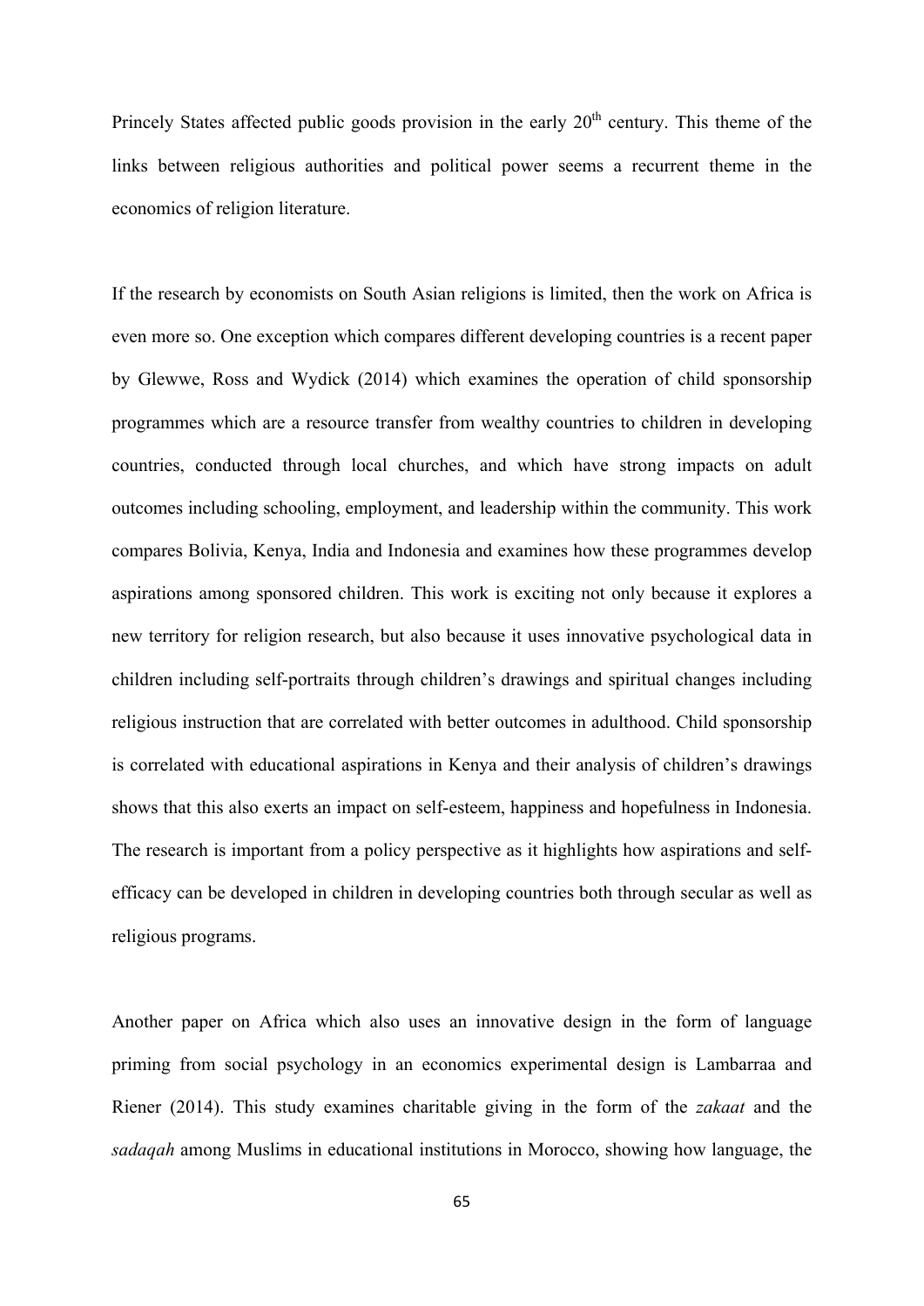Princely States affected public goods provision in the early 20th century. This theme of the links between religious authorities and political power seems a recurrent theme in the economics of religion literature.

If the research by economists on South Asian religions is limited, then the work on Africa is even more so. One exception which compares different developing countries is a recent paper by Glewwe, Ross and Wydick (2014) which examines the operation of child sponsorship programmes which are a resource transfer from wealthy countries to children in developing countries, conducted through local churches, and which have strong impacts on adult outcomes including schooling, employment, and leadership within the community. This work compares Bolivia, Kenya, India and Indonesia and examines how these programmes develop aspirations among sponsored children. This work is exciting not only because it explores a new territory for religion research, but also because it uses innovative psychological data in children including self-portraits through children's drawings and spiritual changes including religious instruction that are correlated with better outcomes in adulthood. Child sponsorship is correlated with educational aspirations in Kenya and their analysis of children's drawings shows that this also exerts an impact on self-esteem, happiness and hopefulness in Indonesia. The research is important from a policy perspective as it highlights how aspirations and self-efficacy can be developed in children in developing countries both through secular as well as religious programs.

Another paper on Africa which also uses an innovative design in the form of language priming from social psychology in an economics experimental design is Lambarraa and Riener (2014). This study examines charitable giving in the form of the *zakaat* and the *sadaqah* among Muslims in educational institutions in Morocco, showing how language, the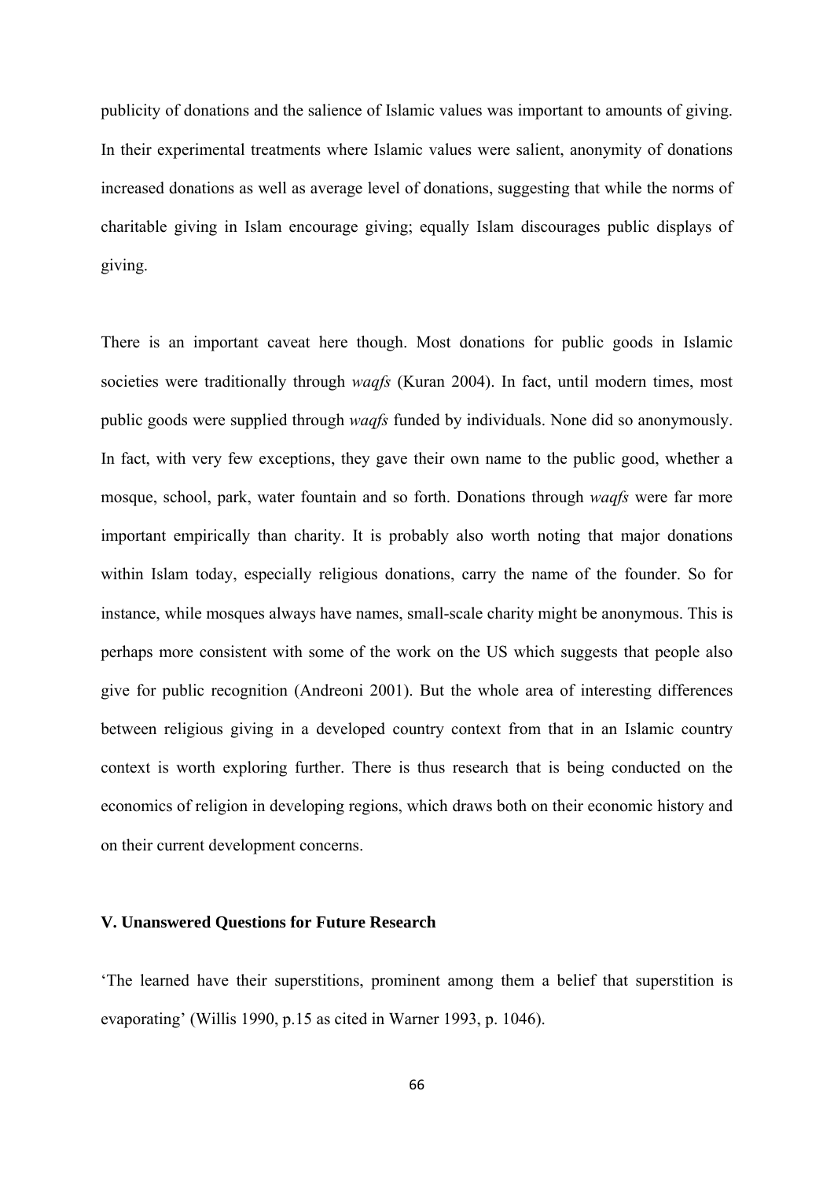publicity of donations and the salience of Islamic values was important to amounts of giving. In their experimental treatments where Islamic values were salient, anonymity of donations increased donations as well as average level of donations, suggesting that while the norms of charitable giving in Islam encourage giving; equally Islam discourages public displays of giving.

There is an important caveat here though. Most donations for public goods in Islamic societies were traditionally through *waqfs* (Kuran 2004). In fact, until modern times, most public goods were supplied through *waqfs* funded by individuals. None did so anonymously. In fact, with very few exceptions, they gave their own name to the public good, whether a mosque, school, park, water fountain and so forth. Donations through *waqfs* were far more important empirically than charity. It is probably also worth noting that major donations within Islam today, especially religious donations, carry the name of the founder. So for instance, while mosques always have names, small-scale charity might be anonymous. This is perhaps more consistent with some of the work on the US which suggests that people also give for public recognition (Andreoni 2001). But the whole area of interesting differences between religious giving in a developed country context from that in an Islamic country context is worth exploring further. There is thus research that is being conducted on the economics of religion in developing regions, which draws both on their economic history and on their current development concerns.

## V. Unanswered Questions for Future Research

'The learned have their superstitions, prominent among them a belief that superstition is evaporating' (Willis 1990, p.15 as cited in Warner 1993, p. 1046).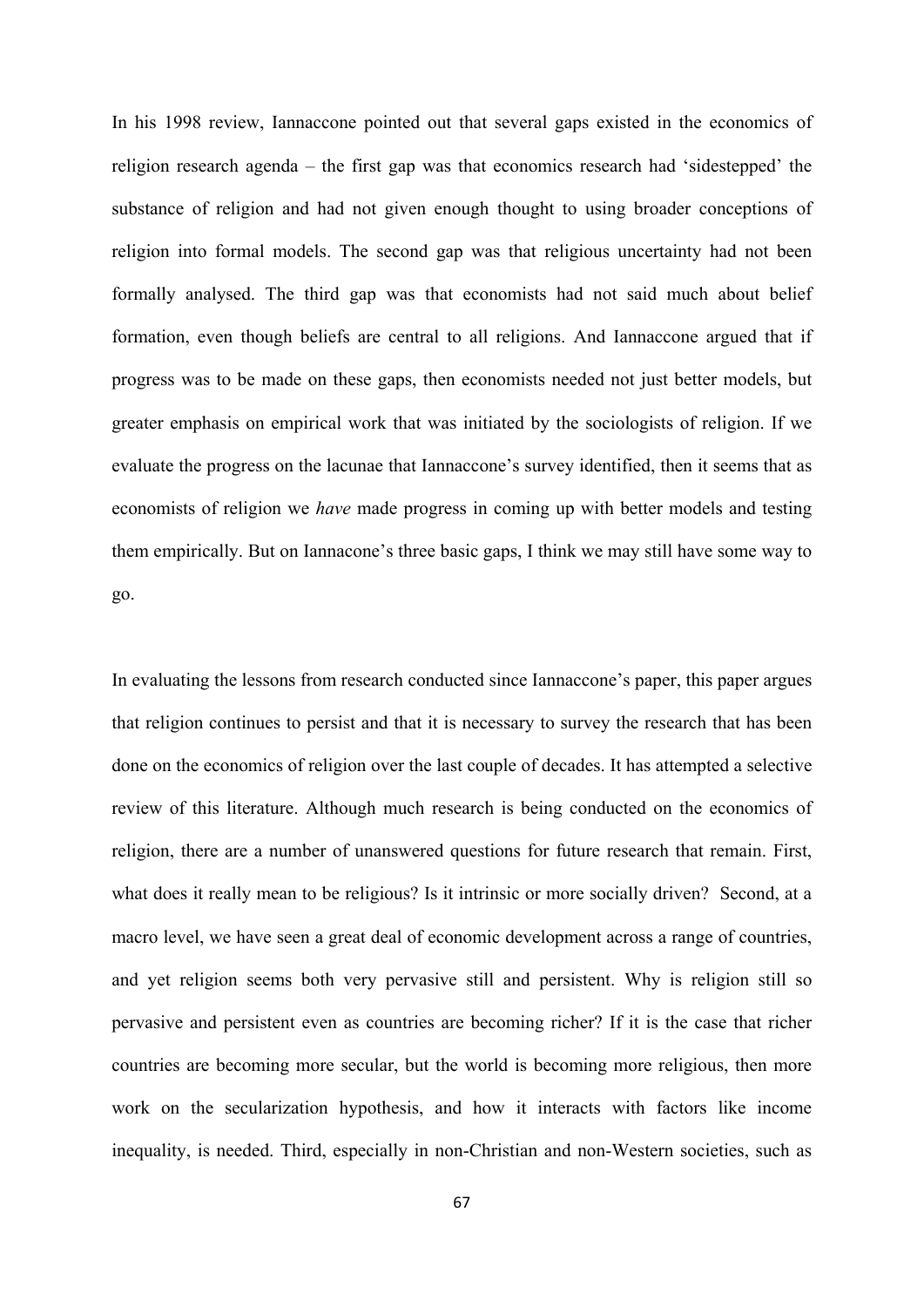In his 1998 review, Iannaccone pointed out that several gaps existed in the economics of religion research agenda – the first gap was that economics research had 'sidestepped' the substance of religion and had not given enough thought to using broader conceptions of religion into formal models. The second gap was that religious uncertainty had not been formally analysed. The third gap was that economists had not said much about belief formation, even though beliefs are central to all religions. And Iannaccone argued that if progress was to be made on these gaps, then economists needed not just better models, but greater emphasis on empirical work that was initiated by the sociologists of religion. If we evaluate the progress on the lacunae that Iannaccone's survey identified, then it seems that as economists of religion we *have* made progress in coming up with better models and testing them empirically. But on Iannacone's three basic gaps, I think we may still have some way to go.

In evaluating the lessons from research conducted since Iannaccone's paper, this paper argues that religion continues to persist and that it is necessary to survey the research that has been done on the economics of religion over the last couple of decades. It has attempted a selective review of this literature. Although much research is being conducted on the economics of religion, there are a number of unanswered questions for future research that remain. First, what does it really mean to be religious? Is it intrinsic or more socially driven? Second, at a macro level, we have seen a great deal of economic development across a range of countries, and yet religion seems both very pervasive still and persistent. Why is religion still so pervasive and persistent even as countries are becoming richer? If it is the case that richer countries are becoming more secular, but the world is becoming more religious, then more work on the secularization hypothesis, and how it interacts with factors like income inequality, is needed. Third, especially in non-Christian and non-Western societies, such as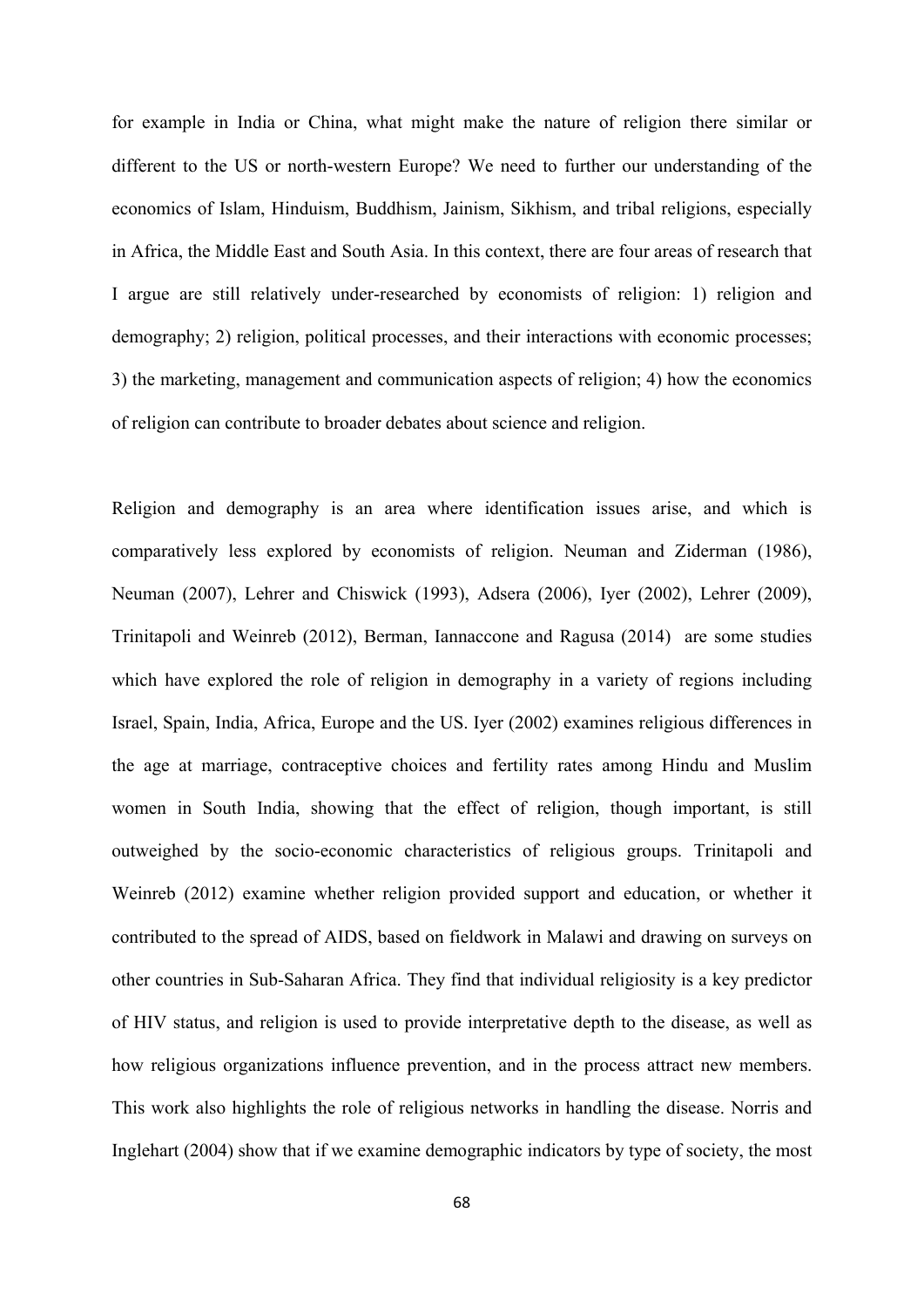for example in India or China, what might make the nature of religion there similar or different to the US or north-western Europe? We need to further our understanding of the economics of Islam, Hinduism, Buddhism, Jainism, Sikhism, and tribal religions, especially in Africa, the Middle East and South Asia. In this context, there are four areas of research that I argue are still relatively under-researched by economists of religion: 1) religion and demography; 2) religion, political processes, and their interactions with economic processes; 3) the marketing, management and communication aspects of religion; 4) how the economics of religion can contribute to broader debates about science and religion.

Religion and demography is an area where identification issues arise, and which is comparatively less explored by economists of religion. Neuman and Ziderman (1986), Neuman (2007), Lehrer and Chiswick (1993), Adsera (2006), Iyer (2002), Lehrer (2009), Trinitapoli and Weinreb (2012), Berman, Iannaccone and Ragusa (2014) are some studies which have explored the role of religion in demography in a variety of regions including Israel, Spain, India, Africa, Europe and the US. Iyer (2002) examines religious differences in the age at marriage, contraceptive choices and fertility rates among Hindu and Muslim women in South India, showing that the effect of religion, though important, is still outweighed by the socio-economic characteristics of religious groups. Trinitapoli and Weinreb (2012) examine whether religion provided support and education, or whether it contributed to the spread of AIDS, based on fieldwork in Malawi and drawing on surveys on other countries in Sub-Saharan Africa. They find that individual religiosity is a key predictor of HIV status, and religion is used to provide interpretative depth to the disease, as well as how religious organizations influence prevention, and in the process attract new members. This work also highlights the role of religious networks in handling the disease. Norris and Inglehart (2004) show that if we examine demographic indicators by type of society, the most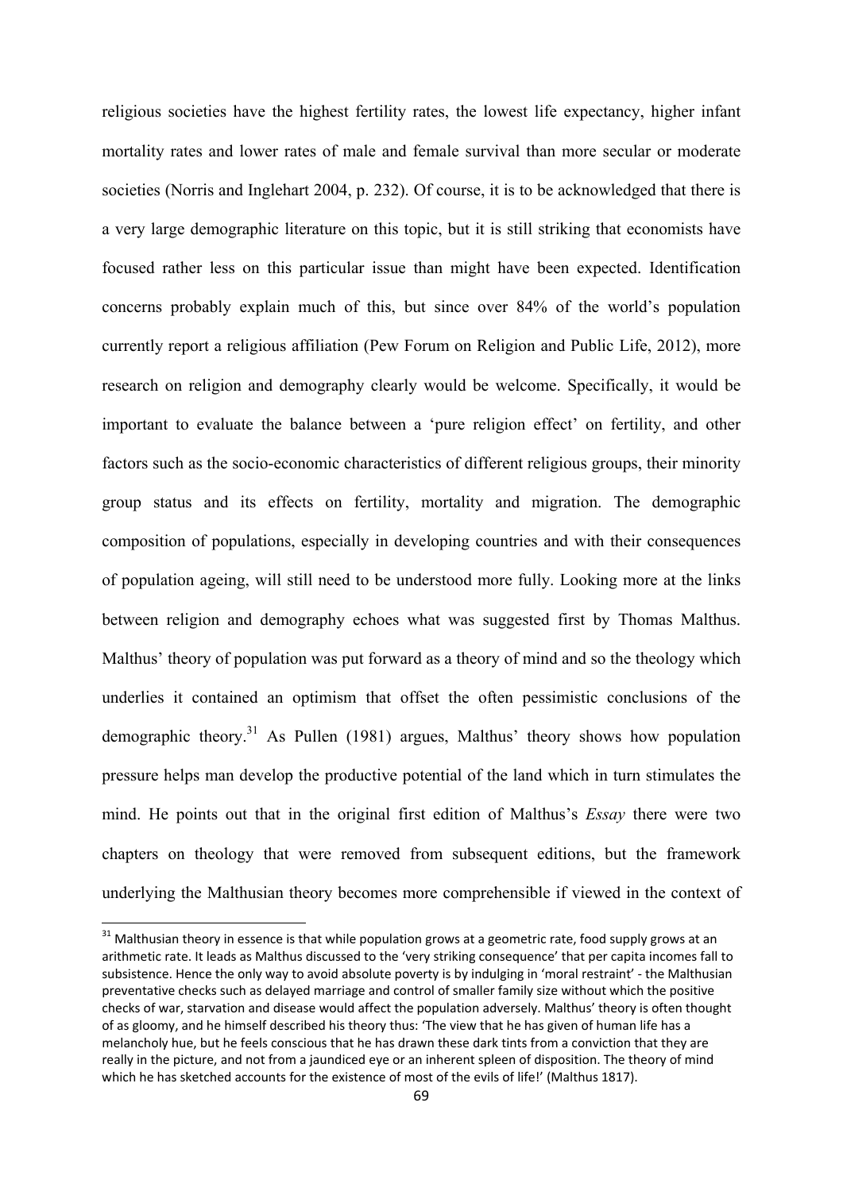religious societies have the highest fertility rates, the lowest life expectancy, higher infant mortality rates and lower rates of male and female survival than more secular or moderate societies (Norris and Inglehart 2004, p. 232). Of course, it is to be acknowledged that there is a very large demographic literature on this topic, but it is still striking that economists have focused rather less on this particular issue than might have been expected. Identification concerns probably explain much of this, but since over 84% of the world's population currently report a religious affiliation (Pew Forum on Religion and Public Life, 2012), more research on religion and demography clearly would be welcome. Specifically, it would be important to evaluate the balance between a 'pure religion effect' on fertility, and other factors such as the socio-economic characteristics of different religious groups, their minority group status and its effects on fertility, mortality and migration. The demographic composition of populations, especially in developing countries and with their consequences of population ageing, will still need to be understood more fully. Looking more at the links between religion and demography echoes what was suggested first by Thomas Malthus. Malthus' theory of population was put forward as a theory of mind and so the theology which underlies it contained an optimism that offset the often pessimistic conclusions of the demographic theory.[31] As Pullen (1981) argues, Malthus' theory shows how population pressure helps man develop the productive potential of the land which in turn stimulates the mind. He points out that in the original first edition of Malthus's *Essay* there were two chapters on theology that were removed from subsequent editions, but the framework underlying the Malthusian theory becomes more comprehensible if viewed in the context of

[31] Malthusian theory in essence is that while population grows at a geometric rate, food supply grows at an arithmetic rate. It leads as Malthus discussed to the 'very striking consequence' that per capita incomes fall to subsistence. Hence the only way to avoid absolute poverty is by indulging in 'moral restraint' - the Malthusian preventative checks such as delayed marriage and control of smaller family size without which the positive checks of war, starvation and disease would affect the population adversely. Malthus' theory is often thought of as gloomy, and he himself described his theory thus: 'The view that he has given of human life has a melancholy hue, but he feels conscious that he has drawn these dark tints from a conviction that they are really in the picture, and not from a jaundiced eye or an inherent spleen of disposition. The theory of mind which he has sketched accounts for the existence of most of the evils of life!' (Malthus 1817).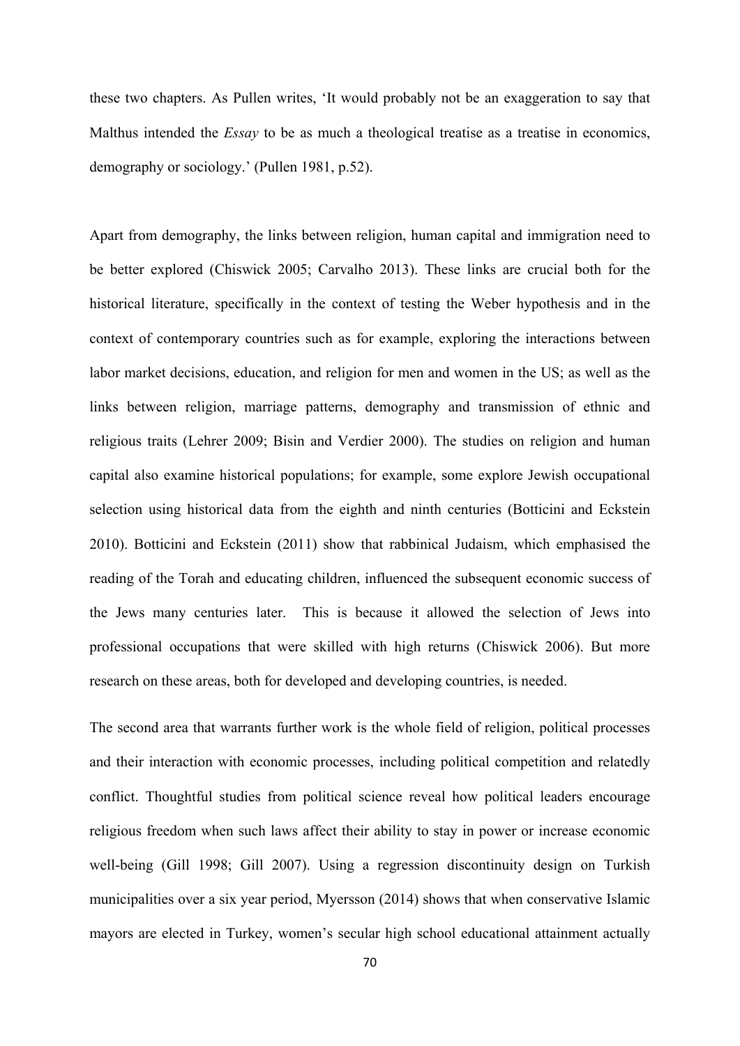these two chapters. As Pullen writes, 'It would probably not be an exaggeration to say that Malthus intended the *Essay* to be as much a theological treatise as a treatise in economics, demography or sociology.' (Pullen 1981, p.52).

Apart from demography, the links between religion, human capital and immigration need to be better explored (Chiswick 2005; Carvalho 2013). These links are crucial both for the historical literature, specifically in the context of testing the Weber hypothesis and in the context of contemporary countries such as for example, exploring the interactions between labor market decisions, education, and religion for men and women in the US; as well as the links between religion, marriage patterns, demography and transmission of ethnic and religious traits (Lehrer 2009; Bisin and Verdier 2000). The studies on religion and human capital also examine historical populations; for example, some explore Jewish occupational selection using historical data from the eighth and ninth centuries (Botticini and Eckstein 2010). Botticini and Eckstein (2011) show that rabbinical Judaism, which emphasised the reading of the Torah and educating children, influenced the subsequent economic success of the Jews many centuries later. This is because it allowed the selection of Jews into professional occupations that were skilled with high returns (Chiswick 2006). But more research on these areas, both for developed and developing countries, is needed.

The second area that warrants further work is the whole field of religion, political processes and their interaction with economic processes, including political competition and relatedly conflict. Thoughtful studies from political science reveal how political leaders encourage religious freedom when such laws affect their ability to stay in power or increase economic well-being (Gill 1998; Gill 2007). Using a regression discontinuity design on Turkish municipalities over a six year period, Myersson (2014) shows that when conservative Islamic mayors are elected in Turkey, women's secular high school educational attainment actually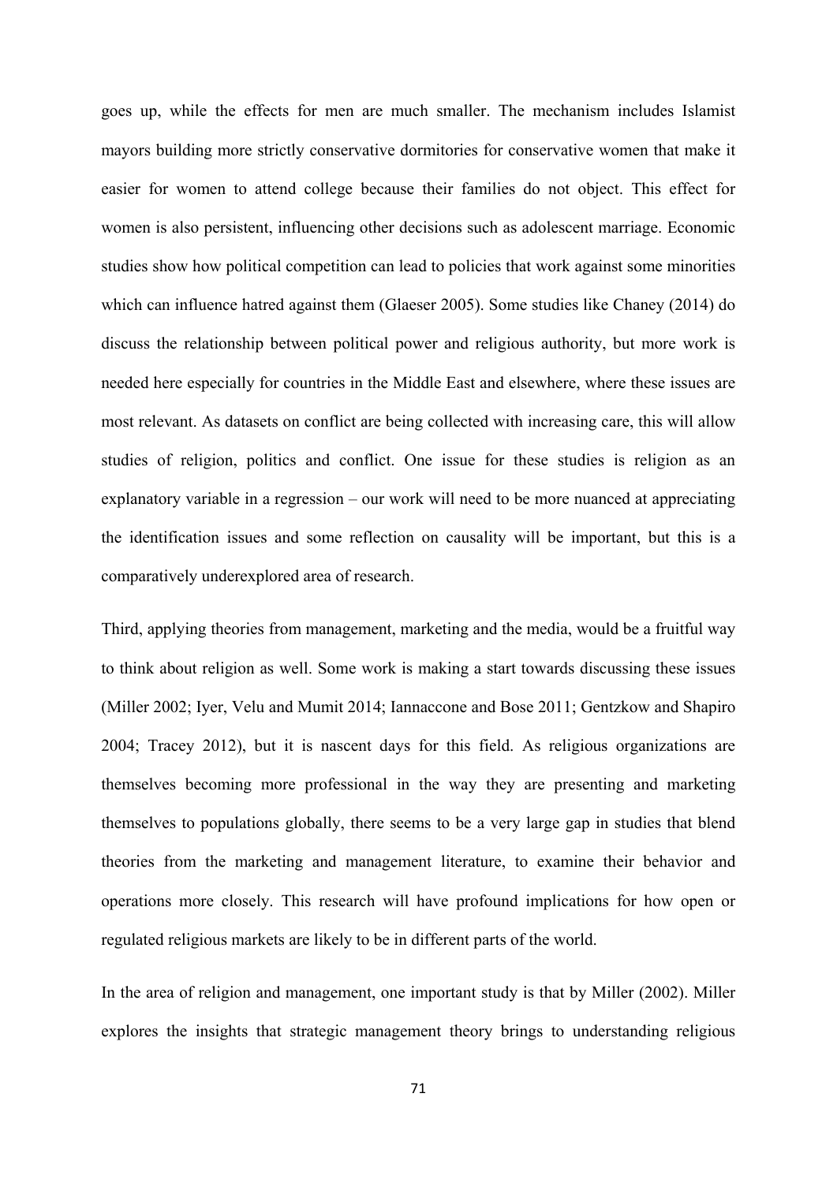goes up, while the effects for men are much smaller. The mechanism includes Islamist mayors building more strictly conservative dormitories for conservative women that make it easier for women to attend college because their families do not object. This effect for women is also persistent, influencing other decisions such as adolescent marriage. Economic studies show how political competition can lead to policies that work against some minorities which can influence hatred against them (Glaeser 2005). Some studies like Chaney (2014) do discuss the relationship between political power and religious authority, but more work is needed here especially for countries in the Middle East and elsewhere, where these issues are most relevant. As datasets on conflict are being collected with increasing care, this will allow studies of religion, politics and conflict. One issue for these studies is religion as an explanatory variable in a regression – our work will need to be more nuanced at appreciating the identification issues and some reflection on causality will be important, but this is a comparatively underexplored area of research.

Third, applying theories from management, marketing and the media, would be a fruitful way to think about religion as well. Some work is making a start towards discussing these issues (Miller 2002; Iyer, Velu and Mumit 2014; Iannaccone and Bose 2011; Gentzkow and Shapiro 2004; Tracey 2012), but it is nascent days for this field. As religious organizations are themselves becoming more professional in the way they are presenting and marketing themselves to populations globally, there seems to be a very large gap in studies that blend theories from the marketing and management literature, to examine their behavior and operations more closely. This research will have profound implications for how open or regulated religious markets are likely to be in different parts of the world.

In the area of religion and management, one important study is that by Miller (2002). Miller explores the insights that strategic management theory brings to understanding religious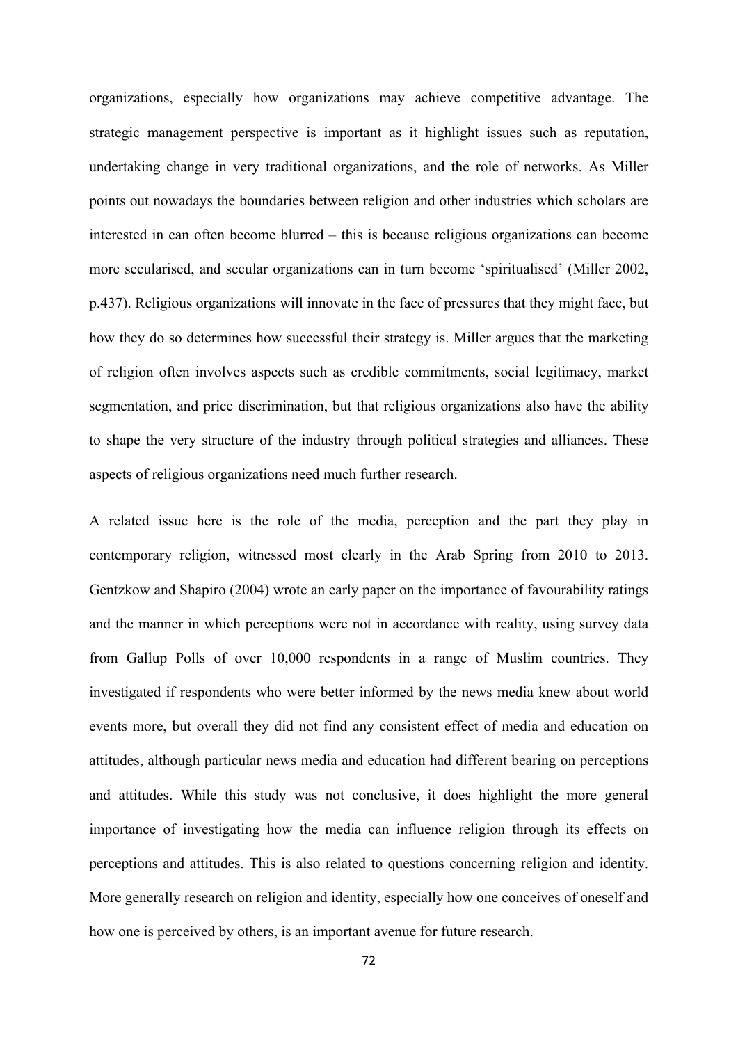organizations, especially how organizations may achieve competitive advantage. The strategic management perspective is important as it highlight issues such as reputation, undertaking change in very traditional organizations, and the role of networks. As Miller points out nowadays the boundaries between religion and other industries which scholars are interested in can often become blurred – this is because religious organizations can become more secularised, and secular organizations can in turn become 'spiritualised' (Miller 2002, p.437). Religious organizations will innovate in the face of pressures that they might face, but how they do so determines how successful their strategy is. Miller argues that the marketing of religion often involves aspects such as credible commitments, social legitimacy, market segmentation, and price discrimination, but that religious organizations also have the ability to shape the very structure of the industry through political strategies and alliances. These aspects of religious organizations need much further research.

A related issue here is the role of the media, perception and the part they play in contemporary religion, witnessed most clearly in the Arab Spring from 2010 to 2013. Gentzkow and Shapiro (2004) wrote an early paper on the importance of favourability ratings and the manner in which perceptions were not in accordance with reality, using survey data from Gallup Polls of over 10,000 respondents in a range of Muslim countries. They investigated if respondents who were better informed by the news media knew about world events more, but overall they did not find any consistent effect of media and education on attitudes, although particular news media and education had different bearing on perceptions and attitudes. While this study was not conclusive, it does highlight the more general importance of investigating how the media can influence religion through its effects on perceptions and attitudes. This is also related to questions concerning religion and identity. More generally research on religion and identity, especially how one conceives of oneself and how one is perceived by others, is an important avenue for future research.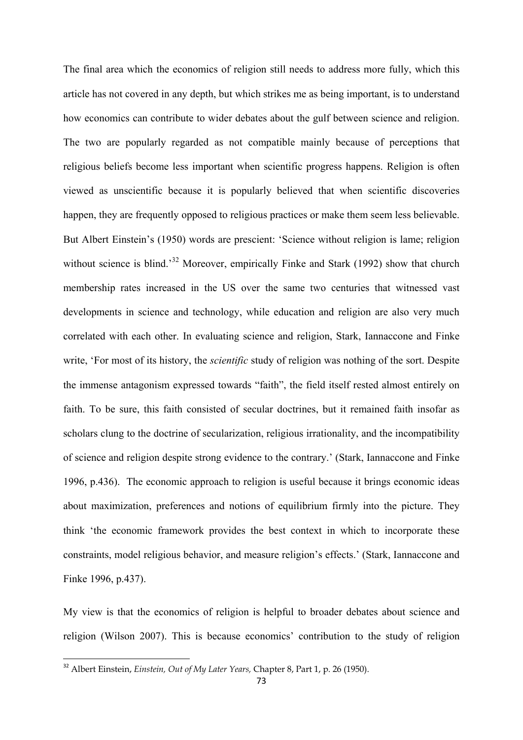The final area which the economics of religion still needs to address more fully, which this article has not covered in any depth, but which strikes me as being important, is to understand how economics can contribute to wider debates about the gulf between science and religion. The two are popularly regarded as not compatible mainly because of perceptions that religious beliefs become less important when scientific progress happens. Religion is often viewed as unscientific because it is popularly believed that when scientific discoveries happen, they are frequently opposed to religious practices or make them seem less believable. But Albert Einstein's (1950) words are prescient: 'Science without religion is lame; religion without science is blind.'[32] Moreover, empirically Finke and Stark (1992) show that church membership rates increased in the US over the same two centuries that witnessed vast developments in science and technology, while education and religion are also very much correlated with each other. In evaluating science and religion, Stark, Iannaccone and Finke write, 'For most of its history, the *scientific* study of religion was nothing of the sort. Despite the immense antagonism expressed towards "faith", the field itself rested almost entirely on faith. To be sure, this faith consisted of secular doctrines, but it remained faith insofar as scholars clung to the doctrine of secularization, religious irrationality, and the incompatibility of science and religion despite strong evidence to the contrary.' (Stark, Iannaccone and Finke 1996, p.436). The economic approach to religion is useful because it brings economic ideas about maximization, preferences and notions of equilibrium firmly into the picture. They think 'the economic framework provides the best context in which to incorporate these constraints, model religious behavior, and measure religion's effects.' (Stark, Iannaccone and Finke 1996, p.437).

My view is that the economics of religion is helpful to broader debates about science and religion (Wilson 2007). This is because economics' contribution to the study of religion

[32] Albert Einstein, *Einstein, Out of My Later Years,* Chapter 8, Part 1, p. 26 (1950).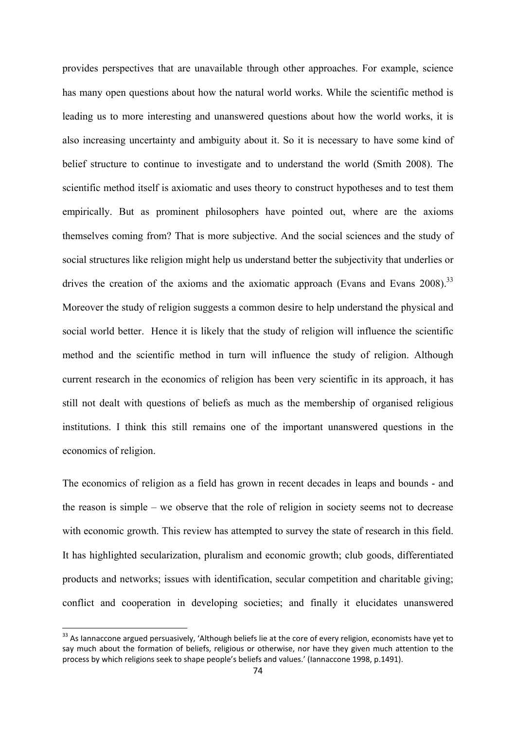provides perspectives that are unavailable through other approaches. For example, science has many open questions about how the natural world works. While the scientific method is leading us to more interesting and unanswered questions about how the world works, it is also increasing uncertainty and ambiguity about it. So it is necessary to have some kind of belief structure to continue to investigate and to understand the world (Smith 2008). The scientific method itself is axiomatic and uses theory to construct hypotheses and to test them empirically. But as prominent philosophers have pointed out, where are the axioms themselves coming from? That is more subjective. And the social sciences and the study of social structures like religion might help us understand better the subjectivity that underlies or drives the creation of the axioms and the axiomatic approach (Evans and Evans 2008).[33] Moreover the study of religion suggests a common desire to help understand the physical and social world better. Hence it is likely that the study of religion will influence the scientific method and the scientific method in turn will influence the study of religion. Although current research in the economics of religion has been very scientific in its approach, it has still not dealt with questions of beliefs as much as the membership of organised religious institutions. I think this still remains one of the important unanswered questions in the economics of religion.

The economics of religion as a field has grown in recent decades in leaps and bounds - and the reason is simple – we observe that the role of religion in society seems not to decrease with economic growth. This review has attempted to survey the state of research in this field. It has highlighted secularization, pluralism and economic growth; club goods, differentiated products and networks; issues with identification, secular competition and charitable giving; conflict and cooperation in developing societies; and finally it elucidates unanswered

[33] As Iannaccone argued persuasively, 'Although beliefs lie at the core of every religion, economists have yet to say much about the formation of beliefs, religious or otherwise, nor have they given much attention to the process by which religions seek to shape people's beliefs and values.' (Iannaccone 1998, p.1491).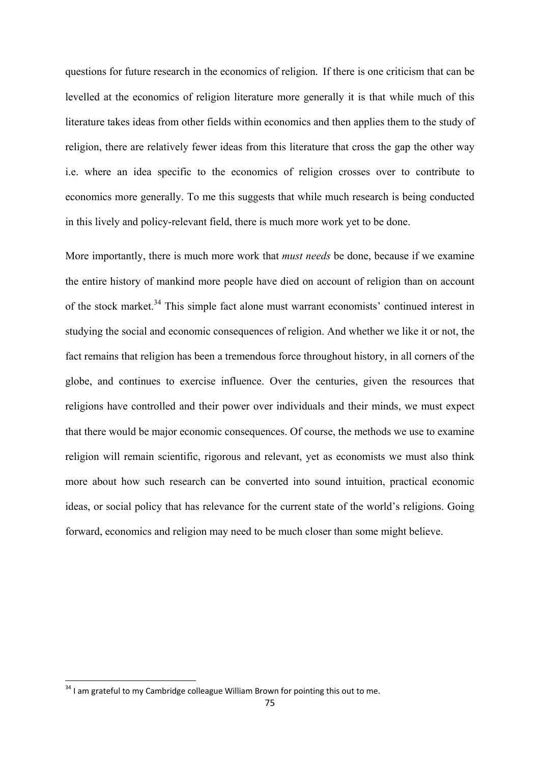questions for future research in the economics of religion. If there is one criticism that can be levelled at the economics of religion literature more generally it is that while much of this literature takes ideas from other fields within economics and then applies them to the study of religion, there are relatively fewer ideas from this literature that cross the gap the other way i.e. where an idea specific to the economics of religion crosses over to contribute to economics more generally. To me this suggests that while much research is being conducted in this lively and policy-relevant field, there is much more work yet to be done.

More importantly, there is much more work that *must needs* be done, because if we examine the entire history of mankind more people have died on account of religion than on account of the stock market.[34] This simple fact alone must warrant economists' continued interest in studying the social and economic consequences of religion. And whether we like it or not, the fact remains that religion has been a tremendous force throughout history, in all corners of the globe, and continues to exercise influence. Over the centuries, given the resources that religions have controlled and their power over individuals and their minds, we must expect that there would be major economic consequences. Of course, the methods we use to examine religion will remain scientific, rigorous and relevant, yet as economists we must also think more about how such research can be converted into sound intuition, practical economic ideas, or social policy that has relevance for the current state of the world's religions. Going forward, economics and religion may need to be much closer than some might believe.

[34] I am grateful to my Cambridge colleague William Brown for pointing this out to me.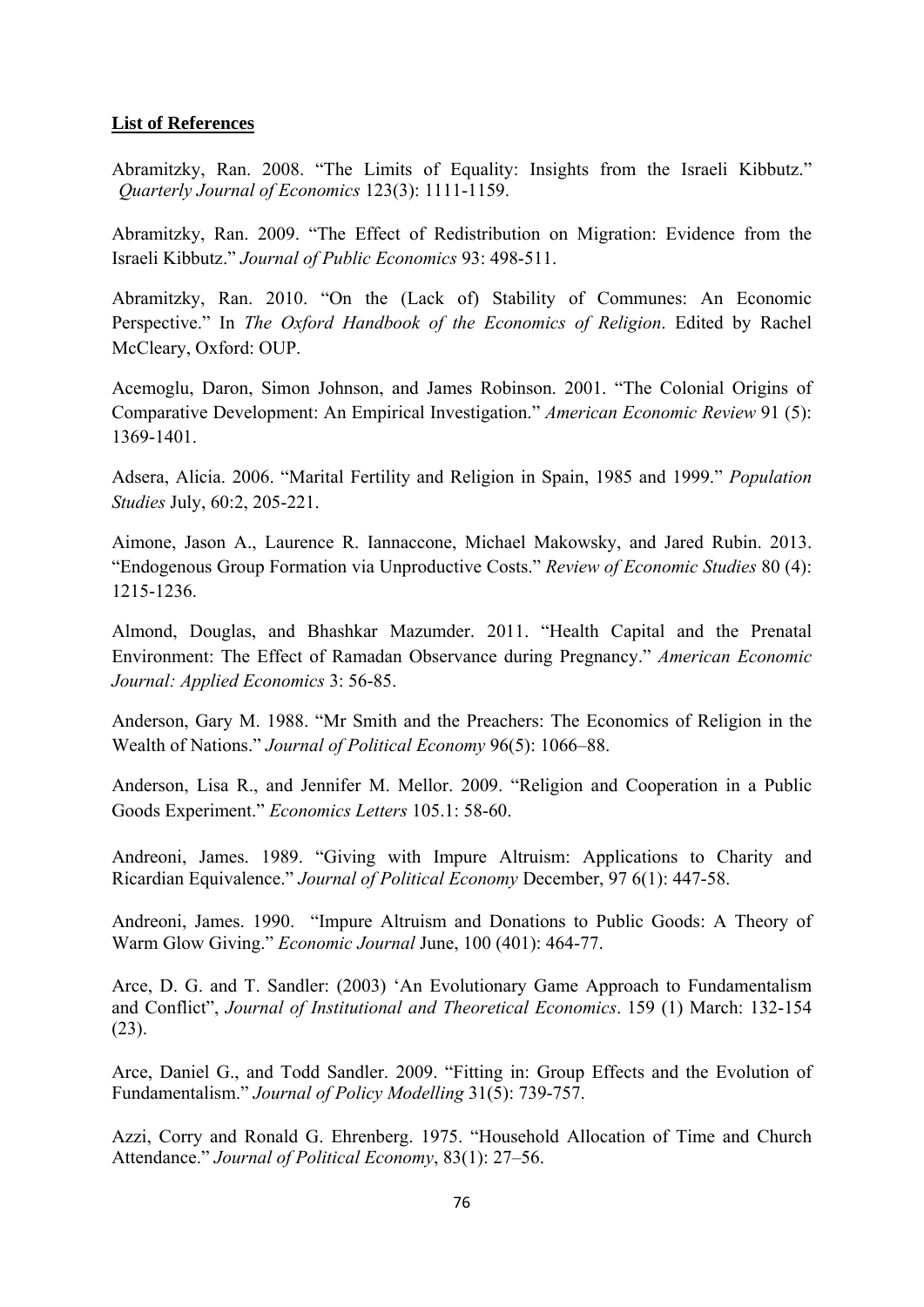**<u>List of References</u>**

Abramitzky, Ran. 2008. "The Limits of Equality: Insights from the Israeli Kibbutz." *Quarterly Journal of Economics* 123(3): 1111-1159.

Abramitzky, Ran. 2009. "The Effect of Redistribution on Migration: Evidence from the Israeli Kibbutz." *Journal of Public Economics* 93: 498-511.

Abramitzky, Ran. 2010. "On the (Lack of) Stability of Communes: An Economic Perspective." In *The Oxford Handbook of the Economics of Religion*. Edited by Rachel McCleary, Oxford: OUP.

Acemoglu, Daron, Simon Johnson, and James Robinson. 2001. "The Colonial Origins of Comparative Development: An Empirical Investigation." *American Economic Review* 91 (5): 1369-1401.

Adsera, Alicia. 2006. "Marital Fertility and Religion in Spain, 1985 and 1999." *Population Studies* July, 60:2, 205-221.

Aimone, Jason A., Laurence R. Iannaccone, Michael Makowsky, and Jared Rubin. 2013. "Endogenous Group Formation via Unproductive Costs." *Review of Economic Studies* 80 (4): 1215-1236.

Almond, Douglas, and Bhashkar Mazumder. 2011. "Health Capital and the Prenatal Environment: The Effect of Ramadan Observance during Pregnancy." *American Economic Journal: Applied Economics* 3: 56-85.

Anderson, Gary M. 1988. "Mr Smith and the Preachers: The Economics of Religion in the Wealth of Nations." *Journal of Political Economy* 96(5): 1066–88.

Anderson, Lisa R., and Jennifer M. Mellor. 2009. "Religion and Cooperation in a Public Goods Experiment." *Economics Letters* 105.1: 58-60.

Andreoni, James. 1989. "Giving with Impure Altruism: Applications to Charity and Ricardian Equivalence." *Journal of Political Economy* December, 97 6(1): 447-58.

Andreoni, James. 1990. "Impure Altruism and Donations to Public Goods: A Theory of Warm Glow Giving." *Economic Journal* June, 100 (401): 464-77.

Arce, D. G. and T. Sandler: (2003) 'An Evolutionary Game Approach to Fundamentalism and Conflict", *Journal of Institutional and Theoretical Economics*. 159 (1) March: 132-154 (23).

Arce, Daniel G., and Todd Sandler. 2009. "Fitting in: Group Effects and the Evolution of Fundamentalism." *Journal of Policy Modelling* 31(5): 739-757.

Azzi, Corry and Ronald G. Ehrenberg. 1975. "Household Allocation of Time and Church Attendance." *Journal of Political Economy*, 83(1): 27–56.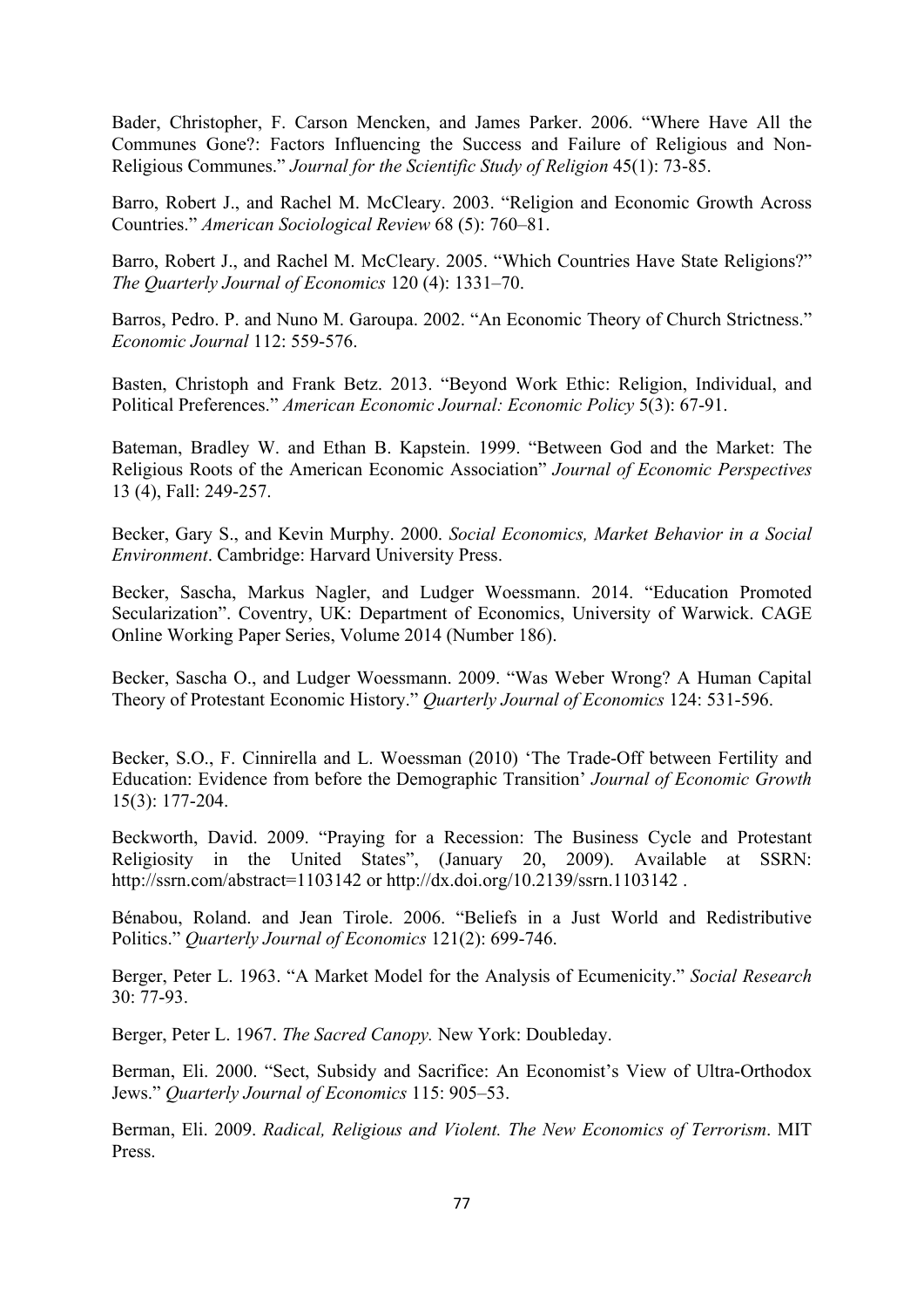Bader, Christopher, F. Carson Mencken, and James Parker. 2006. "Where Have All the Communes Gone?: Factors Influencing the Success and Failure of Religious and Non-Religious Communes." *Journal for the Scientific Study of Religion* 45(1): 73-85.

Barro, Robert J., and Rachel M. McCleary. 2003. "Religion and Economic Growth Across Countries." *American Sociological Review* 68 (5): 760–81.

Barro, Robert J., and Rachel M. McCleary. 2005. "Which Countries Have State Religions?" *The Quarterly Journal of Economics* 120 (4): 1331–70.

Barros, Pedro. P. and Nuno M. Garoupa. 2002. "An Economic Theory of Church Strictness." *Economic Journal* 112: 559-576.

Basten, Christoph and Frank Betz. 2013. "Beyond Work Ethic: Religion, Individual, and Political Preferences." *American Economic Journal: Economic Policy* 5(3): 67-91.

Bateman, Bradley W. and Ethan B. Kapstein. 1999. "Between God and the Market: The Religious Roots of the American Economic Association" *Journal of Economic Perspectives* 13 (4), Fall: 249-257.

Becker, Gary S., and Kevin Murphy. 2000. *Social Economics, Market Behavior in a Social Environment*. Cambridge: Harvard University Press.

Becker, Sascha, Markus Nagler, and Ludger Woessmann. 2014. "Education Promoted Secularization". Coventry, UK: Department of Economics, University of Warwick. CAGE Online Working Paper Series, Volume 2014 (Number 186).

Becker, Sascha O., and Ludger Woessmann. 2009. "Was Weber Wrong? A Human Capital Theory of Protestant Economic History." *Quarterly Journal of Economics* 124: 531-596.

Becker, S.O., F. Cinnirella and L. Woessman (2010) 'The Trade-Off between Fertility and Education: Evidence from before the Demographic Transition' *Journal of Economic Growth* 15(3): 177-204.

Beckworth, David. 2009. "Praying for a Recession: The Business Cycle and Protestant Religiosity in the United States", (January 20, 2009). Available at SSRN: http://ssrn.com/abstract=1103142 or http://dx.doi.org/10.2139/ssrn.1103142 .

Bénabou, Roland. and Jean Tirole. 2006. "Beliefs in a Just World and Redistributive Politics." *Quarterly Journal of Economics* 121(2): 699-746.

Berger, Peter L. 1963. "A Market Model for the Analysis of Ecumenicity." *Social Research* 30: 77-93.

Berger, Peter L. 1967. *The Sacred Canopy.* New York: Doubleday.

Berman, Eli. 2000. "Sect, Subsidy and Sacrifice: An Economist's View of Ultra-Orthodox Jews." *Quarterly Journal of Economics* 115: 905–53.

Berman, Eli. 2009. *Radical, Religious and Violent. The New Economics of Terrorism*. MIT Press.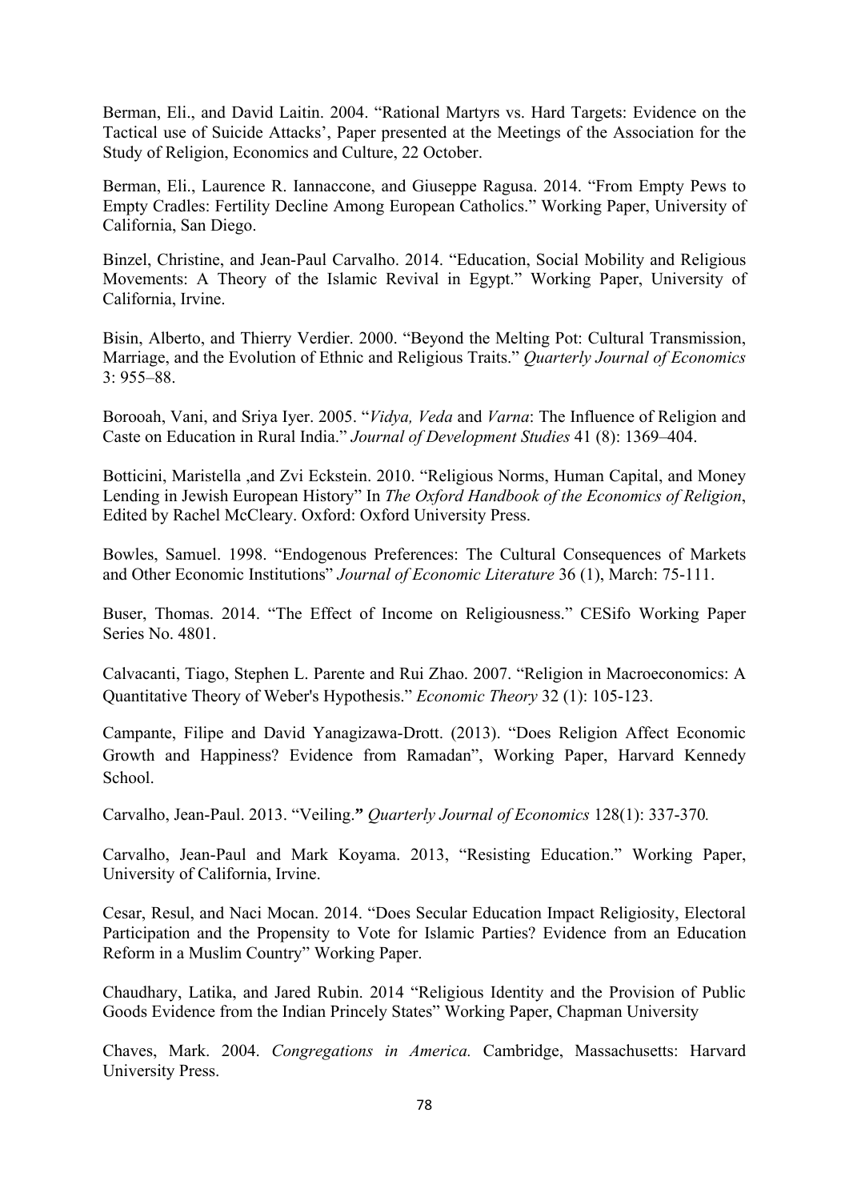Berman, Eli., and David Laitin. 2004. “Rational Martyrs vs. Hard Targets: Evidence on the Tactical use of Suicide Attacks’, Paper presented at the Meetings of the Association for the Study of Religion, Economics and Culture, 22 October.

Berman, Eli., Laurence R. Iannaccone, and Giuseppe Ragusa. 2014. “From Empty Pews to Empty Cradles: Fertility Decline Among European Catholics.” Working Paper, University of California, San Diego.

Binzel, Christine, and Jean-Paul Carvalho. 2014. “Education, Social Mobility and Religious Movements: A Theory of the Islamic Revival in Egypt.” Working Paper, University of California, Irvine.

Bisin, Alberto, and Thierry Verdier. 2000. “Beyond the Melting Pot: Cultural Transmission, Marriage, and the Evolution of Ethnic and Religious Traits.” *Quarterly Journal of Economics* 3: 955–88.

Borooah, Vani, and Sriya Iyer. 2005. “*Vidya, Veda* and *Varna*: The Influence of Religion and Caste on Education in Rural India.” *Journal of Development Studies* 41 (8): 1369–404.

Botticini, Maristella ,and Zvi Eckstein. 2010. “Religious Norms, Human Capital, and Money Lending in Jewish European History” In *The Oxford Handbook of the Economics of Religion*, Edited by Rachel McCleary. Oxford: Oxford University Press.

Bowles, Samuel. 1998. “Endogenous Preferences: The Cultural Consequences of Markets and Other Economic Institutions” *Journal of Economic Literature* 36 (1), March: 75-111.

Buser, Thomas. 2014. “The Effect of Income on Religiousness.” CESifo Working Paper Series No. 4801.

Calvacanti, Tiago, Stephen L. Parente and Rui Zhao. 2007. “Religion in Macroeconomics: A Quantitative Theory of Weber's Hypothesis.” *Economic Theory* 32 (1): 105-123.

Campante, Filipe and David Yanagizawa-Drott. (2013). “Does Religion Affect Economic Growth and Happiness? Evidence from Ramadan”, Working Paper, Harvard Kennedy School.

Carvalho, Jean-Paul. 2013. “Veiling.**”** *Quarterly Journal of Economics* 128(1): 337-370*.*

Carvalho, Jean-Paul and Mark Koyama. 2013, “Resisting Education.” Working Paper, University of California, Irvine.

Cesar, Resul, and Naci Mocan. 2014. “Does Secular Education Impact Religiosity, Electoral Participation and the Propensity to Vote for Islamic Parties? Evidence from an Education Reform in a Muslim Country” Working Paper.

Chaudhary, Latika, and Jared Rubin. 2014 “Religious Identity and the Provision of Public Goods Evidence from the Indian Princely States” Working Paper, Chapman University

Chaves, Mark. 2004. *Congregations in America.* Cambridge, Massachusetts: Harvard University Press.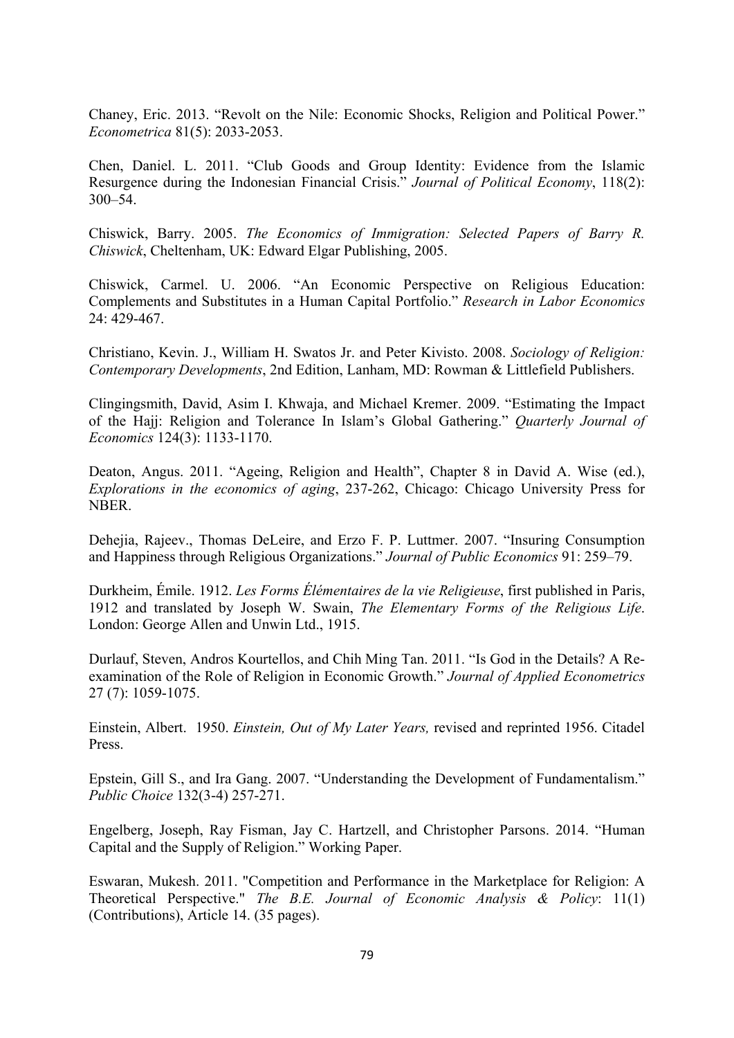Chaney, Eric. 2013. "Revolt on the Nile: Economic Shocks, Religion and Political Power." *Econometrica* 81(5): 2033-2053.

Chen, Daniel. L. 2011. "Club Goods and Group Identity: Evidence from the Islamic Resurgence during the Indonesian Financial Crisis." *Journal of Political Economy*, 118(2): 300–54.

Chiswick, Barry. 2005. *The Economics of Immigration: Selected Papers of Barry R. Chiswick*, Cheltenham, UK: Edward Elgar Publishing, 2005.

Chiswick, Carmel. U. 2006. "An Economic Perspective on Religious Education: Complements and Substitutes in a Human Capital Portfolio." *Research in Labor Economics* 24: 429-467.

Christiano, Kevin. J., William H. Swatos Jr. and Peter Kivisto. 2008. *Sociology of Religion: Contemporary Developments*, 2nd Edition, Lanham, MD: Rowman & Littlefield Publishers.

Clingingsmith, David, Asim I. Khwaja, and Michael Kremer. 2009. "Estimating the Impact of the Hajj: Religion and Tolerance In Islam's Global Gathering." *Quarterly Journal of Economics* 124(3): 1133-1170.

Deaton, Angus. 2011. "Ageing, Religion and Health", Chapter 8 in David A. Wise (ed.), *Explorations in the economics of aging*, 237-262, Chicago: Chicago University Press for NBER.

Dehejia, Rajeev., Thomas DeLeire, and Erzo F. P. Luttmer. 2007. "Insuring Consumption and Happiness through Religious Organizations." *Journal of Public Economics* 91: 259–79.

Durkheim, Émile. 1912. *Les Forms Élémentaires de la vie Religieuse*, first published in Paris, 1912 and translated by Joseph W. Swain, *The Elementary Forms of the Religious Life*. London: George Allen and Unwin Ltd., 1915.

Durlauf, Steven, Andros Kourtellos, and Chih Ming Tan. 2011. "Is God in the Details? A Re-examination of the Role of Religion in Economic Growth." *Journal of Applied Econometrics* 27 (7): 1059-1075.

Einstein, Albert. 1950. *Einstein, Out of My Later Years,* revised and reprinted 1956. Citadel Press.

Epstein, Gill S., and Ira Gang. 2007. "Understanding the Development of Fundamentalism." *Public Choice* 132(3-4) 257-271.

Engelberg, Joseph, Ray Fisman, Jay C. Hartzell, and Christopher Parsons. 2014. "Human Capital and the Supply of Religion." Working Paper.

Eswaran, Mukesh. 2011. "Competition and Performance in the Marketplace for Religion: A Theoretical Perspective." *The B.E. Journal of Economic Analysis & Policy*: 11(1) (Contributions), Article 14. (35 pages).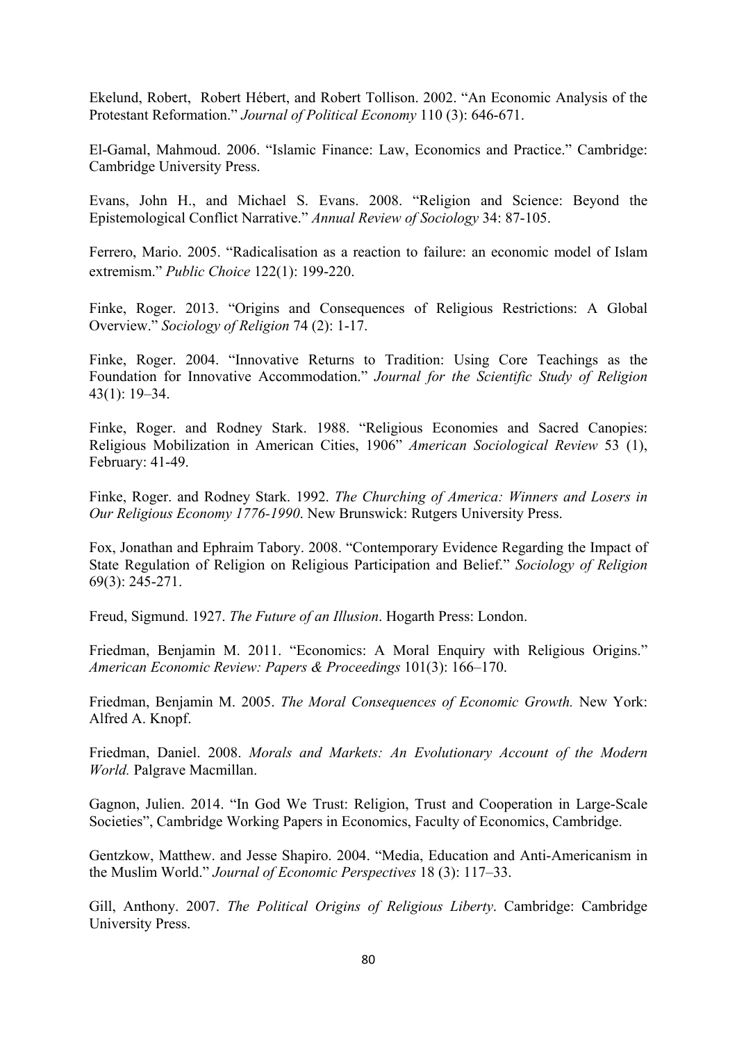Ekelund, Robert, Robert Hébert, and Robert Tollison. 2002. "An Economic Analysis of the Protestant Reformation." *Journal of Political Economy* 110 (3): 646-671.

El-Gamal, Mahmoud. 2006. "Islamic Finance: Law, Economics and Practice." Cambridge: Cambridge University Press.

Evans, John H., and Michael S. Evans. 2008. "Religion and Science: Beyond the Epistemological Conflict Narrative." *Annual Review of Sociology* 34: 87-105.

Ferrero, Mario. 2005. "Radicalisation as a reaction to failure: an economic model of Islam extremism." *Public Choice* 122(1): 199-220.

Finke, Roger. 2013. "Origins and Consequences of Religious Restrictions: A Global Overview." *Sociology of Religion* 74 (2): 1-17.

Finke, Roger. 2004. "Innovative Returns to Tradition: Using Core Teachings as the Foundation for Innovative Accommodation." *Journal for the Scientific Study of Religion* 43(1): 19–34.

Finke, Roger. and Rodney Stark. 1988. "Religious Economies and Sacred Canopies: Religious Mobilization in American Cities, 1906" *American Sociological Review* 53 (1), February: 41-49.

Finke, Roger. and Rodney Stark. 1992. *The Churching of America: Winners and Losers in Our Religious Economy 1776-1990*. New Brunswick: Rutgers University Press.

Fox, Jonathan and Ephraim Tabory. 2008. "Contemporary Evidence Regarding the Impact of State Regulation of Religion on Religious Participation and Belief." *Sociology of Religion* 69(3): 245-271.

Freud, Sigmund. 1927. *The Future of an Illusion*. Hogarth Press: London.

Friedman, Benjamin M. 2011. "Economics: A Moral Enquiry with Religious Origins." *American Economic Review: Papers & Proceedings* 101(3): 166–170.

Friedman, Benjamin M. 2005. *The Moral Consequences of Economic Growth.* New York: Alfred A. Knopf.

Friedman, Daniel. 2008. *Morals and Markets: An Evolutionary Account of the Modern World.* Palgrave Macmillan.

Gagnon, Julien. 2014. "In God We Trust: Religion, Trust and Cooperation in Large-Scale Societies", Cambridge Working Papers in Economics, Faculty of Economics, Cambridge.

Gentzkow, Matthew. and Jesse Shapiro. 2004. "Media, Education and Anti-Americanism in the Muslim World." *Journal of Economic Perspectives* 18 (3): 117–33.

Gill, Anthony. 2007. *The Political Origins of Religious Liberty*. Cambridge: Cambridge University Press.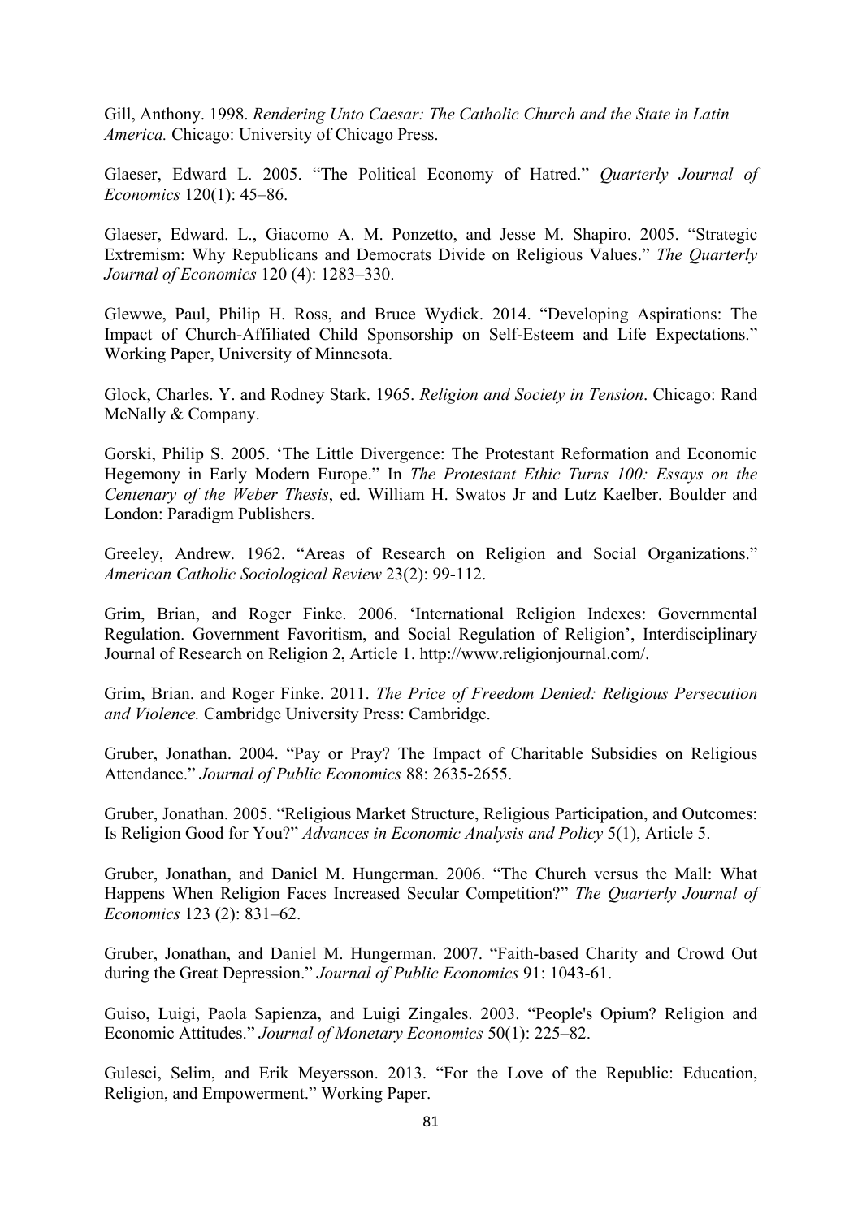Gill, Anthony. 1998. *Rendering Unto Caesar: The Catholic Church and the State in Latin America.* Chicago: University of Chicago Press.

Glaeser, Edward L. 2005. "The Political Economy of Hatred." *Quarterly Journal of Economics* 120(1): 45–86.

Glaeser, Edward. L., Giacomo A. M. Ponzetto, and Jesse M. Shapiro. 2005. "Strategic Extremism: Why Republicans and Democrats Divide on Religious Values." *The Quarterly Journal of Economics* 120 (4): 1283–330.

Glewwe, Paul, Philip H. Ross, and Bruce Wydick. 2014. "Developing Aspirations: The Impact of Church-Affiliated Child Sponsorship on Self-Esteem and Life Expectations." Working Paper, University of Minnesota.

Glock, Charles. Y. and Rodney Stark. 1965. *Religion and Society in Tension*. Chicago: Rand McNally & Company.

Gorski, Philip S. 2005. 'The Little Divergence: The Protestant Reformation and Economic Hegemony in Early Modern Europe." In *The Protestant Ethic Turns 100: Essays on the Centenary of the Weber Thesis*, ed. William H. Swatos Jr and Lutz Kaelber. Boulder and London: Paradigm Publishers.

Greeley, Andrew. 1962. "Areas of Research on Religion and Social Organizations." *American Catholic Sociological Review* 23(2): 99-112.

Grim, Brian, and Roger Finke. 2006. 'International Religion Indexes: Governmental Regulation. Government Favoritism, and Social Regulation of Religion', Interdisciplinary Journal of Research on Religion 2, Article 1. http://www.religionjournal.com/.

Grim, Brian. and Roger Finke. 2011. *The Price of Freedom Denied: Religious Persecution and Violence.* Cambridge University Press: Cambridge.

Gruber, Jonathan. 2004. "Pay or Pray? The Impact of Charitable Subsidies on Religious Attendance." *Journal of Public Economics* 88: 2635-2655.

Gruber, Jonathan. 2005. "Religious Market Structure, Religious Participation, and Outcomes: Is Religion Good for You?" *Advances in Economic Analysis and Policy* 5(1), Article 5.

Gruber, Jonathan, and Daniel M. Hungerman. 2006. "The Church versus the Mall: What Happens When Religion Faces Increased Secular Competition?" *The Quarterly Journal of Economics* 123 (2): 831–62.

Gruber, Jonathan, and Daniel M. Hungerman. 2007. "Faith-based Charity and Crowd Out during the Great Depression." *Journal of Public Economics* 91: 1043-61.

Guiso, Luigi, Paola Sapienza, and Luigi Zingales. 2003. "People's Opium? Religion and Economic Attitudes." *Journal of Monetary Economics* 50(1): 225–82.

Gulesci, Selim, and Erik Meyersson. 2013. "For the Love of the Republic: Education, Religion, and Empowerment." Working Paper.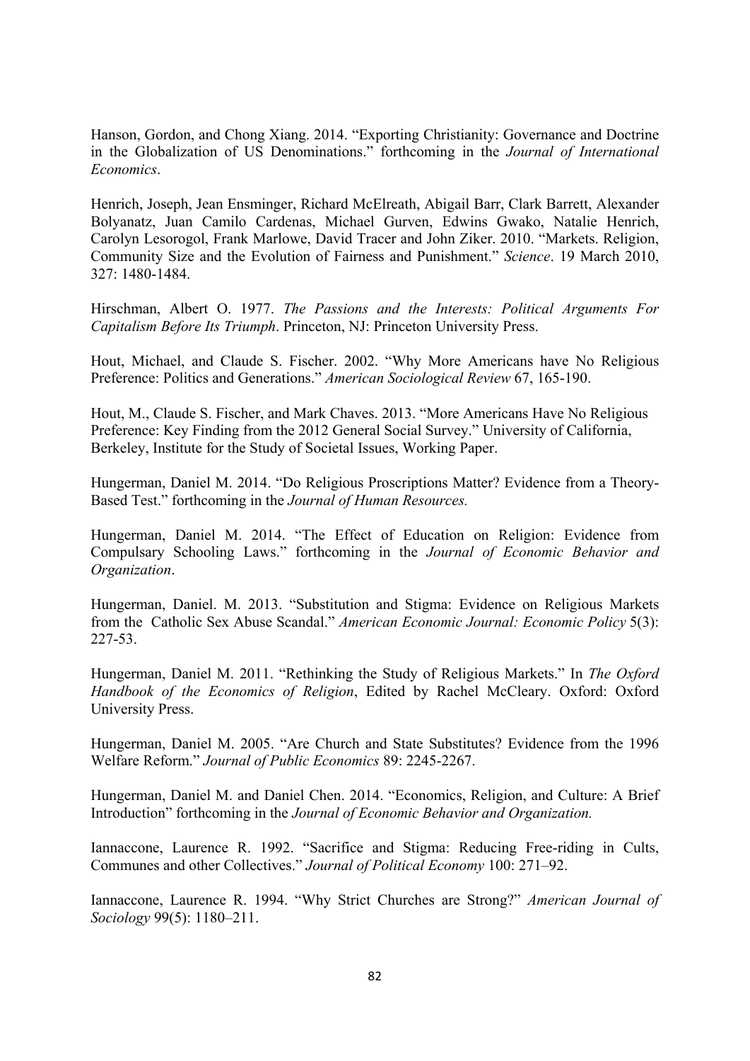Hanson, Gordon, and Chong Xiang. 2014. "Exporting Christianity: Governance and Doctrine in the Globalization of US Denominations." forthcoming in the *Journal of International Economics*.

Henrich, Joseph, Jean Ensminger, Richard McElreath, Abigail Barr, Clark Barrett, Alexander Bolyanatz, Juan Camilo Cardenas, Michael Gurven, Edwins Gwako, Natalie Henrich, Carolyn Lesorogol, Frank Marlowe, David Tracer and John Ziker. 2010. "Markets. Religion, Community Size and the Evolution of Fairness and Punishment." *Science*. 19 March 2010, 327: 1480-1484.

Hirschman, Albert O. 1977. *The Passions and the Interests: Political Arguments For Capitalism Before Its Triumph*. Princeton, NJ: Princeton University Press.

Hout, Michael, and Claude S. Fischer. 2002. "Why More Americans have No Religious Preference: Politics and Generations." *American Sociological Review* 67, 165-190.

Hout, M., Claude S. Fischer, and Mark Chaves. 2013. "More Americans Have No Religious Preference: Key Finding from the 2012 General Social Survey." University of California, Berkeley, Institute for the Study of Societal Issues, Working Paper.

Hungerman, Daniel M. 2014. "Do Religious Proscriptions Matter? Evidence from a Theory-Based Test." forthcoming in the *Journal of Human Resources.*

Hungerman, Daniel M. 2014. "The Effect of Education on Religion: Evidence from Compulsary Schooling Laws." forthcoming in the *Journal of Economic Behavior and Organization*.

Hungerman, Daniel. M. 2013. "Substitution and Stigma: Evidence on Religious Markets from the Catholic Sex Abuse Scandal." *American Economic Journal: Economic Policy* 5(3): 227-53.

Hungerman, Daniel M. 2011. "Rethinking the Study of Religious Markets." In *The Oxford Handbook of the Economics of Religion*, Edited by Rachel McCleary. Oxford: Oxford University Press.

Hungerman, Daniel M. 2005. "Are Church and State Substitutes? Evidence from the 1996 Welfare Reform." *Journal of Public Economics* 89: 2245-2267.

Hungerman, Daniel M. and Daniel Chen. 2014. "Economics, Religion, and Culture: A Brief Introduction" forthcoming in the *Journal of Economic Behavior and Organization.*

Iannaccone, Laurence R. 1992. "Sacrifice and Stigma: Reducing Free-riding in Cults, Communes and other Collectives." *Journal of Political Economy* 100: 271–92.

Iannaccone, Laurence R. 1994. "Why Strict Churches are Strong?" *American Journal of Sociology* 99(5): 1180–211.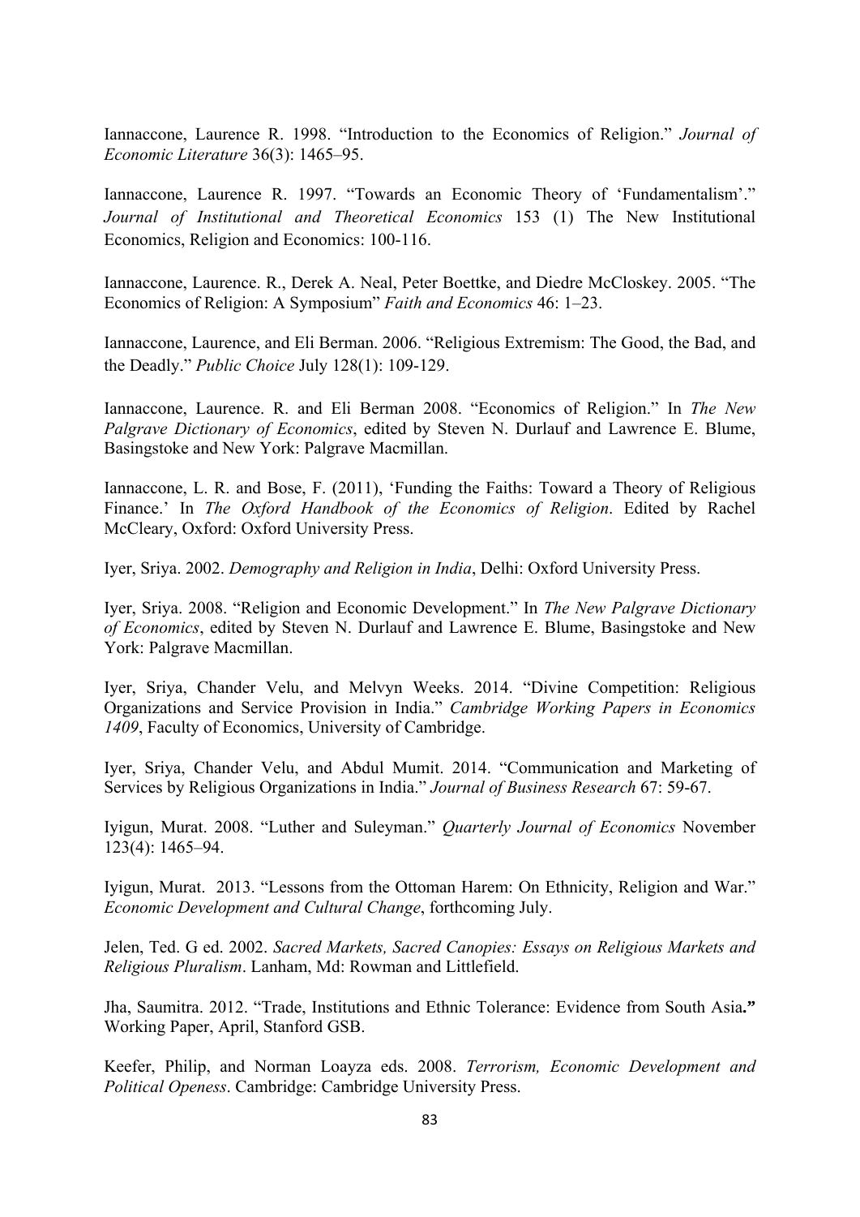Iannaccone, Laurence R. 1998. "Introduction to the Economics of Religion." *Journal of Economic Literature* 36(3): 1465–95.

Iannaccone, Laurence R. 1997. "Towards an Economic Theory of 'Fundamentalism'." *Journal of Institutional and Theoretical Economics* 153 (1) The New Institutional Economics, Religion and Economics: 100-116.

Iannaccone, Laurence. R., Derek A. Neal, Peter Boettke, and Diedre McCloskey. 2005. "The Economics of Religion: A Symposium" *Faith and Economics* 46: 1–23.

Iannaccone, Laurence, and Eli Berman. 2006. "Religious Extremism: The Good, the Bad, and the Deadly." *Public Choice* July 128(1): 109-129.

Iannaccone, Laurence. R. and Eli Berman 2008. "Economics of Religion." In *The New Palgrave Dictionary of Economics*, edited by Steven N. Durlauf and Lawrence E. Blume, Basingstoke and New York: Palgrave Macmillan.

Iannaccone, L. R. and Bose, F. (2011), 'Funding the Faiths: Toward a Theory of Religious Finance.' In *The Oxford Handbook of the Economics of Religion*. Edited by Rachel McCleary, Oxford: Oxford University Press.

Iyer, Sriya. 2002. *Demography and Religion in India*, Delhi: Oxford University Press.

Iyer, Sriya. 2008. "Religion and Economic Development." In *The New Palgrave Dictionary of Economics*, edited by Steven N. Durlauf and Lawrence E. Blume, Basingstoke and New York: Palgrave Macmillan.

Iyer, Sriya, Chander Velu, and Melvyn Weeks. 2014. "Divine Competition: Religious Organizations and Service Provision in India." *Cambridge Working Papers in Economics 1409*, Faculty of Economics, University of Cambridge.

Iyer, Sriya, Chander Velu, and Abdul Mumit. 2014. "Communication and Marketing of Services by Religious Organizations in India." *Journal of Business Research* 67: 59-67.

Iyigun, Murat. 2008. "Luther and Suleyman." *Quarterly Journal of Economics* November 123(4): 1465–94.

Iyigun, Murat. 2013. "Lessons from the Ottoman Harem: On Ethnicity, Religion and War." *Economic Development and Cultural Change*, forthcoming July.

Jelen, Ted. G ed. 2002. *Sacred Markets, Sacred Canopies: Essays on Religious Markets and Religious Pluralism*. Lanham, Md: Rowman and Littlefield.

Jha, Saumitra. 2012. "Trade, Institutions and Ethnic Tolerance: Evidence from South Asia**."** Working Paper, April, Stanford GSB.

Keefer, Philip, and Norman Loayza eds. 2008. *Terrorism, Economic Development and Political Openess*. Cambridge: Cambridge University Press.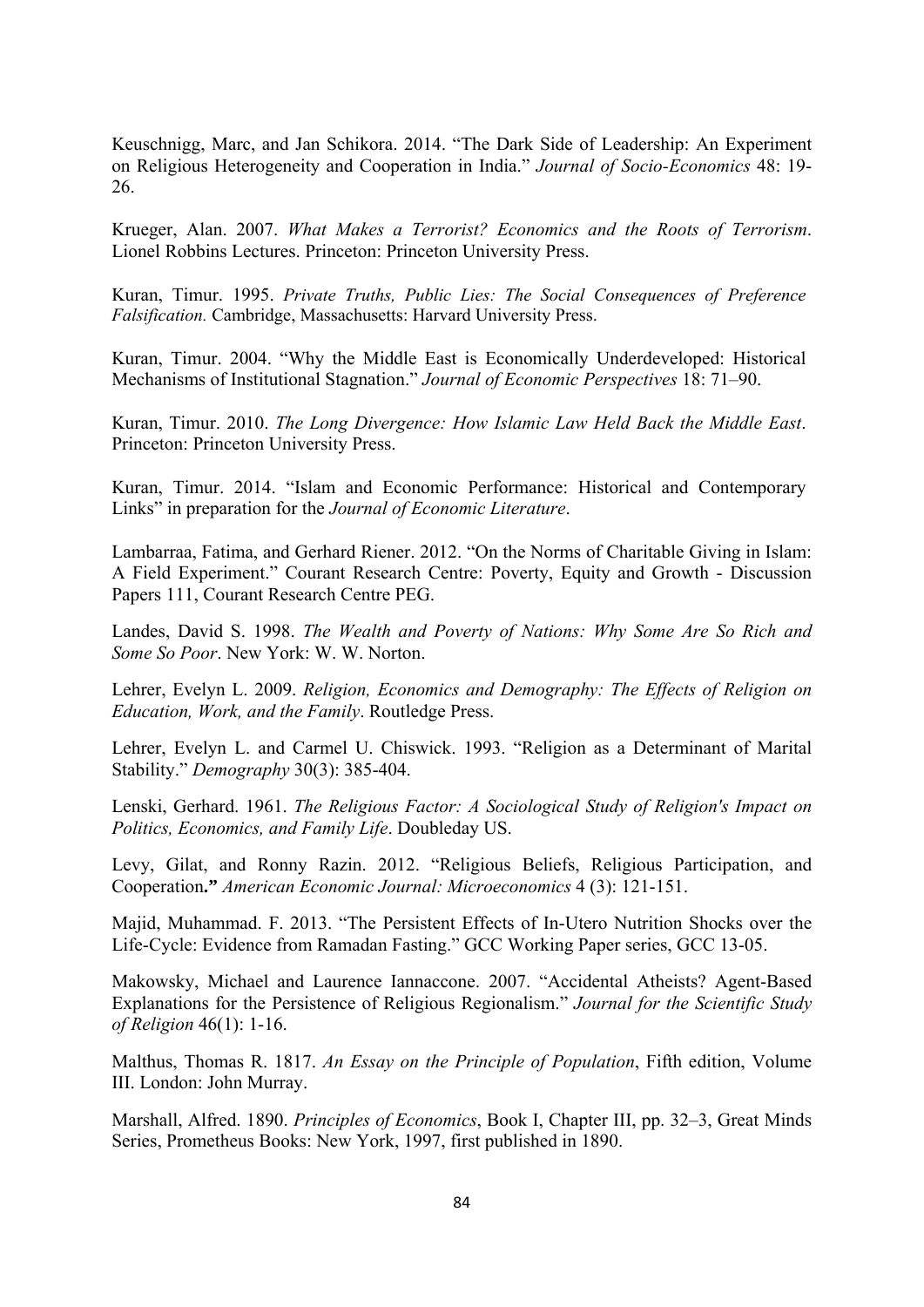Keuschnigg, Marc, and Jan Schikora. 2014. "The Dark Side of Leadership: An Experiment on Religious Heterogeneity and Cooperation in India." *Journal of Socio-Economics* 48: 19-26.

Krueger, Alan. 2007. *What Makes a Terrorist? Economics and the Roots of Terrorism*. Lionel Robbins Lectures. Princeton: Princeton University Press.

Kuran, Timur. 1995. *Private Truths, Public Lies: The Social Consequences of Preference Falsification.* Cambridge, Massachusetts: Harvard University Press.

Kuran, Timur. 2004. "Why the Middle East is Economically Underdeveloped: Historical Mechanisms of Institutional Stagnation." *Journal of Economic Perspectives* 18: 71–90.

Kuran, Timur. 2010. *The Long Divergence: How Islamic Law Held Back the Middle East*. Princeton: Princeton University Press.

Kuran, Timur. 2014. "Islam and Economic Performance: Historical and Contemporary Links" in preparation for the *Journal of Economic Literature*.

Lambarraa, Fatima, and Gerhard Riener. 2012. "On the Norms of Charitable Giving in Islam: A Field Experiment." Courant Research Centre: Poverty, Equity and Growth - Discussion Papers 111, Courant Research Centre PEG.

Landes, David S. 1998. *The Wealth and Poverty of Nations: Why Some Are So Rich and Some So Poor*. New York: W. W. Norton.

Lehrer, Evelyn L. 2009. *Religion, Economics and Demography: The Effects of Religion on Education, Work, and the Family*. Routledge Press.

Lehrer, Evelyn L. and Carmel U. Chiswick. 1993. "Religion as a Determinant of Marital Stability." *Demography* 30(3): 385-404.

Lenski, Gerhard. 1961. *The Religious Factor: A Sociological Study of Religion's Impact on Politics, Economics, and Family Life*. Doubleday US.

Levy, Gilat, and Ronny Razin. 2012. "Religious Beliefs, Religious Participation, and Cooperation**."** *American Economic Journal: Microeconomics* 4 (3): 121-151.

Majid, Muhammad. F. 2013. "The Persistent Effects of In-Utero Nutrition Shocks over the Life-Cycle: Evidence from Ramadan Fasting." GCC Working Paper series, GCC 13-05.

Makowsky, Michael and Laurence Iannaccone. 2007. "Accidental Atheists? Agent-Based Explanations for the Persistence of Religious Regionalism." *Journal for the Scientific Study of Religion* 46(1): 1-16.

Malthus, Thomas R. 1817. *An Essay on the Principle of Population*, Fifth edition, Volume III. London: John Murray.

Marshall, Alfred. 1890. *Principles of Economics*, Book I, Chapter III, pp. 32–3, Great Minds Series, Prometheus Books: New York, 1997, first published in 1890.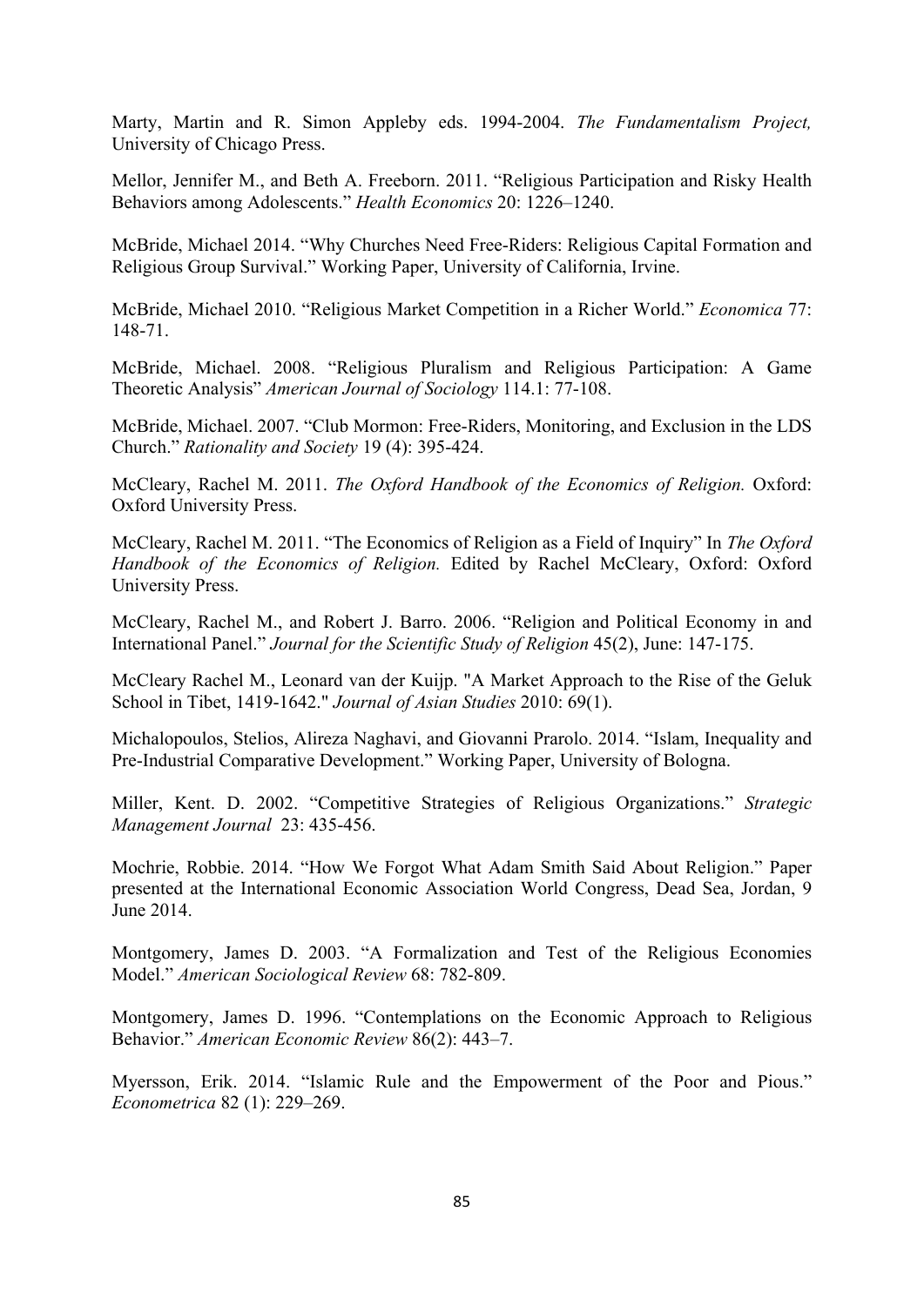Marty, Martin and R. Simon Appleby eds. 1994-2004. *The Fundamentalism Project,* University of Chicago Press.

Mellor, Jennifer M., and Beth A. Freeborn. 2011. "Religious Participation and Risky Health Behaviors among Adolescents." *Health Economics* 20: 1226–1240.

McBride, Michael 2014. "Why Churches Need Free-Riders: Religious Capital Formation and Religious Group Survival." Working Paper, University of California, Irvine.

McBride, Michael 2010. "Religious Market Competition in a Richer World." *Economica* 77: 148-71.

McBride, Michael. 2008. "Religious Pluralism and Religious Participation: A Game Theoretic Analysis" *American Journal of Sociology* 114.1: 77-108.

McBride, Michael. 2007. "Club Mormon: Free-Riders, Monitoring, and Exclusion in the LDS Church." *Rationality and Society* 19 (4): 395-424.

McCleary, Rachel M. 2011. *The Oxford Handbook of the Economics of Religion.* Oxford: Oxford University Press.

McCleary, Rachel M. 2011. "The Economics of Religion as a Field of Inquiry" In *The Oxford Handbook of the Economics of Religion.* Edited by Rachel McCleary, Oxford: Oxford University Press.

McCleary, Rachel M., and Robert J. Barro. 2006. "Religion and Political Economy in and International Panel." *Journal for the Scientific Study of Religion* 45(2), June: 147-175.

McCleary Rachel M., Leonard van der Kuijp. "A Market Approach to the Rise of the Geluk School in Tibet, 1419-1642." *Journal of Asian Studies* 2010: 69(1).

Michalopoulos, Stelios, Alireza Naghavi, and Giovanni Prarolo. 2014. "Islam, Inequality and Pre-Industrial Comparative Development." Working Paper, University of Bologna.

Miller, Kent. D. 2002. "Competitive Strategies of Religious Organizations." *Strategic Management Journal* 23: 435-456.

Mochrie, Robbie. 2014. "How We Forgot What Adam Smith Said About Religion." Paper presented at the International Economic Association World Congress, Dead Sea, Jordan, 9 June 2014.

Montgomery, James D. 2003. "A Formalization and Test of the Religious Economies Model." *American Sociological Review* 68: 782-809.

Montgomery, James D. 1996. "Contemplations on the Economic Approach to Religious Behavior." *American Economic Review* 86(2): 443–7.

Myersson, Erik. 2014. "Islamic Rule and the Empowerment of the Poor and Pious." *Econometrica* 82 (1): 229–269.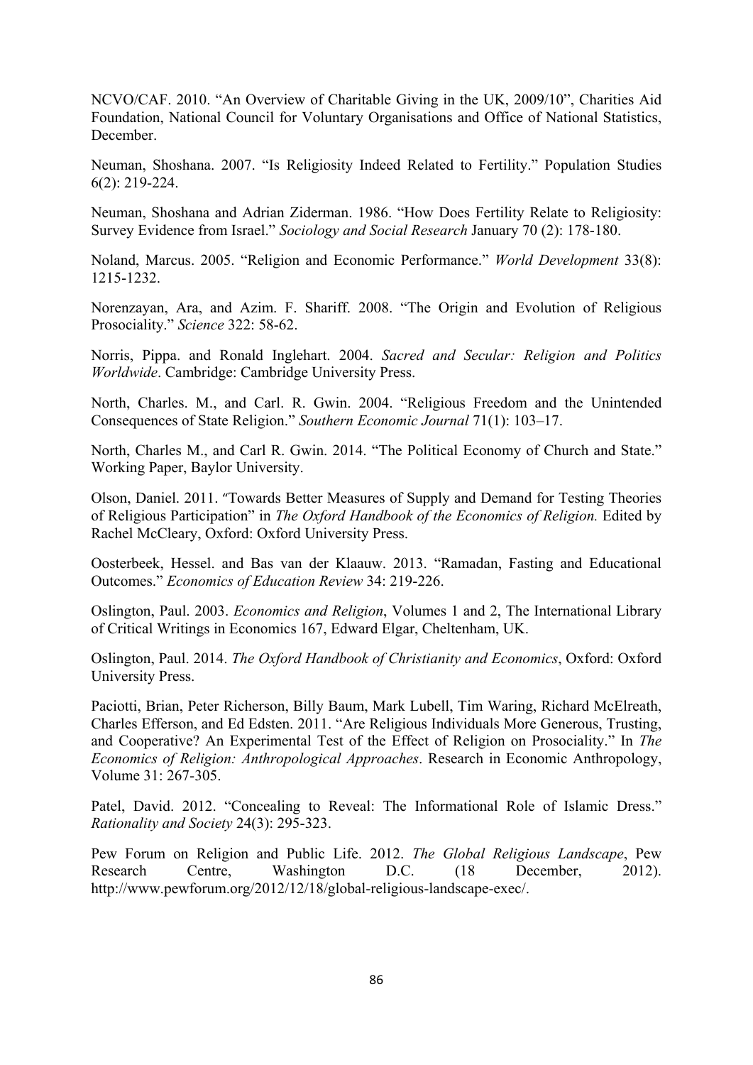NCVO/CAF. 2010. "An Overview of Charitable Giving in the UK, 2009/10", Charities Aid Foundation, National Council for Voluntary Organisations and Office of National Statistics, December.

Neuman, Shoshana. 2007. "Is Religiosity Indeed Related to Fertility." Population Studies 6(2): 219-224.

Neuman, Shoshana and Adrian Ziderman. 1986. "How Does Fertility Relate to Religiosity: Survey Evidence from Israel." *Sociology and Social Research* January 70 (2): 178-180.

Noland, Marcus. 2005. "Religion and Economic Performance." *World Development* 33(8): 1215-1232.

Norenzayan, Ara, and Azim. F. Shariff. 2008. "The Origin and Evolution of Religious Prosociality." *Science* 322: 58-62.

Norris, Pippa. and Ronald Inglehart. 2004. *Sacred and Secular: Religion and Politics Worldwide*. Cambridge: Cambridge University Press.

North, Charles. M., and Carl. R. Gwin. 2004. "Religious Freedom and the Unintended Consequences of State Religion." *Southern Economic Journal* 71(1): 103–17.

North, Charles M., and Carl R. Gwin. 2014. "The Political Economy of Church and State." Working Paper, Baylor University.

Olson, Daniel. 2011. "Towards Better Measures of Supply and Demand for Testing Theories of Religious Participation" in *The Oxford Handbook of the Economics of Religion.* Edited by Rachel McCleary, Oxford: Oxford University Press.

Oosterbeek, Hessel. and Bas van der Klaauw. 2013. "Ramadan, Fasting and Educational Outcomes." *Economics of Education Review* 34: 219-226.

Oslington, Paul. 2003. *Economics and Religion*, Volumes 1 and 2, The International Library of Critical Writings in Economics 167, Edward Elgar, Cheltenham, UK.

Oslington, Paul. 2014. *The Oxford Handbook of Christianity and Economics*, Oxford: Oxford University Press.

Paciotti, Brian, Peter Richerson, Billy Baum, Mark Lubell, Tim Waring, Richard McElreath, Charles Efferson, and Ed Edsten. 2011. "Are Religious Individuals More Generous, Trusting, and Cooperative? An Experimental Test of the Effect of Religion on Prosociality." In *The Economics of Religion: Anthropological Approaches*. Research in Economic Anthropology, Volume 31: 267-305.

Patel, David. 2012. "Concealing to Reveal: The Informational Role of Islamic Dress." *Rationality and Society* 24(3): 295-323.

Pew Forum on Religion and Public Life. 2012. *The Global Religious Landscape*, Pew Research Centre, Washington D.C. (18 December, 2012). http://www.pewforum.org/2012/12/18/global-religious-landscape-exec/.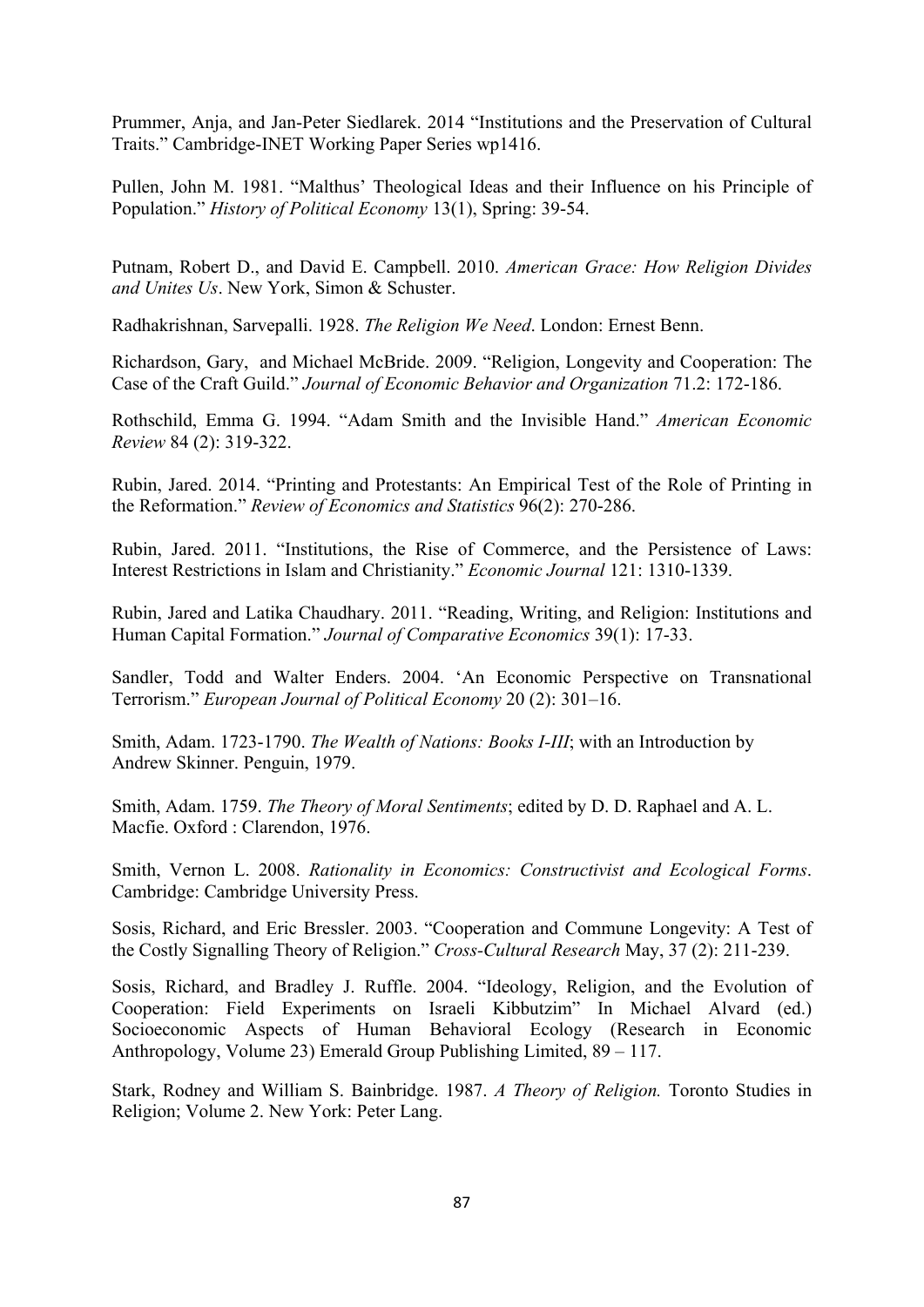Prummer, Anja, and Jan-Peter Siedlarek. 2014 "Institutions and the Preservation of Cultural Traits." Cambridge-INET Working Paper Series wp1416.

Pullen, John M. 1981. "Malthus' Theological Ideas and their Influence on his Principle of Population." *History of Political Economy* 13(1), Spring: 39-54.

Putnam, Robert D., and David E. Campbell. 2010. *American Grace: How Religion Divides and Unites Us*. New York, Simon & Schuster.

Radhakrishnan, Sarvepalli. 1928. *The Religion We Need*. London: Ernest Benn.

Richardson, Gary, and Michael McBride. 2009. "Religion, Longevity and Cooperation: The Case of the Craft Guild." *Journal of Economic Behavior and Organization* 71.2: 172-186.

Rothschild, Emma G. 1994. "Adam Smith and the Invisible Hand." *American Economic Review* 84 (2): 319-322.

Rubin, Jared. 2014. "Printing and Protestants: An Empirical Test of the Role of Printing in the Reformation." *Review of Economics and Statistics* 96(2): 270-286.

Rubin, Jared. 2011. "Institutions, the Rise of Commerce, and the Persistence of Laws: Interest Restrictions in Islam and Christianity." *Economic Journal* 121: 1310-1339.

Rubin, Jared and Latika Chaudhary. 2011. "Reading, Writing, and Religion: Institutions and Human Capital Formation." *Journal of Comparative Economics* 39(1): 17-33.

Sandler, Todd and Walter Enders. 2004. 'An Economic Perspective on Transnational Terrorism." *European Journal of Political Economy* 20 (2): 301–16.

Smith, Adam. 1723-1790. *The Wealth of Nations: Books I-III*; with an Introduction by Andrew Skinner. Penguin, 1979.

Smith, Adam. 1759. *The Theory of Moral Sentiments*; edited by D. D. Raphael and A. L. Macfie. Oxford : Clarendon, 1976.

Smith, Vernon L. 2008. *Rationality in Economics: Constructivist and Ecological Forms*. Cambridge: Cambridge University Press.

Sosis, Richard, and Eric Bressler. 2003. "Cooperation and Commune Longevity: A Test of the Costly Signalling Theory of Religion." *Cross-Cultural Research* May, 37 (2): 211-239.

Sosis, Richard, and Bradley J. Ruffle. 2004. "Ideology, Religion, and the Evolution of Cooperation: Field Experiments on Israeli Kibbutzim" In Michael Alvard (ed.) Socioeconomic Aspects of Human Behavioral Ecology (Research in Economic Anthropology, Volume 23) Emerald Group Publishing Limited, 89 – 117.

Stark, Rodney and William S. Bainbridge. 1987. *A Theory of Religion.* Toronto Studies in Religion; Volume 2. New York: Peter Lang.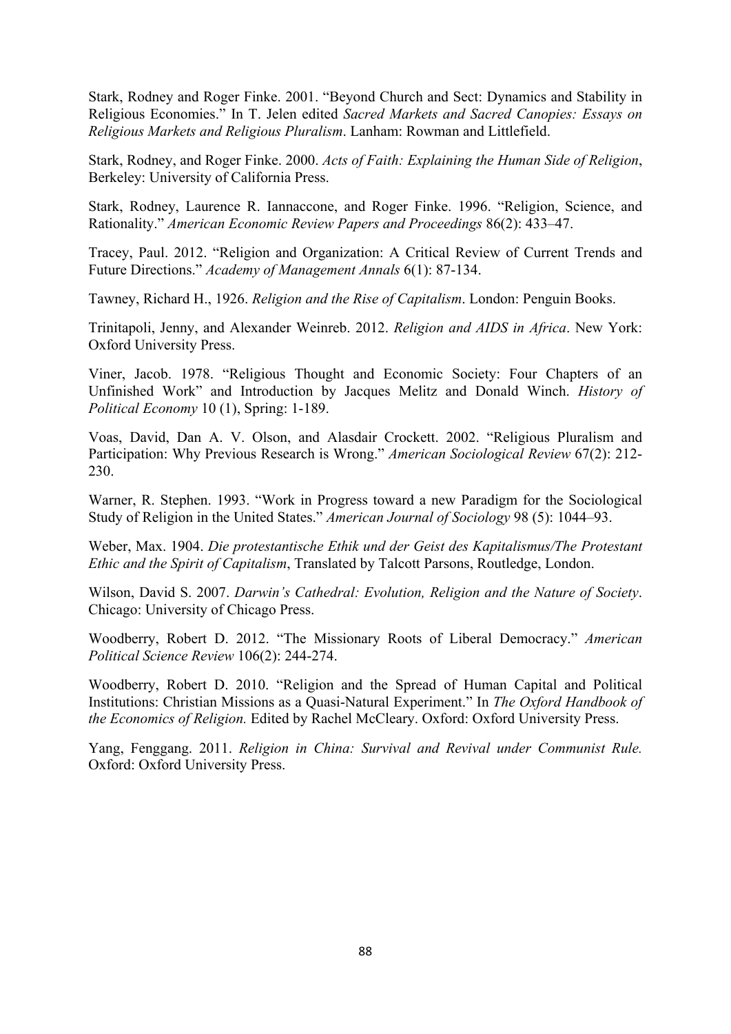Stark, Rodney and Roger Finke. 2001. "Beyond Church and Sect: Dynamics and Stability in Religious Economies." In T. Jelen edited *Sacred Markets and Sacred Canopies: Essays on Religious Markets and Religious Pluralism*. Lanham: Rowman and Littlefield.

Stark, Rodney, and Roger Finke. 2000. *Acts of Faith: Explaining the Human Side of Religion*, Berkeley: University of California Press.

Stark, Rodney, Laurence R. Iannaccone, and Roger Finke. 1996. "Religion, Science, and Rationality." *American Economic Review Papers and Proceedings* 86(2): 433–47.

Tracey, Paul. 2012. "Religion and Organization: A Critical Review of Current Trends and Future Directions." *Academy of Management Annals* 6(1): 87-134.

Tawney, Richard H., 1926. *Religion and the Rise of Capitalism*. London: Penguin Books.

Trinitapoli, Jenny, and Alexander Weinreb. 2012. *Religion and AIDS in Africa*. New York: Oxford University Press.

Viner, Jacob. 1978. "Religious Thought and Economic Society: Four Chapters of an Unfinished Work" and Introduction by Jacques Melitz and Donald Winch. *History of Political Economy* 10 (1), Spring: 1-189.

Voas, David, Dan A. V. Olson, and Alasdair Crockett. 2002. "Religious Pluralism and Participation: Why Previous Research is Wrong." *American Sociological Review* 67(2): 212-230.

Warner, R. Stephen. 1993. "Work in Progress toward a new Paradigm for the Sociological Study of Religion in the United States." *American Journal of Sociology* 98 (5): 1044–93.

Weber, Max. 1904. *Die protestantische Ethik und der Geist des Kapitalismus/The Protestant Ethic and the Spirit of Capitalism*, Translated by Talcott Parsons, Routledge, London.

Wilson, David S. 2007. *Darwin's Cathedral: Evolution, Religion and the Nature of Society*. Chicago: University of Chicago Press.

Woodberry, Robert D. 2012. "The Missionary Roots of Liberal Democracy." *American Political Science Review* 106(2): 244-274.

Woodberry, Robert D. 2010. "Religion and the Spread of Human Capital and Political Institutions: Christian Missions as a Quasi-Natural Experiment." In *The Oxford Handbook of the Economics of Religion.* Edited by Rachel McCleary. Oxford: Oxford University Press.

Yang, Fenggang. 2011. *Religion in China: Survival and Revival under Communist Rule.* Oxford: Oxford University Press.